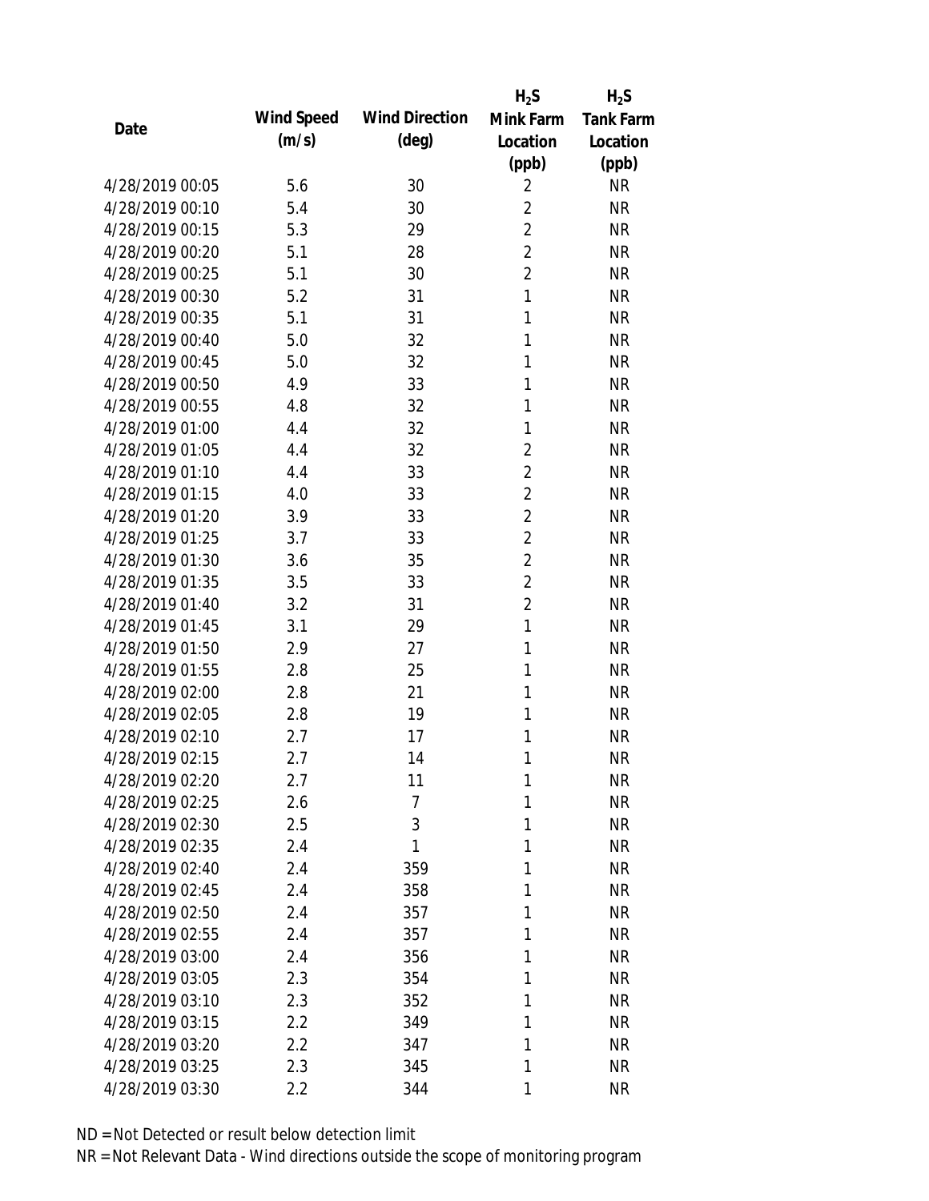| Date | Wind Speed (m/s) | Wind Direction (deg) | $H_2S$ Mink Farm Location (ppb) | $H_2S$ Tank Farm Location (ppb) |
|---|---|---|---|---|
| 4/28/2019 00:05 | 5.6 | 30 | 2 | NR |
| 4/28/2019 00:10 | 5.4 | 30 | 2 | NR |
| 4/28/2019 00:15 | 5.3 | 29 | 2 | NR |
| 4/28/2019 00:20 | 5.1 | 28 | 2 | NR |
| 4/28/2019 00:25 | 5.1 | 30 | 2 | NR |
| 4/28/2019 00:30 | 5.2 | 31 | 1 | NR |
| 4/28/2019 00:35 | 5.1 | 31 | 1 | NR |
| 4/28/2019 00:40 | 5.0 | 32 | 1 | NR |
| 4/28/2019 00:45 | 5.0 | 32 | 1 | NR |
| 4/28/2019 00:50 | 4.9 | 33 | 1 | NR |
| 4/28/2019 00:55 | 4.8 | 32 | 1 | NR |
| 4/28/2019 01:00 | 4.4 | 32 | 1 | NR |
| 4/28/2019 01:05 | 4.4 | 32 | 2 | NR |
| 4/28/2019 01:10 | 4.4 | 33 | 2 | NR |
| 4/28/2019 01:15 | 4.0 | 33 | 2 | NR |
| 4/28/2019 01:20 | 3.9 | 33 | 2 | NR |
| 4/28/2019 01:25 | 3.7 | 33 | 2 | NR |
| 4/28/2019 01:30 | 3.6 | 35 | 2 | NR |
| 4/28/2019 01:35 | 3.5 | 33 | 2 | NR |
| 4/28/2019 01:40 | 3.2 | 31 | 2 | NR |
| 4/28/2019 01:45 | 3.1 | 29 | 1 | NR |
| 4/28/2019 01:50 | 2.9 | 27 | 1 | NR |
| 4/28/2019 01:55 | 2.8 | 25 | 1 | NR |
| 4/28/2019 02:00 | 2.8 | 21 | 1 | NR |
| 4/28/2019 02:05 | 2.8 | 19 | 1 | NR |
| 4/28/2019 02:10 | 2.7 | 17 | 1 | NR |
| 4/28/2019 02:15 | 2.7 | 14 | 1 | NR |
| 4/28/2019 02:20 | 2.7 | 11 | 1 | NR |
| 4/28/2019 02:25 | 2.6 | 7 | 1 | NR |
| 4/28/2019 02:30 | 2.5 | 3 | 1 | NR |
| 4/28/2019 02:35 | 2.4 | 1 | 1 | NR |
| 4/28/2019 02:40 | 2.4 | 359 | 1 | NR |
| 4/28/2019 02:45 | 2.4 | 358 | 1 | NR |
| 4/28/2019 02:50 | 2.4 | 357 | 1 | NR |
| 4/28/2019 02:55 | 2.4 | 357 | 1 | NR |
| 4/28/2019 03:00 | 2.4 | 356 | 1 | NR |
| 4/28/2019 03:05 | 2.3 | 354 | 1 | NR |
| 4/28/2019 03:10 | 2.3 | 352 | 1 | NR |
| 4/28/2019 03:15 | 2.2 | 349 | 1 | NR |
| 4/28/2019 03:20 | 2.2 | 347 | 1 | NR |
| 4/28/2019 03:25 | 2.3 | 345 | 1 | NR |
| 4/28/2019 03:30 | 2.2 | 344 | 1 | NR |

ND = Not Detected or result below detection limit

NR = Not Relevant Data - Wind directions outside the scope of monitoring program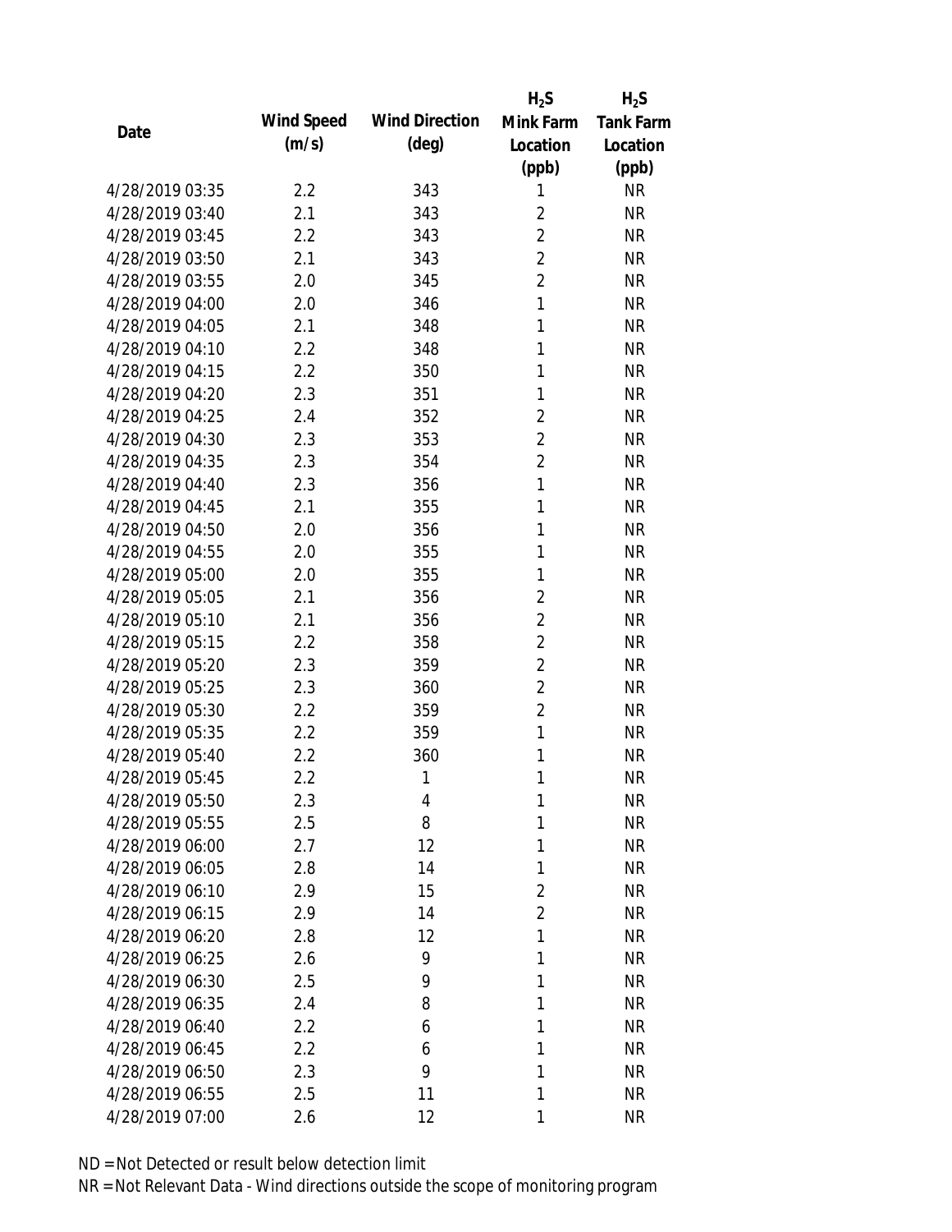| Date | Wind Speed (m/s) | Wind Direction (deg) | $H_2S$ Mink Farm Location (ppb) | $H_2S$ Tank Farm Location (ppb) |
|---|---|---|---|---|
| 4/28/2019 03:35 | 2.2 | 343 | 1 | NR |
| 4/28/2019 03:40 | 2.1 | 343 | 2 | NR |
| 4/28/2019 03:45 | 2.2 | 343 | 2 | NR |
| 4/28/2019 03:50 | 2.1 | 343 | 2 | NR |
| 4/28/2019 03:55 | 2.0 | 345 | 2 | NR |
| 4/28/2019 04:00 | 2.0 | 346 | 1 | NR |
| 4/28/2019 04:05 | 2.1 | 348 | 1 | NR |
| 4/28/2019 04:10 | 2.2 | 348 | 1 | NR |
| 4/28/2019 04:15 | 2.2 | 350 | 1 | NR |
| 4/28/2019 04:20 | 2.3 | 351 | 1 | NR |
| 4/28/2019 04:25 | 2.4 | 352 | 2 | NR |
| 4/28/2019 04:30 | 2.3 | 353 | 2 | NR |
| 4/28/2019 04:35 | 2.3 | 354 | 2 | NR |
| 4/28/2019 04:40 | 2.3 | 356 | 1 | NR |
| 4/28/2019 04:45 | 2.1 | 355 | 1 | NR |
| 4/28/2019 04:50 | 2.0 | 356 | 1 | NR |
| 4/28/2019 04:55 | 2.0 | 355 | 1 | NR |
| 4/28/2019 05:00 | 2.0 | 355 | 1 | NR |
| 4/28/2019 05:05 | 2.1 | 356 | 2 | NR |
| 4/28/2019 05:10 | 2.1 | 356 | 2 | NR |
| 4/28/2019 05:15 | 2.2 | 358 | 2 | NR |
| 4/28/2019 05:20 | 2.3 | 359 | 2 | NR |
| 4/28/2019 05:25 | 2.3 | 360 | 2 | NR |
| 4/28/2019 05:30 | 2.2 | 359 | 2 | NR |
| 4/28/2019 05:35 | 2.2 | 359 | 1 | NR |
| 4/28/2019 05:40 | 2.2 | 360 | 1 | NR |
| 4/28/2019 05:45 | 2.2 | 1 | 1 | NR |
| 4/28/2019 05:50 | 2.3 | 4 | 1 | NR |
| 4/28/2019 05:55 | 2.5 | 8 | 1 | NR |
| 4/28/2019 06:00 | 2.7 | 12 | 1 | NR |
| 4/28/2019 06:05 | 2.8 | 14 | 1 | NR |
| 4/28/2019 06:10 | 2.9 | 15 | 2 | NR |
| 4/28/2019 06:15 | 2.9 | 14 | 2 | NR |
| 4/28/2019 06:20 | 2.8 | 12 | 1 | NR |
| 4/28/2019 06:25 | 2.6 | 9 | 1 | NR |
| 4/28/2019 06:30 | 2.5 | 9 | 1 | NR |
| 4/28/2019 06:35 | 2.4 | 8 | 1 | NR |
| 4/28/2019 06:40 | 2.2 | 6 | 1 | NR |
| 4/28/2019 06:45 | 2.2 | 6 | 1 | NR |
| 4/28/2019 06:50 | 2.3 | 9 | 1 | NR |
| 4/28/2019 06:55 | 2.5 | 11 | 1 | NR |
| 4/28/2019 07:00 | 2.6 | 12 | 1 | NR |

ND = Not Detected or result below detection limit

NR = Not Relevant Data - Wind directions outside the scope of monitoring program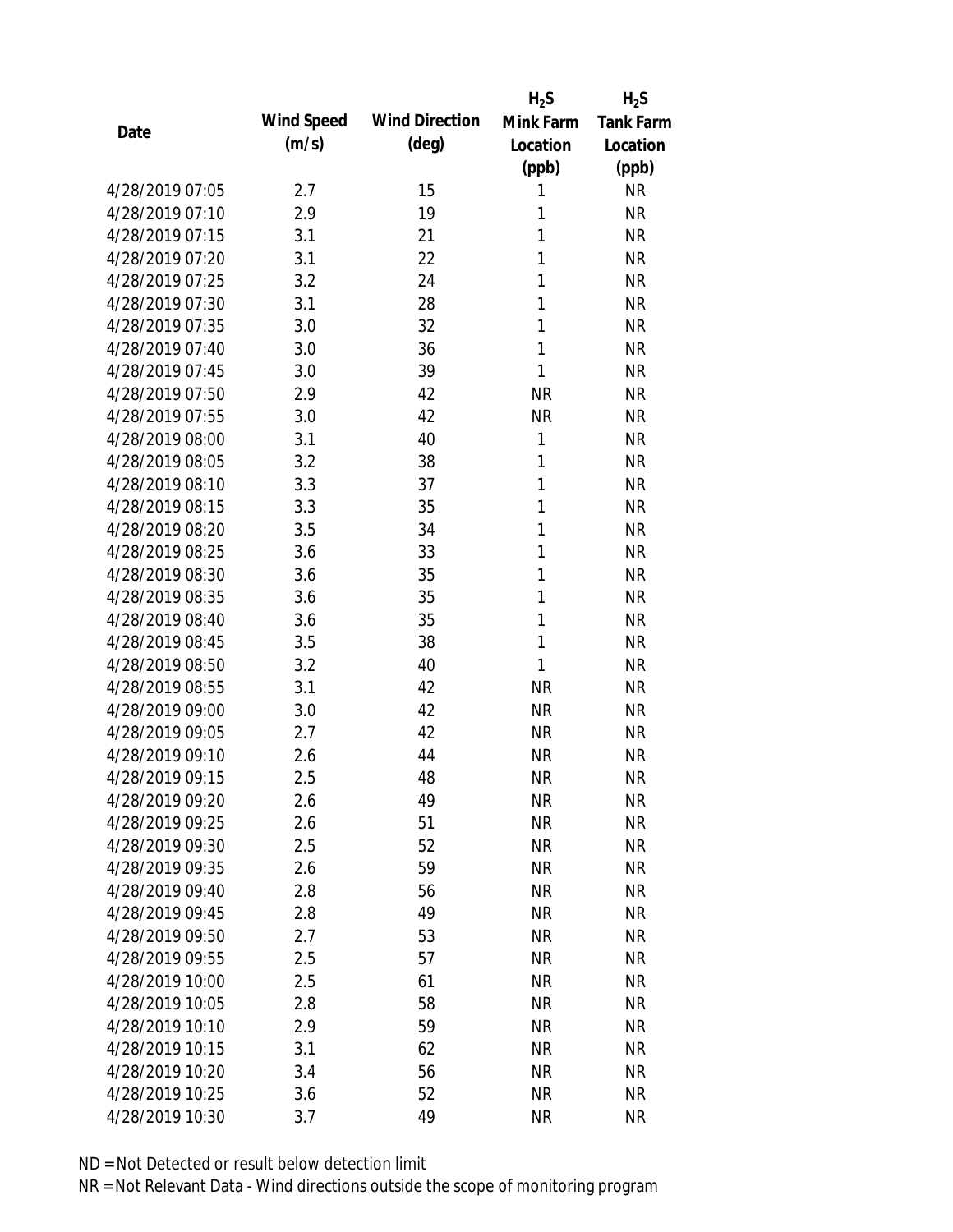| Date | Wind Speed (m/s) | Wind Direction (deg) | $H_2S$ Mink Farm Location (ppb) | $H_2S$ Tank Farm Location (ppb) |
|---|---|---|---|---|
| 4/28/2019 07:05 | 2.7 | 15 | 1 | NR |
| 4/28/2019 07:10 | 2.9 | 19 | 1 | NR |
| 4/28/2019 07:15 | 3.1 | 21 | 1 | NR |
| 4/28/2019 07:20 | 3.1 | 22 | 1 | NR |
| 4/28/2019 07:25 | 3.2 | 24 | 1 | NR |
| 4/28/2019 07:30 | 3.1 | 28 | 1 | NR |
| 4/28/2019 07:35 | 3.0 | 32 | 1 | NR |
| 4/28/2019 07:40 | 3.0 | 36 | 1 | NR |
| 4/28/2019 07:45 | 3.0 | 39 | 1 | NR |
| 4/28/2019 07:50 | 2.9 | 42 | NR | NR |
| 4/28/2019 07:55 | 3.0 | 42 | NR | NR |
| 4/28/2019 08:00 | 3.1 | 40 | 1 | NR |
| 4/28/2019 08:05 | 3.2 | 38 | 1 | NR |
| 4/28/2019 08:10 | 3.3 | 37 | 1 | NR |
| 4/28/2019 08:15 | 3.3 | 35 | 1 | NR |
| 4/28/2019 08:20 | 3.5 | 34 | 1 | NR |
| 4/28/2019 08:25 | 3.6 | 33 | 1 | NR |
| 4/28/2019 08:30 | 3.6 | 35 | 1 | NR |
| 4/28/2019 08:35 | 3.6 | 35 | 1 | NR |
| 4/28/2019 08:40 | 3.6 | 35 | 1 | NR |
| 4/28/2019 08:45 | 3.5 | 38 | 1 | NR |
| 4/28/2019 08:50 | 3.2 | 40 | 1 | NR |
| 4/28/2019 08:55 | 3.1 | 42 | NR | NR |
| 4/28/2019 09:00 | 3.0 | 42 | NR | NR |
| 4/28/2019 09:05 | 2.7 | 42 | NR | NR |
| 4/28/2019 09:10 | 2.6 | 44 | NR | NR |
| 4/28/2019 09:15 | 2.5 | 48 | NR | NR |
| 4/28/2019 09:20 | 2.6 | 49 | NR | NR |
| 4/28/2019 09:25 | 2.6 | 51 | NR | NR |
| 4/28/2019 09:30 | 2.5 | 52 | NR | NR |
| 4/28/2019 09:35 | 2.6 | 59 | NR | NR |
| 4/28/2019 09:40 | 2.8 | 56 | NR | NR |
| 4/28/2019 09:45 | 2.8 | 49 | NR | NR |
| 4/28/2019 09:50 | 2.7 | 53 | NR | NR |
| 4/28/2019 09:55 | 2.5 | 57 | NR | NR |
| 4/28/2019 10:00 | 2.5 | 61 | NR | NR |
| 4/28/2019 10:05 | 2.8 | 58 | NR | NR |
| 4/28/2019 10:10 | 2.9 | 59 | NR | NR |
| 4/28/2019 10:15 | 3.1 | 62 | NR | NR |
| 4/28/2019 10:20 | 3.4 | 56 | NR | NR |
| 4/28/2019 10:25 | 3.6 | 52 | NR | NR |
| 4/28/2019 10:30 | 3.7 | 49 | NR | NR |

ND = Not Detected or result below detection limit

NR = Not Relevant Data - Wind directions outside the scope of monitoring program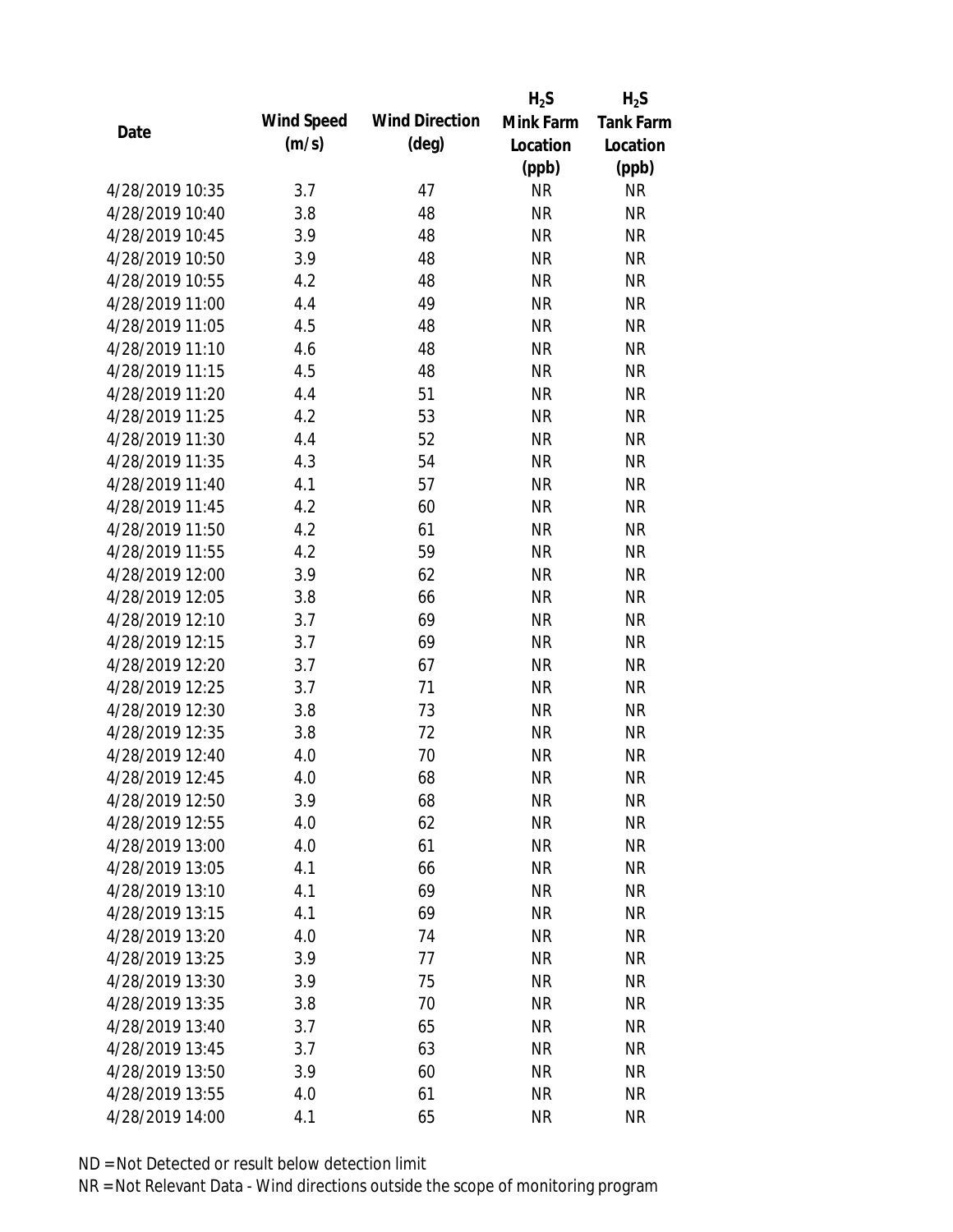| Date | Wind Speed (m/s) | Wind Direction (deg) | $H_2S$ Mink Farm Location (ppb) | $H_2S$ Tank Farm Location (ppb) |
|---|---|---|---|---|
| 4/28/2019 10:35 | 3.7 | 47 | NR | NR |
| 4/28/2019 10:40 | 3.8 | 48 | NR | NR |
| 4/28/2019 10:45 | 3.9 | 48 | NR | NR |
| 4/28/2019 10:50 | 3.9 | 48 | NR | NR |
| 4/28/2019 10:55 | 4.2 | 48 | NR | NR |
| 4/28/2019 11:00 | 4.4 | 49 | NR | NR |
| 4/28/2019 11:05 | 4.5 | 48 | NR | NR |
| 4/28/2019 11:10 | 4.6 | 48 | NR | NR |
| 4/28/2019 11:15 | 4.5 | 48 | NR | NR |
| 4/28/2019 11:20 | 4.4 | 51 | NR | NR |
| 4/28/2019 11:25 | 4.2 | 53 | NR | NR |
| 4/28/2019 11:30 | 4.4 | 52 | NR | NR |
| 4/28/2019 11:35 | 4.3 | 54 | NR | NR |
| 4/28/2019 11:40 | 4.1 | 57 | NR | NR |
| 4/28/2019 11:45 | 4.2 | 60 | NR | NR |
| 4/28/2019 11:50 | 4.2 | 61 | NR | NR |
| 4/28/2019 11:55 | 4.2 | 59 | NR | NR |
| 4/28/2019 12:00 | 3.9 | 62 | NR | NR |
| 4/28/2019 12:05 | 3.8 | 66 | NR | NR |
| 4/28/2019 12:10 | 3.7 | 69 | NR | NR |
| 4/28/2019 12:15 | 3.7 | 69 | NR | NR |
| 4/28/2019 12:20 | 3.7 | 67 | NR | NR |
| 4/28/2019 12:25 | 3.7 | 71 | NR | NR |
| 4/28/2019 12:30 | 3.8 | 73 | NR | NR |
| 4/28/2019 12:35 | 3.8 | 72 | NR | NR |
| 4/28/2019 12:40 | 4.0 | 70 | NR | NR |
| 4/28/2019 12:45 | 4.0 | 68 | NR | NR |
| 4/28/2019 12:50 | 3.9 | 68 | NR | NR |
| 4/28/2019 12:55 | 4.0 | 62 | NR | NR |
| 4/28/2019 13:00 | 4.0 | 61 | NR | NR |
| 4/28/2019 13:05 | 4.1 | 66 | NR | NR |
| 4/28/2019 13:10 | 4.1 | 69 | NR | NR |
| 4/28/2019 13:15 | 4.1 | 69 | NR | NR |
| 4/28/2019 13:20 | 4.0 | 74 | NR | NR |
| 4/28/2019 13:25 | 3.9 | 77 | NR | NR |
| 4/28/2019 13:30 | 3.9 | 75 | NR | NR |
| 4/28/2019 13:35 | 3.8 | 70 | NR | NR |
| 4/28/2019 13:40 | 3.7 | 65 | NR | NR |
| 4/28/2019 13:45 | 3.7 | 63 | NR | NR |
| 4/28/2019 13:50 | 3.9 | 60 | NR | NR |
| 4/28/2019 13:55 | 4.0 | 61 | NR | NR |
| 4/28/2019 14:00 | 4.1 | 65 | NR | NR |

ND = Not Detected or result below detection limit

NR = Not Relevant Data - Wind directions outside the scope of monitoring program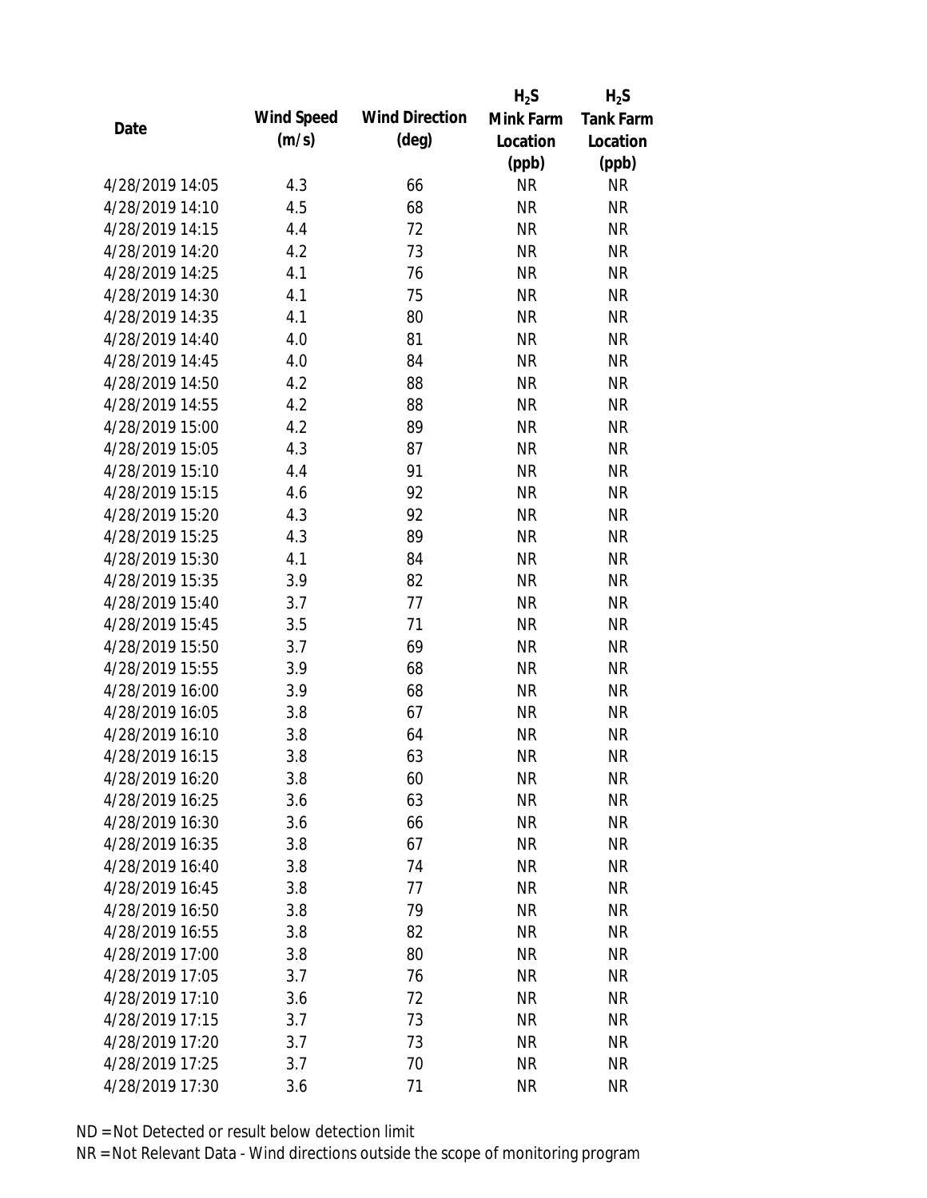| Date | Wind Speed (m/s) | Wind Direction (deg) | $H_2S$ Mink Farm Location (ppb) | $H_2S$ Tank Farm Location (ppb) |
|---|---|---|---|---|
| 4/28/2019 14:05 | 4.3 | 66 | NR | NR |
| 4/28/2019 14:10 | 4.5 | 68 | NR | NR |
| 4/28/2019 14:15 | 4.4 | 72 | NR | NR |
| 4/28/2019 14:20 | 4.2 | 73 | NR | NR |
| 4/28/2019 14:25 | 4.1 | 76 | NR | NR |
| 4/28/2019 14:30 | 4.1 | 75 | NR | NR |
| 4/28/2019 14:35 | 4.1 | 80 | NR | NR |
| 4/28/2019 14:40 | 4.0 | 81 | NR | NR |
| 4/28/2019 14:45 | 4.0 | 84 | NR | NR |
| 4/28/2019 14:50 | 4.2 | 88 | NR | NR |
| 4/28/2019 14:55 | 4.2 | 88 | NR | NR |
| 4/28/2019 15:00 | 4.2 | 89 | NR | NR |
| 4/28/2019 15:05 | 4.3 | 87 | NR | NR |
| 4/28/2019 15:10 | 4.4 | 91 | NR | NR |
| 4/28/2019 15:15 | 4.6 | 92 | NR | NR |
| 4/28/2019 15:20 | 4.3 | 92 | NR | NR |
| 4/28/2019 15:25 | 4.3 | 89 | NR | NR |
| 4/28/2019 15:30 | 4.1 | 84 | NR | NR |
| 4/28/2019 15:35 | 3.9 | 82 | NR | NR |
| 4/28/2019 15:40 | 3.7 | 77 | NR | NR |
| 4/28/2019 15:45 | 3.5 | 71 | NR | NR |
| 4/28/2019 15:50 | 3.7 | 69 | NR | NR |
| 4/28/2019 15:55 | 3.9 | 68 | NR | NR |
| 4/28/2019 16:00 | 3.9 | 68 | NR | NR |
| 4/28/2019 16:05 | 3.8 | 67 | NR | NR |
| 4/28/2019 16:10 | 3.8 | 64 | NR | NR |
| 4/28/2019 16:15 | 3.8 | 63 | NR | NR |
| 4/28/2019 16:20 | 3.8 | 60 | NR | NR |
| 4/28/2019 16:25 | 3.6 | 63 | NR | NR |
| 4/28/2019 16:30 | 3.6 | 66 | NR | NR |
| 4/28/2019 16:35 | 3.8 | 67 | NR | NR |
| 4/28/2019 16:40 | 3.8 | 74 | NR | NR |
| 4/28/2019 16:45 | 3.8 | 77 | NR | NR |
| 4/28/2019 16:50 | 3.8 | 79 | NR | NR |
| 4/28/2019 16:55 | 3.8 | 82 | NR | NR |
| 4/28/2019 17:00 | 3.8 | 80 | NR | NR |
| 4/28/2019 17:05 | 3.7 | 76 | NR | NR |
| 4/28/2019 17:10 | 3.6 | 72 | NR | NR |
| 4/28/2019 17:15 | 3.7 | 73 | NR | NR |
| 4/28/2019 17:20 | 3.7 | 73 | NR | NR |
| 4/28/2019 17:25 | 3.7 | 70 | NR | NR |
| 4/28/2019 17:30 | 3.6 | 71 | NR | NR |

ND = Not Detected or result below detection limit

NR = Not Relevant Data - Wind directions outside the scope of monitoring program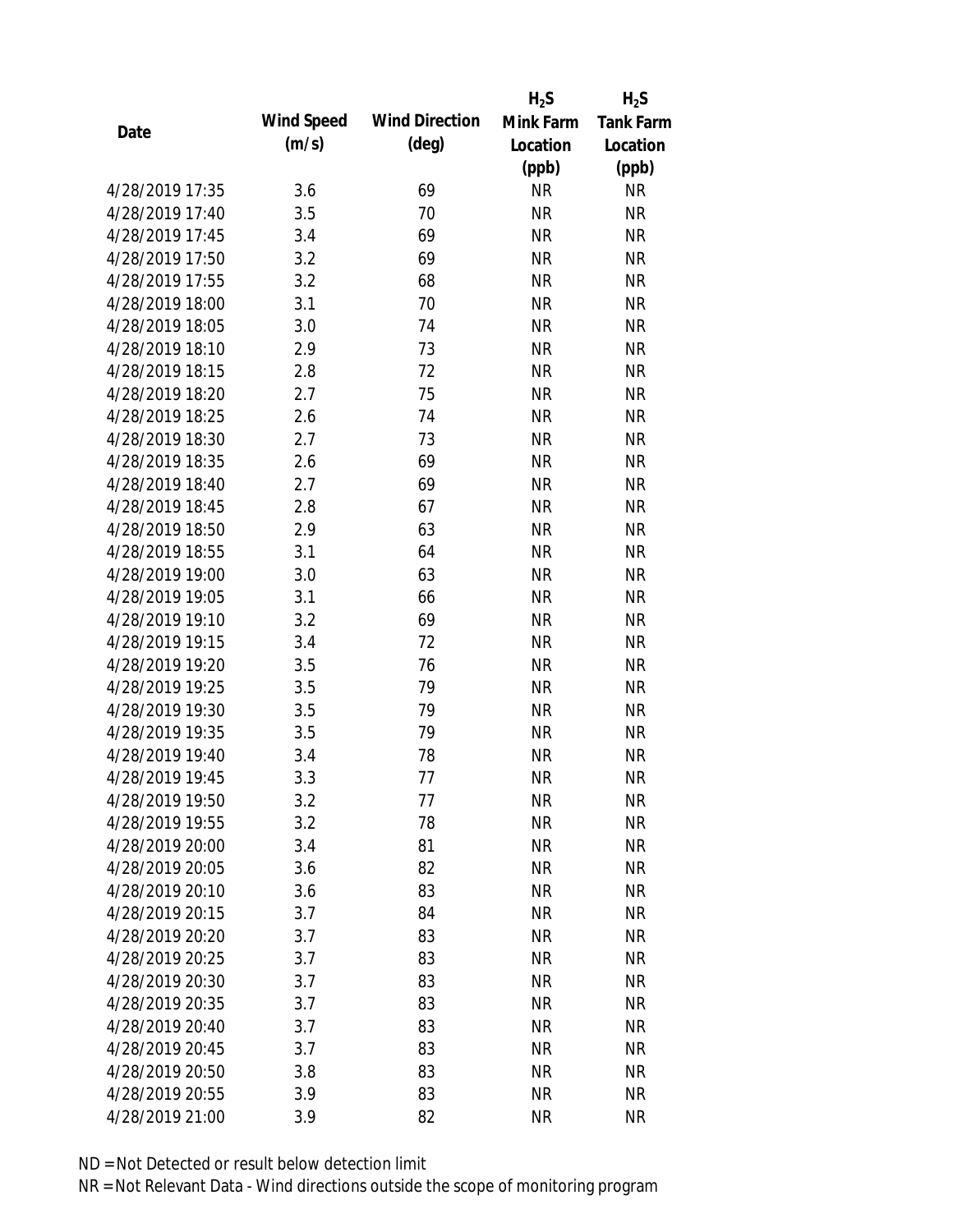| Date | Wind Speed (m/s) | Wind Direction (deg) | $H_2S$ Mink Farm Location (ppb) | $H_2S$ Tank Farm Location (ppb) |
|---|---|---|---|---|
| 4/28/2019 17:35 | 3.6 | 69 | NR | NR |
| 4/28/2019 17:40 | 3.5 | 70 | NR | NR |
| 4/28/2019 17:45 | 3.4 | 69 | NR | NR |
| 4/28/2019 17:50 | 3.2 | 69 | NR | NR |
| 4/28/2019 17:55 | 3.2 | 68 | NR | NR |
| 4/28/2019 18:00 | 3.1 | 70 | NR | NR |
| 4/28/2019 18:05 | 3.0 | 74 | NR | NR |
| 4/28/2019 18:10 | 2.9 | 73 | NR | NR |
| 4/28/2019 18:15 | 2.8 | 72 | NR | NR |
| 4/28/2019 18:20 | 2.7 | 75 | NR | NR |
| 4/28/2019 18:25 | 2.6 | 74 | NR | NR |
| 4/28/2019 18:30 | 2.7 | 73 | NR | NR |
| 4/28/2019 18:35 | 2.6 | 69 | NR | NR |
| 4/28/2019 18:40 | 2.7 | 69 | NR | NR |
| 4/28/2019 18:45 | 2.8 | 67 | NR | NR |
| 4/28/2019 18:50 | 2.9 | 63 | NR | NR |
| 4/28/2019 18:55 | 3.1 | 64 | NR | NR |
| 4/28/2019 19:00 | 3.0 | 63 | NR | NR |
| 4/28/2019 19:05 | 3.1 | 66 | NR | NR |
| 4/28/2019 19:10 | 3.2 | 69 | NR | NR |
| 4/28/2019 19:15 | 3.4 | 72 | NR | NR |
| 4/28/2019 19:20 | 3.5 | 76 | NR | NR |
| 4/28/2019 19:25 | 3.5 | 79 | NR | NR |
| 4/28/2019 19:30 | 3.5 | 79 | NR | NR |
| 4/28/2019 19:35 | 3.5 | 79 | NR | NR |
| 4/28/2019 19:40 | 3.4 | 78 | NR | NR |
| 4/28/2019 19:45 | 3.3 | 77 | NR | NR |
| 4/28/2019 19:50 | 3.2 | 77 | NR | NR |
| 4/28/2019 19:55 | 3.2 | 78 | NR | NR |
| 4/28/2019 20:00 | 3.4 | 81 | NR | NR |
| 4/28/2019 20:05 | 3.6 | 82 | NR | NR |
| 4/28/2019 20:10 | 3.6 | 83 | NR | NR |
| 4/28/2019 20:15 | 3.7 | 84 | NR | NR |
| 4/28/2019 20:20 | 3.7 | 83 | NR | NR |
| 4/28/2019 20:25 | 3.7 | 83 | NR | NR |
| 4/28/2019 20:30 | 3.7 | 83 | NR | NR |
| 4/28/2019 20:35 | 3.7 | 83 | NR | NR |
| 4/28/2019 20:40 | 3.7 | 83 | NR | NR |
| 4/28/2019 20:45 | 3.7 | 83 | NR | NR |
| 4/28/2019 20:50 | 3.8 | 83 | NR | NR |
| 4/28/2019 20:55 | 3.9 | 83 | NR | NR |
| 4/28/2019 21:00 | 3.9 | 82 | NR | NR |

ND = Not Detected or result below detection limit

NR = Not Relevant Data - Wind directions outside the scope of monitoring program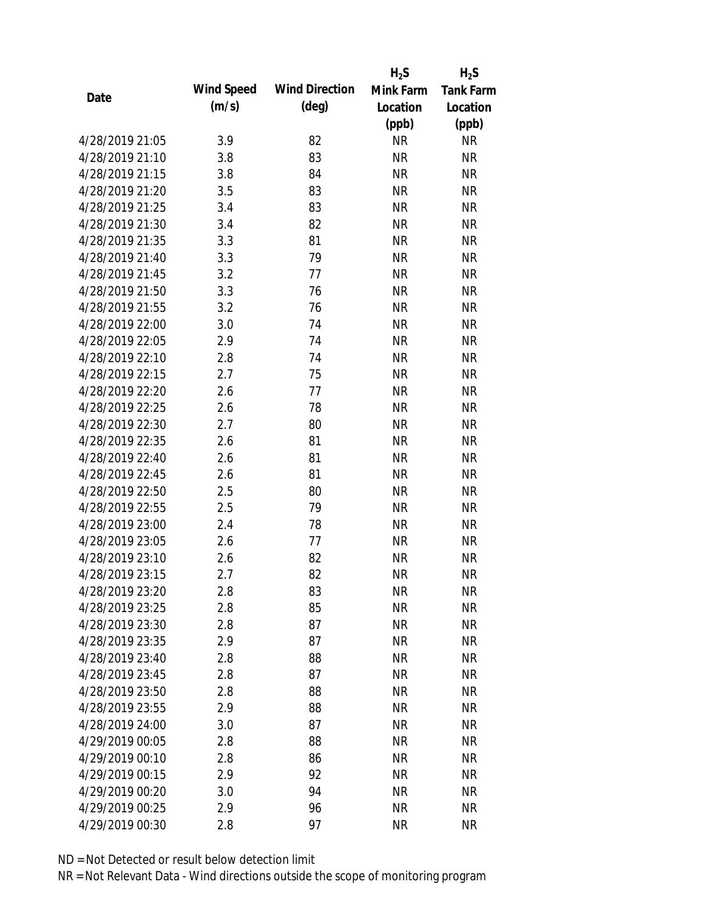| Date | Wind Speed (m/s) | Wind Direction (deg) | $H_2S$ Mink Farm Location (ppb) | $H_2S$ Tank Farm Location (ppb) |
|---|---|---|---|---|
| 4/28/2019 21:05 | 3.9 | 82 | NR | NR |
| 4/28/2019 21:10 | 3.8 | 83 | NR | NR |
| 4/28/2019 21:15 | 3.8 | 84 | NR | NR |
| 4/28/2019 21:20 | 3.5 | 83 | NR | NR |
| 4/28/2019 21:25 | 3.4 | 83 | NR | NR |
| 4/28/2019 21:30 | 3.4 | 82 | NR | NR |
| 4/28/2019 21:35 | 3.3 | 81 | NR | NR |
| 4/28/2019 21:40 | 3.3 | 79 | NR | NR |
| 4/28/2019 21:45 | 3.2 | 77 | NR | NR |
| 4/28/2019 21:50 | 3.3 | 76 | NR | NR |
| 4/28/2019 21:55 | 3.2 | 76 | NR | NR |
| 4/28/2019 22:00 | 3.0 | 74 | NR | NR |
| 4/28/2019 22:05 | 2.9 | 74 | NR | NR |
| 4/28/2019 22:10 | 2.8 | 74 | NR | NR |
| 4/28/2019 22:15 | 2.7 | 75 | NR | NR |
| 4/28/2019 22:20 | 2.6 | 77 | NR | NR |
| 4/28/2019 22:25 | 2.6 | 78 | NR | NR |
| 4/28/2019 22:30 | 2.7 | 80 | NR | NR |
| 4/28/2019 22:35 | 2.6 | 81 | NR | NR |
| 4/28/2019 22:40 | 2.6 | 81 | NR | NR |
| 4/28/2019 22:45 | 2.6 | 81 | NR | NR |
| 4/28/2019 22:50 | 2.5 | 80 | NR | NR |
| 4/28/2019 22:55 | 2.5 | 79 | NR | NR |
| 4/28/2019 23:00 | 2.4 | 78 | NR | NR |
| 4/28/2019 23:05 | 2.6 | 77 | NR | NR |
| 4/28/2019 23:10 | 2.6 | 82 | NR | NR |
| 4/28/2019 23:15 | 2.7 | 82 | NR | NR |
| 4/28/2019 23:20 | 2.8 | 83 | NR | NR |
| 4/28/2019 23:25 | 2.8 | 85 | NR | NR |
| 4/28/2019 23:30 | 2.8 | 87 | NR | NR |
| 4/28/2019 23:35 | 2.9 | 87 | NR | NR |
| 4/28/2019 23:40 | 2.8 | 88 | NR | NR |
| 4/28/2019 23:45 | 2.8 | 87 | NR | NR |
| 4/28/2019 23:50 | 2.8 | 88 | NR | NR |
| 4/28/2019 23:55 | 2.9 | 88 | NR | NR |
| 4/28/2019 24:00 | 3.0 | 87 | NR | NR |
| 4/29/2019 00:05 | 2.8 | 88 | NR | NR |
| 4/29/2019 00:10 | 2.8 | 86 | NR | NR |
| 4/29/2019 00:15 | 2.9 | 92 | NR | NR |
| 4/29/2019 00:20 | 3.0 | 94 | NR | NR |
| 4/29/2019 00:25 | 2.9 | 96 | NR | NR |
| 4/29/2019 00:30 | 2.8 | 97 | NR | NR |

ND = Not Detected or result below detection limit

NR = Not Relevant Data - Wind directions outside the scope of monitoring program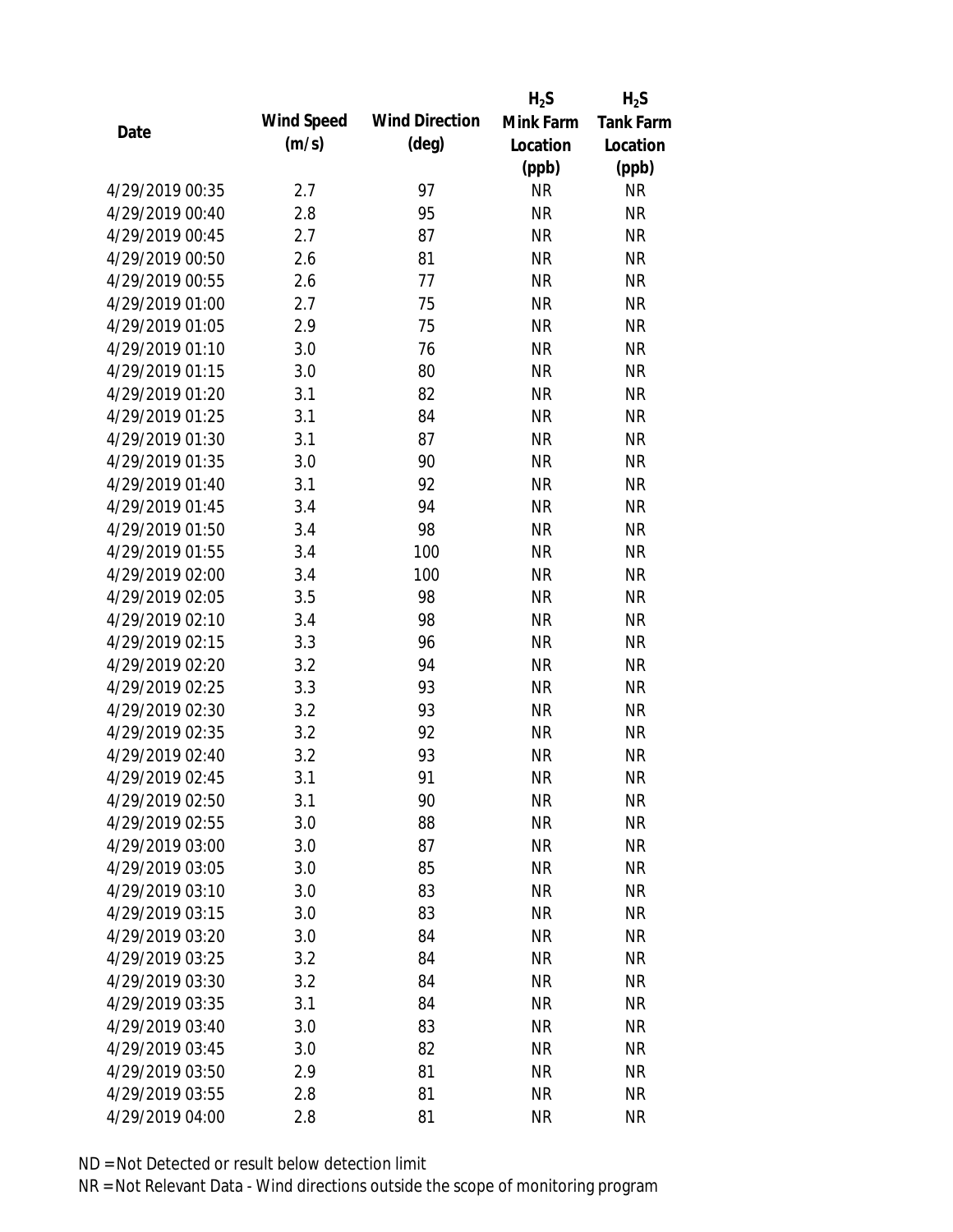| Date | Wind Speed (m/s) | Wind Direction (deg) | $H_2S$ Mink Farm Location (ppb) | $H_2S$ Tank Farm Location (ppb) |
|---|---|---|---|---|
| 4/29/2019 00:35 | 2.7 | 97 | NR | NR |
| 4/29/2019 00:40 | 2.8 | 95 | NR | NR |
| 4/29/2019 00:45 | 2.7 | 87 | NR | NR |
| 4/29/2019 00:50 | 2.6 | 81 | NR | NR |
| 4/29/2019 00:55 | 2.6 | 77 | NR | NR |
| 4/29/2019 01:00 | 2.7 | 75 | NR | NR |
| 4/29/2019 01:05 | 2.9 | 75 | NR | NR |
| 4/29/2019 01:10 | 3.0 | 76 | NR | NR |
| 4/29/2019 01:15 | 3.0 | 80 | NR | NR |
| 4/29/2019 01:20 | 3.1 | 82 | NR | NR |
| 4/29/2019 01:25 | 3.1 | 84 | NR | NR |
| 4/29/2019 01:30 | 3.1 | 87 | NR | NR |
| 4/29/2019 01:35 | 3.0 | 90 | NR | NR |
| 4/29/2019 01:40 | 3.1 | 92 | NR | NR |
| 4/29/2019 01:45 | 3.4 | 94 | NR | NR |
| 4/29/2019 01:50 | 3.4 | 98 | NR | NR |
| 4/29/2019 01:55 | 3.4 | 100 | NR | NR |
| 4/29/2019 02:00 | 3.4 | 100 | NR | NR |
| 4/29/2019 02:05 | 3.5 | 98 | NR | NR |
| 4/29/2019 02:10 | 3.4 | 98 | NR | NR |
| 4/29/2019 02:15 | 3.3 | 96 | NR | NR |
| 4/29/2019 02:20 | 3.2 | 94 | NR | NR |
| 4/29/2019 02:25 | 3.3 | 93 | NR | NR |
| 4/29/2019 02:30 | 3.2 | 93 | NR | NR |
| 4/29/2019 02:35 | 3.2 | 92 | NR | NR |
| 4/29/2019 02:40 | 3.2 | 93 | NR | NR |
| 4/29/2019 02:45 | 3.1 | 91 | NR | NR |
| 4/29/2019 02:50 | 3.1 | 90 | NR | NR |
| 4/29/2019 02:55 | 3.0 | 88 | NR | NR |
| 4/29/2019 03:00 | 3.0 | 87 | NR | NR |
| 4/29/2019 03:05 | 3.0 | 85 | NR | NR |
| 4/29/2019 03:10 | 3.0 | 83 | NR | NR |
| 4/29/2019 03:15 | 3.0 | 83 | NR | NR |
| 4/29/2019 03:20 | 3.0 | 84 | NR | NR |
| 4/29/2019 03:25 | 3.2 | 84 | NR | NR |
| 4/29/2019 03:30 | 3.2 | 84 | NR | NR |
| 4/29/2019 03:35 | 3.1 | 84 | NR | NR |
| 4/29/2019 03:40 | 3.0 | 83 | NR | NR |
| 4/29/2019 03:45 | 3.0 | 82 | NR | NR |
| 4/29/2019 03:50 | 2.9 | 81 | NR | NR |
| 4/29/2019 03:55 | 2.8 | 81 | NR | NR |
| 4/29/2019 04:00 | 2.8 | 81 | NR | NR |

ND = Not Detected or result below detection limit

NR = Not Relevant Data - Wind directions outside the scope of monitoring program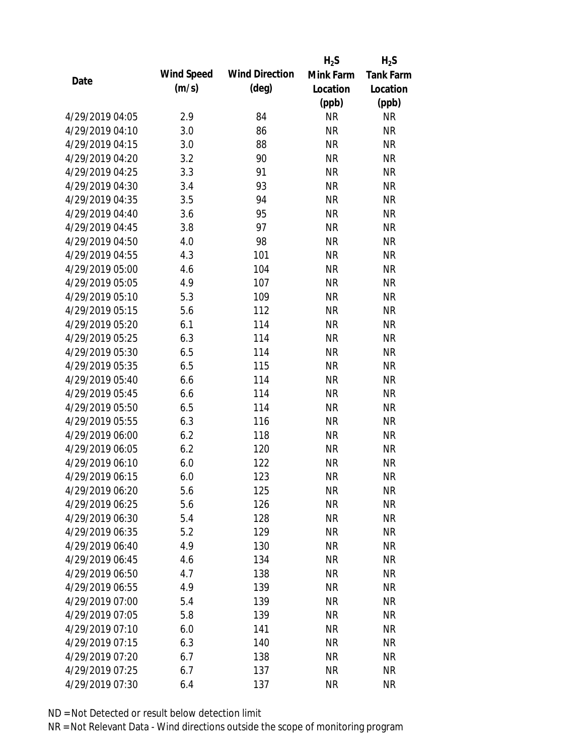| Date | Wind Speed (m/s) | Wind Direction (deg) | $H_2S$ Mink Farm Location (ppb) | $H_2S$ Tank Farm Location (ppb) |
|---|---|---|---|---|
| 4/29/2019 04:05 | 2.9 | 84 | NR | NR |
| 4/29/2019 04:10 | 3.0 | 86 | NR | NR |
| 4/29/2019 04:15 | 3.0 | 88 | NR | NR |
| 4/29/2019 04:20 | 3.2 | 90 | NR | NR |
| 4/29/2019 04:25 | 3.3 | 91 | NR | NR |
| 4/29/2019 04:30 | 3.4 | 93 | NR | NR |
| 4/29/2019 04:35 | 3.5 | 94 | NR | NR |
| 4/29/2019 04:40 | 3.6 | 95 | NR | NR |
| 4/29/2019 04:45 | 3.8 | 97 | NR | NR |
| 4/29/2019 04:50 | 4.0 | 98 | NR | NR |
| 4/29/2019 04:55 | 4.3 | 101 | NR | NR |
| 4/29/2019 05:00 | 4.6 | 104 | NR | NR |
| 4/29/2019 05:05 | 4.9 | 107 | NR | NR |
| 4/29/2019 05:10 | 5.3 | 109 | NR | NR |
| 4/29/2019 05:15 | 5.6 | 112 | NR | NR |
| 4/29/2019 05:20 | 6.1 | 114 | NR | NR |
| 4/29/2019 05:25 | 6.3 | 114 | NR | NR |
| 4/29/2019 05:30 | 6.5 | 114 | NR | NR |
| 4/29/2019 05:35 | 6.5 | 115 | NR | NR |
| 4/29/2019 05:40 | 6.6 | 114 | NR | NR |
| 4/29/2019 05:45 | 6.6 | 114 | NR | NR |
| 4/29/2019 05:50 | 6.5 | 114 | NR | NR |
| 4/29/2019 05:55 | 6.3 | 116 | NR | NR |
| 4/29/2019 06:00 | 6.2 | 118 | NR | NR |
| 4/29/2019 06:05 | 6.2 | 120 | NR | NR |
| 4/29/2019 06:10 | 6.0 | 122 | NR | NR |
| 4/29/2019 06:15 | 6.0 | 123 | NR | NR |
| 4/29/2019 06:20 | 5.6 | 125 | NR | NR |
| 4/29/2019 06:25 | 5.6 | 126 | NR | NR |
| 4/29/2019 06:30 | 5.4 | 128 | NR | NR |
| 4/29/2019 06:35 | 5.2 | 129 | NR | NR |
| 4/29/2019 06:40 | 4.9 | 130 | NR | NR |
| 4/29/2019 06:45 | 4.6 | 134 | NR | NR |
| 4/29/2019 06:50 | 4.7 | 138 | NR | NR |
| 4/29/2019 06:55 | 4.9 | 139 | NR | NR |
| 4/29/2019 07:00 | 5.4 | 139 | NR | NR |
| 4/29/2019 07:05 | 5.8 | 139 | NR | NR |
| 4/29/2019 07:10 | 6.0 | 141 | NR | NR |
| 4/29/2019 07:15 | 6.3 | 140 | NR | NR |
| 4/29/2019 07:20 | 6.7 | 138 | NR | NR |
| 4/29/2019 07:25 | 6.7 | 137 | NR | NR |
| 4/29/2019 07:30 | 6.4 | 137 | NR | NR |

ND = Not Detected or result below detection limit

NR = Not Relevant Data - Wind directions outside the scope of monitoring program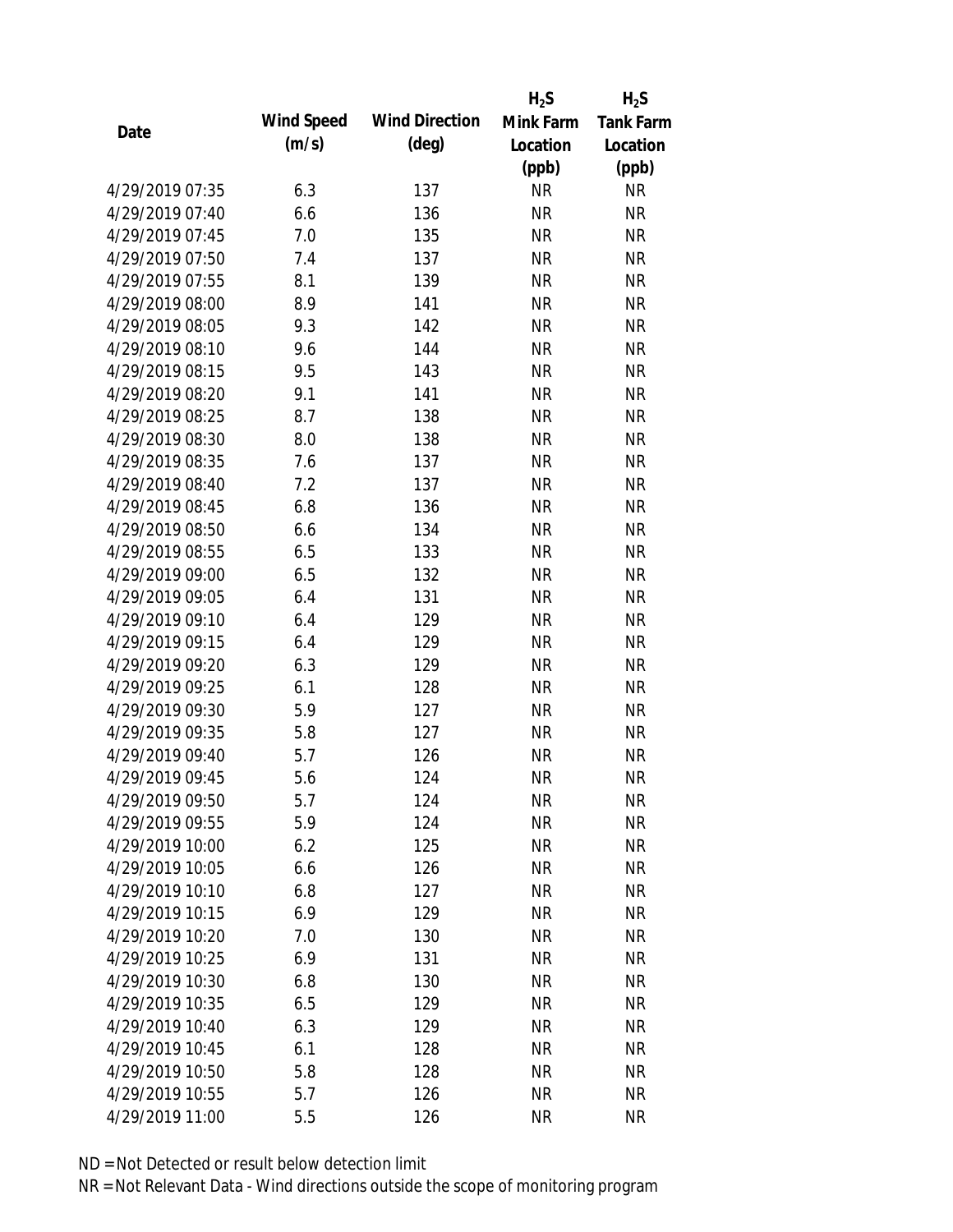| Date | Wind Speed (m/s) | Wind Direction (deg) | $H_2S$ Mink Farm Location (ppb) | $H_2S$ Tank Farm Location (ppb) |
|---|---|---|---|---|
| 4/29/2019 07:35 | 6.3 | 137 | NR | NR |
| 4/29/2019 07:40 | 6.6 | 136 | NR | NR |
| 4/29/2019 07:45 | 7.0 | 135 | NR | NR |
| 4/29/2019 07:50 | 7.4 | 137 | NR | NR |
| 4/29/2019 07:55 | 8.1 | 139 | NR | NR |
| 4/29/2019 08:00 | 8.9 | 141 | NR | NR |
| 4/29/2019 08:05 | 9.3 | 142 | NR | NR |
| 4/29/2019 08:10 | 9.6 | 144 | NR | NR |
| 4/29/2019 08:15 | 9.5 | 143 | NR | NR |
| 4/29/2019 08:20 | 9.1 | 141 | NR | NR |
| 4/29/2019 08:25 | 8.7 | 138 | NR | NR |
| 4/29/2019 08:30 | 8.0 | 138 | NR | NR |
| 4/29/2019 08:35 | 7.6 | 137 | NR | NR |
| 4/29/2019 08:40 | 7.2 | 137 | NR | NR |
| 4/29/2019 08:45 | 6.8 | 136 | NR | NR |
| 4/29/2019 08:50 | 6.6 | 134 | NR | NR |
| 4/29/2019 08:55 | 6.5 | 133 | NR | NR |
| 4/29/2019 09:00 | 6.5 | 132 | NR | NR |
| 4/29/2019 09:05 | 6.4 | 131 | NR | NR |
| 4/29/2019 09:10 | 6.4 | 129 | NR | NR |
| 4/29/2019 09:15 | 6.4 | 129 | NR | NR |
| 4/29/2019 09:20 | 6.3 | 129 | NR | NR |
| 4/29/2019 09:25 | 6.1 | 128 | NR | NR |
| 4/29/2019 09:30 | 5.9 | 127 | NR | NR |
| 4/29/2019 09:35 | 5.8 | 127 | NR | NR |
| 4/29/2019 09:40 | 5.7 | 126 | NR | NR |
| 4/29/2019 09:45 | 5.6 | 124 | NR | NR |
| 4/29/2019 09:50 | 5.7 | 124 | NR | NR |
| 4/29/2019 09:55 | 5.9 | 124 | NR | NR |
| 4/29/2019 10:00 | 6.2 | 125 | NR | NR |
| 4/29/2019 10:05 | 6.6 | 126 | NR | NR |
| 4/29/2019 10:10 | 6.8 | 127 | NR | NR |
| 4/29/2019 10:15 | 6.9 | 129 | NR | NR |
| 4/29/2019 10:20 | 7.0 | 130 | NR | NR |
| 4/29/2019 10:25 | 6.9 | 131 | NR | NR |
| 4/29/2019 10:30 | 6.8 | 130 | NR | NR |
| 4/29/2019 10:35 | 6.5 | 129 | NR | NR |
| 4/29/2019 10:40 | 6.3 | 129 | NR | NR |
| 4/29/2019 10:45 | 6.1 | 128 | NR | NR |
| 4/29/2019 10:50 | 5.8 | 128 | NR | NR |
| 4/29/2019 10:55 | 5.7 | 126 | NR | NR |
| 4/29/2019 11:00 | 5.5 | 126 | NR | NR |

ND = Not Detected or result below detection limit
NR = Not Relevant Data - Wind directions outside the scope of monitoring program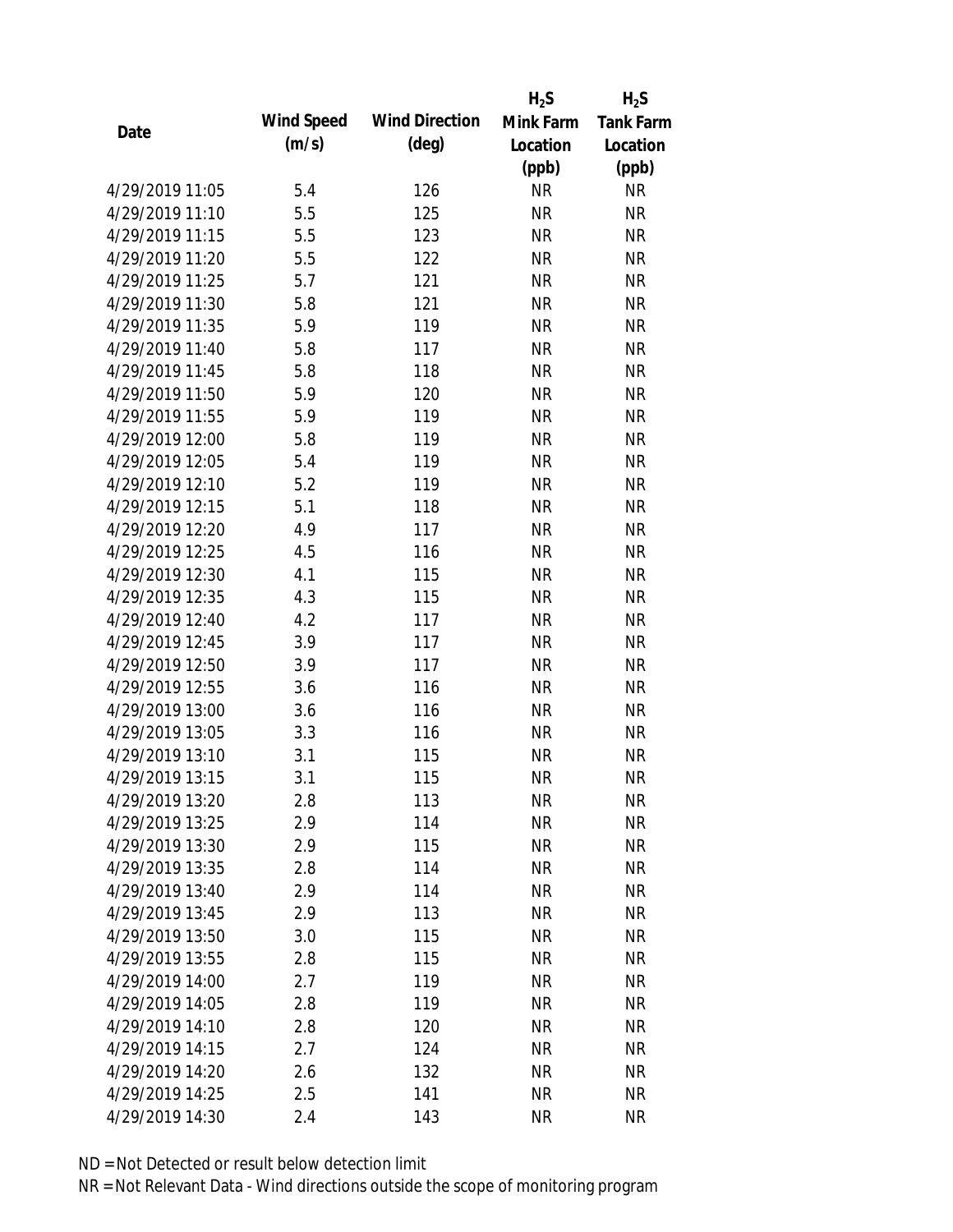| Date | Wind Speed (m/s) | Wind Direction (deg) | $H_2S$ Mink Farm Location (ppb) | $H_2S$ Tank Farm Location (ppb) |
|---|---|---|---|---|
| 4/29/2019 11:05 | 5.4 | 126 | NR | NR |
| 4/29/2019 11:10 | 5.5 | 125 | NR | NR |
| 4/29/2019 11:15 | 5.5 | 123 | NR | NR |
| 4/29/2019 11:20 | 5.5 | 122 | NR | NR |
| 4/29/2019 11:25 | 5.7 | 121 | NR | NR |
| 4/29/2019 11:30 | 5.8 | 121 | NR | NR |
| 4/29/2019 11:35 | 5.9 | 119 | NR | NR |
| 4/29/2019 11:40 | 5.8 | 117 | NR | NR |
| 4/29/2019 11:45 | 5.8 | 118 | NR | NR |
| 4/29/2019 11:50 | 5.9 | 120 | NR | NR |
| 4/29/2019 11:55 | 5.9 | 119 | NR | NR |
| 4/29/2019 12:00 | 5.8 | 119 | NR | NR |
| 4/29/2019 12:05 | 5.4 | 119 | NR | NR |
| 4/29/2019 12:10 | 5.2 | 119 | NR | NR |
| 4/29/2019 12:15 | 5.1 | 118 | NR | NR |
| 4/29/2019 12:20 | 4.9 | 117 | NR | NR |
| 4/29/2019 12:25 | 4.5 | 116 | NR | NR |
| 4/29/2019 12:30 | 4.1 | 115 | NR | NR |
| 4/29/2019 12:35 | 4.3 | 115 | NR | NR |
| 4/29/2019 12:40 | 4.2 | 117 | NR | NR |
| 4/29/2019 12:45 | 3.9 | 117 | NR | NR |
| 4/29/2019 12:50 | 3.9 | 117 | NR | NR |
| 4/29/2019 12:55 | 3.6 | 116 | NR | NR |
| 4/29/2019 13:00 | 3.6 | 116 | NR | NR |
| 4/29/2019 13:05 | 3.3 | 116 | NR | NR |
| 4/29/2019 13:10 | 3.1 | 115 | NR | NR |
| 4/29/2019 13:15 | 3.1 | 115 | NR | NR |
| 4/29/2019 13:20 | 2.8 | 113 | NR | NR |
| 4/29/2019 13:25 | 2.9 | 114 | NR | NR |
| 4/29/2019 13:30 | 2.9 | 115 | NR | NR |
| 4/29/2019 13:35 | 2.8 | 114 | NR | NR |
| 4/29/2019 13:40 | 2.9 | 114 | NR | NR |
| 4/29/2019 13:45 | 2.9 | 113 | NR | NR |
| 4/29/2019 13:50 | 3.0 | 115 | NR | NR |
| 4/29/2019 13:55 | 2.8 | 115 | NR | NR |
| 4/29/2019 14:00 | 2.7 | 119 | NR | NR |
| 4/29/2019 14:05 | 2.8 | 119 | NR | NR |
| 4/29/2019 14:10 | 2.8 | 120 | NR | NR |
| 4/29/2019 14:15 | 2.7 | 124 | NR | NR |
| 4/29/2019 14:20 | 2.6 | 132 | NR | NR |
| 4/29/2019 14:25 | 2.5 | 141 | NR | NR |
| 4/29/2019 14:30 | 2.4 | 143 | NR | NR |

ND = Not Detected or result below detection limit

NR = Not Relevant Data - Wind directions outside the scope of monitoring program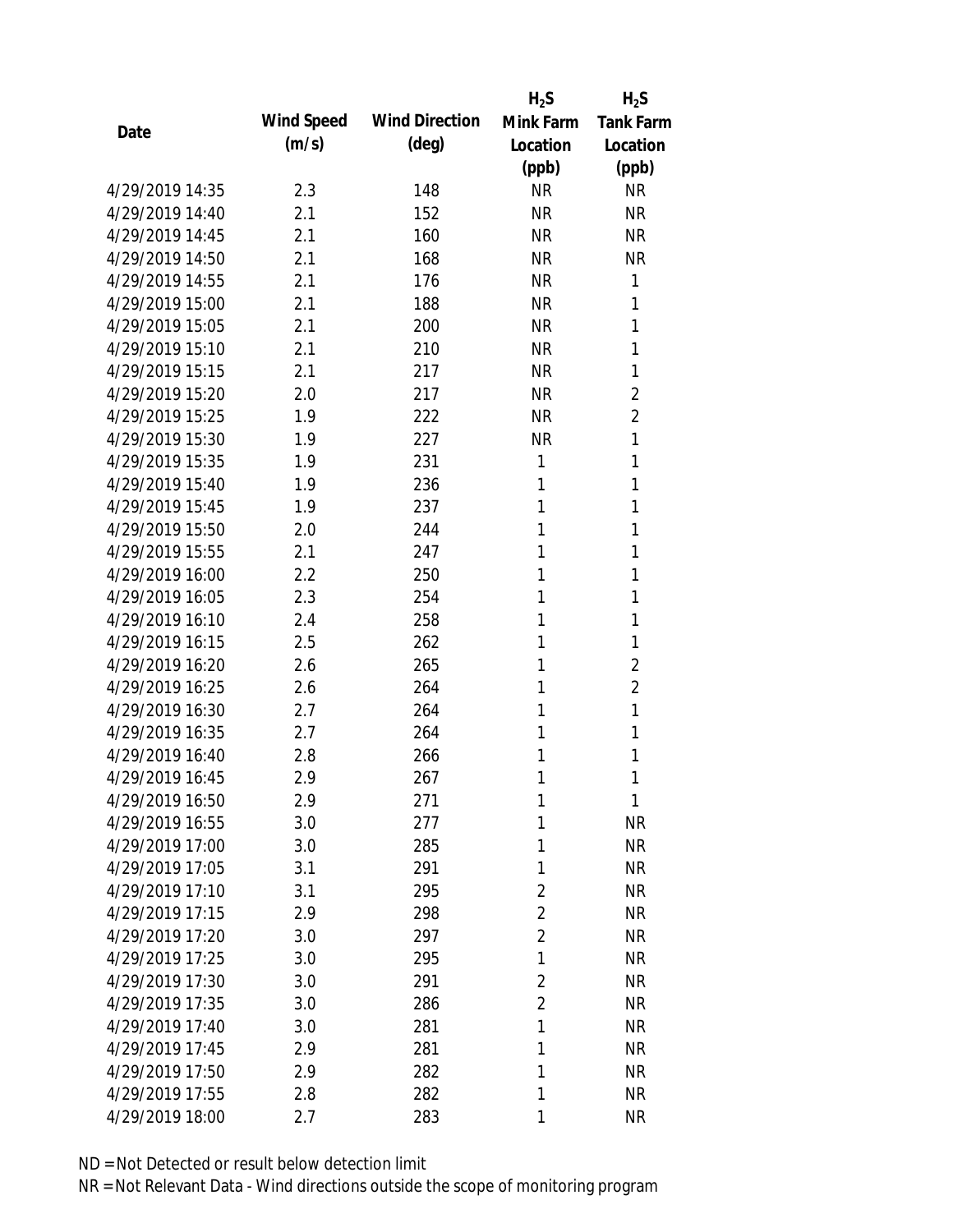| Date | Wind Speed (m/s) | Wind Direction (deg) | $H_2S$ Mink Farm Location (ppb) | $H_2S$ Tank Farm Location (ppb) |
|---|---|---|---|---|
| 4/29/2019 14:35 | 2.3 | 148 | NR | NR |
| 4/29/2019 14:40 | 2.1 | 152 | NR | NR |
| 4/29/2019 14:45 | 2.1 | 160 | NR | NR |
| 4/29/2019 14:50 | 2.1 | 168 | NR | NR |
| 4/29/2019 14:55 | 2.1 | 176 | NR | 1 |
| 4/29/2019 15:00 | 2.1 | 188 | NR | 1 |
| 4/29/2019 15:05 | 2.1 | 200 | NR | 1 |
| 4/29/2019 15:10 | 2.1 | 210 | NR | 1 |
| 4/29/2019 15:15 | 2.1 | 217 | NR | 1 |
| 4/29/2019 15:20 | 2.0 | 217 | NR | 2 |
| 4/29/2019 15:25 | 1.9 | 222 | NR | 2 |
| 4/29/2019 15:30 | 1.9 | 227 | NR | 1 |
| 4/29/2019 15:35 | 1.9 | 231 | 1 | 1 |
| 4/29/2019 15:40 | 1.9 | 236 | 1 | 1 |
| 4/29/2019 15:45 | 1.9 | 237 | 1 | 1 |
| 4/29/2019 15:50 | 2.0 | 244 | 1 | 1 |
| 4/29/2019 15:55 | 2.1 | 247 | 1 | 1 |
| 4/29/2019 16:00 | 2.2 | 250 | 1 | 1 |
| 4/29/2019 16:05 | 2.3 | 254 | 1 | 1 |
| 4/29/2019 16:10 | 2.4 | 258 | 1 | 1 |
| 4/29/2019 16:15 | 2.5 | 262 | 1 | 1 |
| 4/29/2019 16:20 | 2.6 | 265 | 1 | 2 |
| 4/29/2019 16:25 | 2.6 | 264 | 1 | 2 |
| 4/29/2019 16:30 | 2.7 | 264 | 1 | 1 |
| 4/29/2019 16:35 | 2.7 | 264 | 1 | 1 |
| 4/29/2019 16:40 | 2.8 | 266 | 1 | 1 |
| 4/29/2019 16:45 | 2.9 | 267 | 1 | 1 |
| 4/29/2019 16:50 | 2.9 | 271 | 1 | 1 |
| 4/29/2019 16:55 | 3.0 | 277 | 1 | NR |
| 4/29/2019 17:00 | 3.0 | 285 | 1 | NR |
| 4/29/2019 17:05 | 3.1 | 291 | 1 | NR |
| 4/29/2019 17:10 | 3.1 | 295 | 2 | NR |
| 4/29/2019 17:15 | 2.9 | 298 | 2 | NR |
| 4/29/2019 17:20 | 3.0 | 297 | 2 | NR |
| 4/29/2019 17:25 | 3.0 | 295 | 1 | NR |
| 4/29/2019 17:30 | 3.0 | 291 | 2 | NR |
| 4/29/2019 17:35 | 3.0 | 286 | 2 | NR |
| 4/29/2019 17:40 | 3.0 | 281 | 1 | NR |
| 4/29/2019 17:45 | 2.9 | 281 | 1 | NR |
| 4/29/2019 17:50 | 2.9 | 282 | 1 | NR |
| 4/29/2019 17:55 | 2.8 | 282 | 1 | NR |
| 4/29/2019 18:00 | 2.7 | 283 | 1 | NR |

ND = Not Detected or result below detection limit

NR = Not Relevant Data - Wind directions outside the scope of monitoring program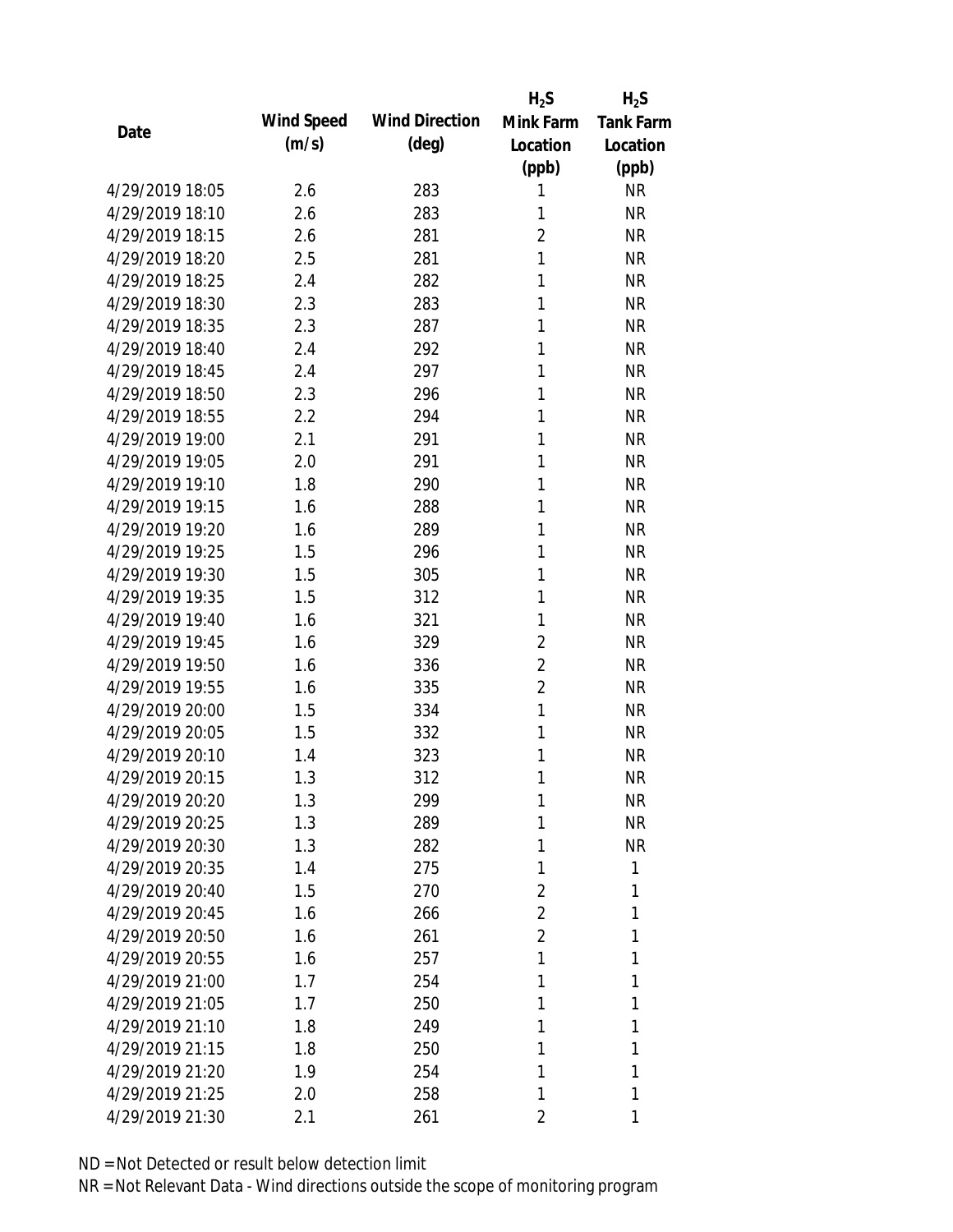| Date | Wind Speed (m/s) | Wind Direction (deg) | $H_2S$ Mink Farm Location (ppb) | $H_2S$ Tank Farm Location (ppb) |
|---|---|---|---|---|
| 4/29/2019 18:05 | 2.6 | 283 | 1 | NR |
| 4/29/2019 18:10 | 2.6 | 283 | 1 | NR |
| 4/29/2019 18:15 | 2.6 | 281 | 2 | NR |
| 4/29/2019 18:20 | 2.5 | 281 | 1 | NR |
| 4/29/2019 18:25 | 2.4 | 282 | 1 | NR |
| 4/29/2019 18:30 | 2.3 | 283 | 1 | NR |
| 4/29/2019 18:35 | 2.3 | 287 | 1 | NR |
| 4/29/2019 18:40 | 2.4 | 292 | 1 | NR |
| 4/29/2019 18:45 | 2.4 | 297 | 1 | NR |
| 4/29/2019 18:50 | 2.3 | 296 | 1 | NR |
| 4/29/2019 18:55 | 2.2 | 294 | 1 | NR |
| 4/29/2019 19:00 | 2.1 | 291 | 1 | NR |
| 4/29/2019 19:05 | 2.0 | 291 | 1 | NR |
| 4/29/2019 19:10 | 1.8 | 290 | 1 | NR |
| 4/29/2019 19:15 | 1.6 | 288 | 1 | NR |
| 4/29/2019 19:20 | 1.6 | 289 | 1 | NR |
| 4/29/2019 19:25 | 1.5 | 296 | 1 | NR |
| 4/29/2019 19:30 | 1.5 | 305 | 1 | NR |
| 4/29/2019 19:35 | 1.5 | 312 | 1 | NR |
| 4/29/2019 19:40 | 1.6 | 321 | 1 | NR |
| 4/29/2019 19:45 | 1.6 | 329 | 2 | NR |
| 4/29/2019 19:50 | 1.6 | 336 | 2 | NR |
| 4/29/2019 19:55 | 1.6 | 335 | 2 | NR |
| 4/29/2019 20:00 | 1.5 | 334 | 1 | NR |
| 4/29/2019 20:05 | 1.5 | 332 | 1 | NR |
| 4/29/2019 20:10 | 1.4 | 323 | 1 | NR |
| 4/29/2019 20:15 | 1.3 | 312 | 1 | NR |
| 4/29/2019 20:20 | 1.3 | 299 | 1 | NR |
| 4/29/2019 20:25 | 1.3 | 289 | 1 | NR |
| 4/29/2019 20:30 | 1.3 | 282 | 1 | NR |
| 4/29/2019 20:35 | 1.4 | 275 | 1 | 1 |
| 4/29/2019 20:40 | 1.5 | 270 | 2 | 1 |
| 4/29/2019 20:45 | 1.6 | 266 | 2 | 1 |
| 4/29/2019 20:50 | 1.6 | 261 | 2 | 1 |
| 4/29/2019 20:55 | 1.6 | 257 | 1 | 1 |
| 4/29/2019 21:00 | 1.7 | 254 | 1 | 1 |
| 4/29/2019 21:05 | 1.7 | 250 | 1 | 1 |
| 4/29/2019 21:10 | 1.8 | 249 | 1 | 1 |
| 4/29/2019 21:15 | 1.8 | 250 | 1 | 1 |
| 4/29/2019 21:20 | 1.9 | 254 | 1 | 1 |
| 4/29/2019 21:25 | 2.0 | 258 | 1 | 1 |
| 4/29/2019 21:30 | 2.1 | 261 | 2 | 1 |

ND = Not Detected or result below detection limit
NR = Not Relevant Data - Wind directions outside the scope of monitoring program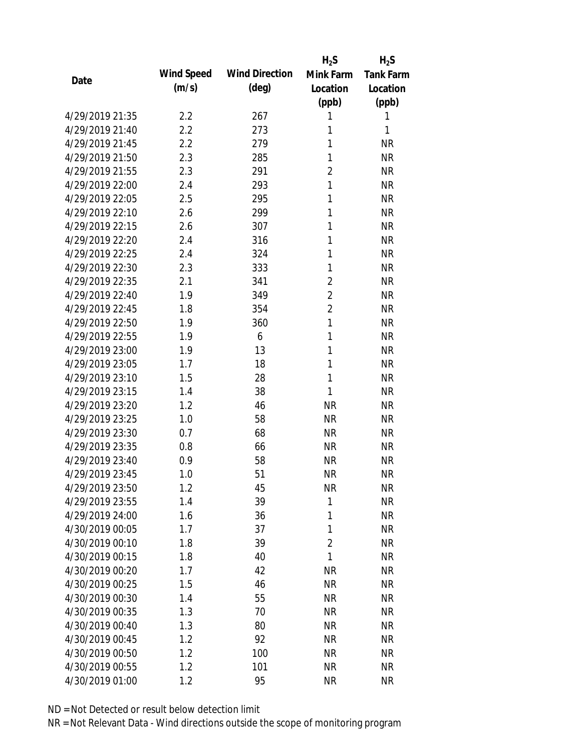| Date | Wind Speed (m/s) | Wind Direction (deg) | $H_2S$ Mink Farm Location (ppb) | $H_2S$ Tank Farm Location (ppb) |
|---|---|---|---|---|
| 4/29/2019 21:35 | 2.2 | 267 | 1 | 1 |
| 4/29/2019 21:40 | 2.2 | 273 | 1 | 1 |
| 4/29/2019 21:45 | 2.2 | 279 | 1 | NR |
| 4/29/2019 21:50 | 2.3 | 285 | 1 | NR |
| 4/29/2019 21:55 | 2.3 | 291 | 2 | NR |
| 4/29/2019 22:00 | 2.4 | 293 | 1 | NR |
| 4/29/2019 22:05 | 2.5 | 295 | 1 | NR |
| 4/29/2019 22:10 | 2.6 | 299 | 1 | NR |
| 4/29/2019 22:15 | 2.6 | 307 | 1 | NR |
| 4/29/2019 22:20 | 2.4 | 316 | 1 | NR |
| 4/29/2019 22:25 | 2.4 | 324 | 1 | NR |
| 4/29/2019 22:30 | 2.3 | 333 | 1 | NR |
| 4/29/2019 22:35 | 2.1 | 341 | 2 | NR |
| 4/29/2019 22:40 | 1.9 | 349 | 2 | NR |
| 4/29/2019 22:45 | 1.8 | 354 | 2 | NR |
| 4/29/2019 22:50 | 1.9 | 360 | 1 | NR |
| 4/29/2019 22:55 | 1.9 | 6 | 1 | NR |
| 4/29/2019 23:00 | 1.9 | 13 | 1 | NR |
| 4/29/2019 23:05 | 1.7 | 18 | 1 | NR |
| 4/29/2019 23:10 | 1.5 | 28 | 1 | NR |
| 4/29/2019 23:15 | 1.4 | 38 | 1 | NR |
| 4/29/2019 23:20 | 1.2 | 46 | NR | NR |
| 4/29/2019 23:25 | 1.0 | 58 | NR | NR |
| 4/29/2019 23:30 | 0.7 | 68 | NR | NR |
| 4/29/2019 23:35 | 0.8 | 66 | NR | NR |
| 4/29/2019 23:40 | 0.9 | 58 | NR | NR |
| 4/29/2019 23:45 | 1.0 | 51 | NR | NR |
| 4/29/2019 23:50 | 1.2 | 45 | NR | NR |
| 4/29/2019 23:55 | 1.4 | 39 | 1 | NR |
| 4/29/2019 24:00 | 1.6 | 36 | 1 | NR |
| 4/30/2019 00:05 | 1.7 | 37 | 1 | NR |
| 4/30/2019 00:10 | 1.8 | 39 | 2 | NR |
| 4/30/2019 00:15 | 1.8 | 40 | 1 | NR |
| 4/30/2019 00:20 | 1.7 | 42 | NR | NR |
| 4/30/2019 00:25 | 1.5 | 46 | NR | NR |
| 4/30/2019 00:30 | 1.4 | 55 | NR | NR |
| 4/30/2019 00:35 | 1.3 | 70 | NR | NR |
| 4/30/2019 00:40 | 1.3 | 80 | NR | NR |
| 4/30/2019 00:45 | 1.2 | 92 | NR | NR |
| 4/30/2019 00:50 | 1.2 | 100 | NR | NR |
| 4/30/2019 00:55 | 1.2 | 101 | NR | NR |
| 4/30/2019 01:00 | 1.2 | 95 | NR | NR |

ND = Not Detected or result below detection limit

NR = Not Relevant Data - Wind directions outside the scope of monitoring program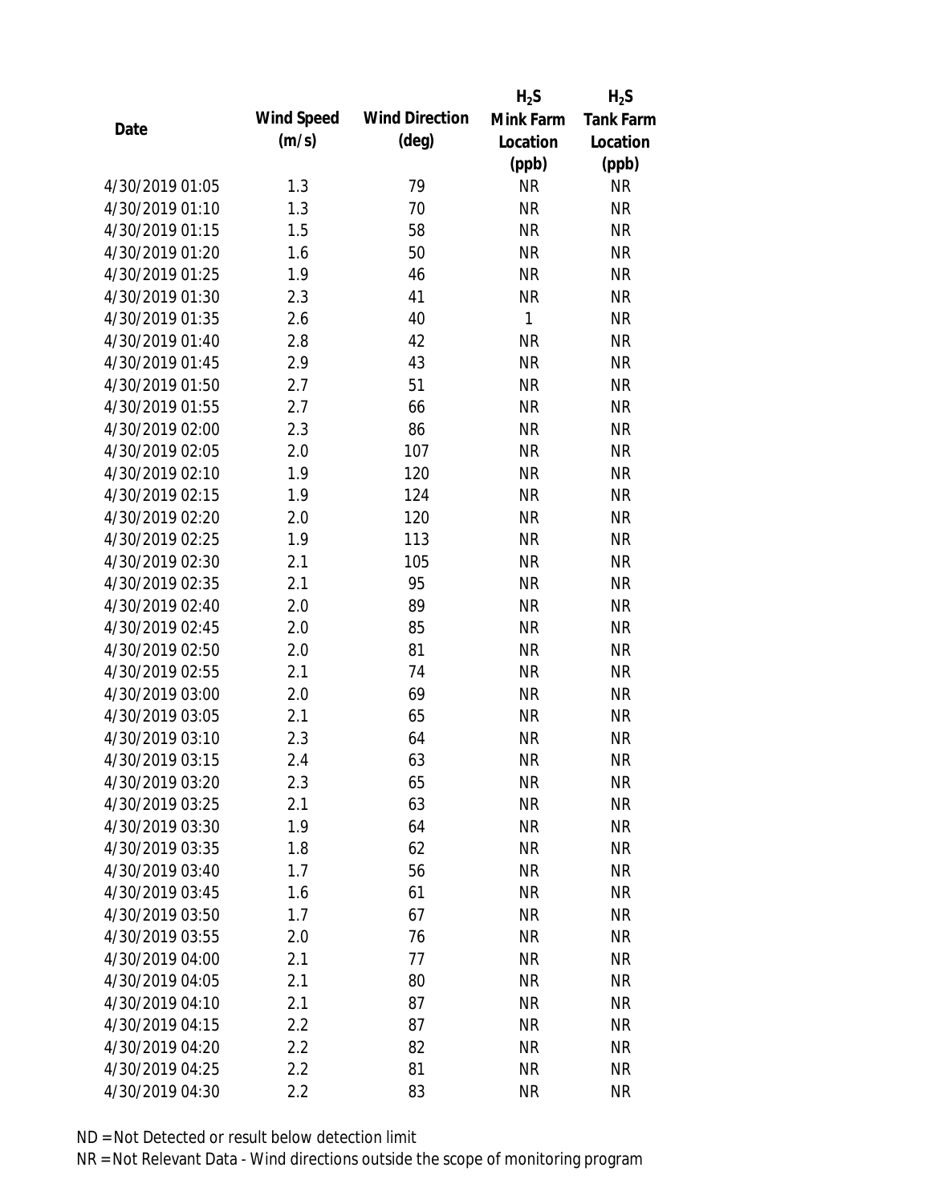| Date | Wind Speed (m/s) | Wind Direction (deg) | $H_2S$ Mink Farm Location (ppb) | $H_2S$ Tank Farm Location (ppb) |
|---|---|---|---|---|
| 4/30/2019 01:05 | 1.3 | 79 | NR | NR |
| 4/30/2019 01:10 | 1.3 | 70 | NR | NR |
| 4/30/2019 01:15 | 1.5 | 58 | NR | NR |
| 4/30/2019 01:20 | 1.6 | 50 | NR | NR |
| 4/30/2019 01:25 | 1.9 | 46 | NR | NR |
| 4/30/2019 01:30 | 2.3 | 41 | NR | NR |
| 4/30/2019 01:35 | 2.6 | 40 | 1 | NR |
| 4/30/2019 01:40 | 2.8 | 42 | NR | NR |
| 4/30/2019 01:45 | 2.9 | 43 | NR | NR |
| 4/30/2019 01:50 | 2.7 | 51 | NR | NR |
| 4/30/2019 01:55 | 2.7 | 66 | NR | NR |
| 4/30/2019 02:00 | 2.3 | 86 | NR | NR |
| 4/30/2019 02:05 | 2.0 | 107 | NR | NR |
| 4/30/2019 02:10 | 1.9 | 120 | NR | NR |
| 4/30/2019 02:15 | 1.9 | 124 | NR | NR |
| 4/30/2019 02:20 | 2.0 | 120 | NR | NR |
| 4/30/2019 02:25 | 1.9 | 113 | NR | NR |
| 4/30/2019 02:30 | 2.1 | 105 | NR | NR |
| 4/30/2019 02:35 | 2.1 | 95 | NR | NR |
| 4/30/2019 02:40 | 2.0 | 89 | NR | NR |
| 4/30/2019 02:45 | 2.0 | 85 | NR | NR |
| 4/30/2019 02:50 | 2.0 | 81 | NR | NR |
| 4/30/2019 02:55 | 2.1 | 74 | NR | NR |
| 4/30/2019 03:00 | 2.0 | 69 | NR | NR |
| 4/30/2019 03:05 | 2.1 | 65 | NR | NR |
| 4/30/2019 03:10 | 2.3 | 64 | NR | NR |
| 4/30/2019 03:15 | 2.4 | 63 | NR | NR |
| 4/30/2019 03:20 | 2.3 | 65 | NR | NR |
| 4/30/2019 03:25 | 2.1 | 63 | NR | NR |
| 4/30/2019 03:30 | 1.9 | 64 | NR | NR |
| 4/30/2019 03:35 | 1.8 | 62 | NR | NR |
| 4/30/2019 03:40 | 1.7 | 56 | NR | NR |
| 4/30/2019 03:45 | 1.6 | 61 | NR | NR |
| 4/30/2019 03:50 | 1.7 | 67 | NR | NR |
| 4/30/2019 03:55 | 2.0 | 76 | NR | NR |
| 4/30/2019 04:00 | 2.1 | 77 | NR | NR |
| 4/30/2019 04:05 | 2.1 | 80 | NR | NR |
| 4/30/2019 04:10 | 2.1 | 87 | NR | NR |
| 4/30/2019 04:15 | 2.2 | 87 | NR | NR |
| 4/30/2019 04:20 | 2.2 | 82 | NR | NR |
| 4/30/2019 04:25 | 2.2 | 81 | NR | NR |
| 4/30/2019 04:30 | 2.2 | 83 | NR | NR |

ND = Not Detected or result below detection limit

NR = Not Relevant Data - Wind directions outside the scope of monitoring program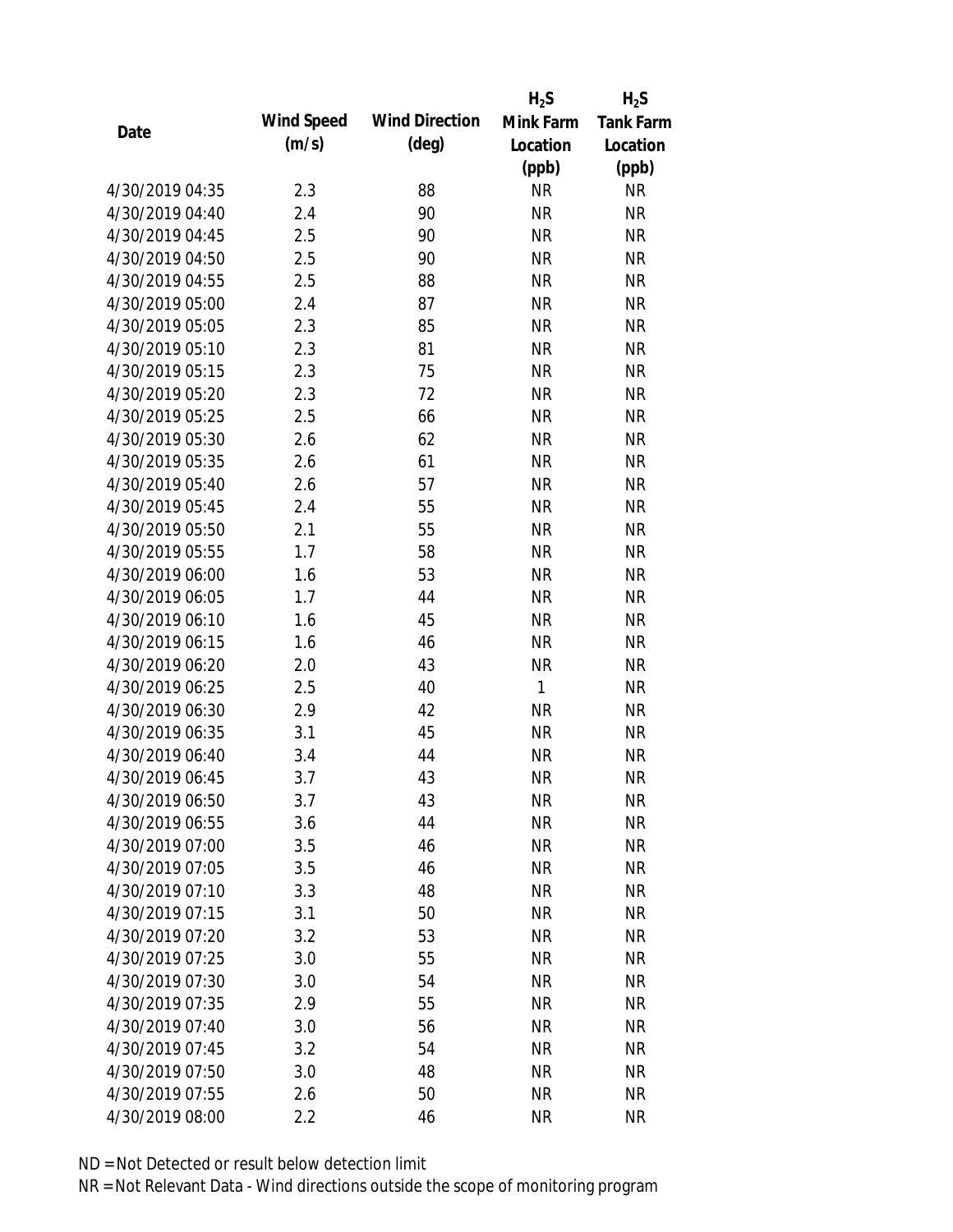| Date | Wind Speed (m/s) | Wind Direction (deg) | $H_2S$ Mink Farm Location (ppb) | $H_2S$ Tank Farm Location (ppb) |
|---|---|---|---|---|
| 4/30/2019 04:35 | 2.3 | 88 | NR | NR |
| 4/30/2019 04:40 | 2.4 | 90 | NR | NR |
| 4/30/2019 04:45 | 2.5 | 90 | NR | NR |
| 4/30/2019 04:50 | 2.5 | 90 | NR | NR |
| 4/30/2019 04:55 | 2.5 | 88 | NR | NR |
| 4/30/2019 05:00 | 2.4 | 87 | NR | NR |
| 4/30/2019 05:05 | 2.3 | 85 | NR | NR |
| 4/30/2019 05:10 | 2.3 | 81 | NR | NR |
| 4/30/2019 05:15 | 2.3 | 75 | NR | NR |
| 4/30/2019 05:20 | 2.3 | 72 | NR | NR |
| 4/30/2019 05:25 | 2.5 | 66 | NR | NR |
| 4/30/2019 05:30 | 2.6 | 62 | NR | NR |
| 4/30/2019 05:35 | 2.6 | 61 | NR | NR |
| 4/30/2019 05:40 | 2.6 | 57 | NR | NR |
| 4/30/2019 05:45 | 2.4 | 55 | NR | NR |
| 4/30/2019 05:50 | 2.1 | 55 | NR | NR |
| 4/30/2019 05:55 | 1.7 | 58 | NR | NR |
| 4/30/2019 06:00 | 1.6 | 53 | NR | NR |
| 4/30/2019 06:05 | 1.7 | 44 | NR | NR |
| 4/30/2019 06:10 | 1.6 | 45 | NR | NR |
| 4/30/2019 06:15 | 1.6 | 46 | NR | NR |
| 4/30/2019 06:20 | 2.0 | 43 | NR | NR |
| 4/30/2019 06:25 | 2.5 | 40 | 1 | NR |
| 4/30/2019 06:30 | 2.9 | 42 | NR | NR |
| 4/30/2019 06:35 | 3.1 | 45 | NR | NR |
| 4/30/2019 06:40 | 3.4 | 44 | NR | NR |
| 4/30/2019 06:45 | 3.7 | 43 | NR | NR |
| 4/30/2019 06:50 | 3.7 | 43 | NR | NR |
| 4/30/2019 06:55 | 3.6 | 44 | NR | NR |
| 4/30/2019 07:00 | 3.5 | 46 | NR | NR |
| 4/30/2019 07:05 | 3.5 | 46 | NR | NR |
| 4/30/2019 07:10 | 3.3 | 48 | NR | NR |
| 4/30/2019 07:15 | 3.1 | 50 | NR | NR |
| 4/30/2019 07:20 | 3.2 | 53 | NR | NR |
| 4/30/2019 07:25 | 3.0 | 55 | NR | NR |
| 4/30/2019 07:30 | 3.0 | 54 | NR | NR |
| 4/30/2019 07:35 | 2.9 | 55 | NR | NR |
| 4/30/2019 07:40 | 3.0 | 56 | NR | NR |
| 4/30/2019 07:45 | 3.2 | 54 | NR | NR |
| 4/30/2019 07:50 | 3.0 | 48 | NR | NR |
| 4/30/2019 07:55 | 2.6 | 50 | NR | NR |
| 4/30/2019 08:00 | 2.2 | 46 | NR | NR |

ND = Not Detected or result below detection limit

NR = Not Relevant Data - Wind directions outside the scope of monitoring program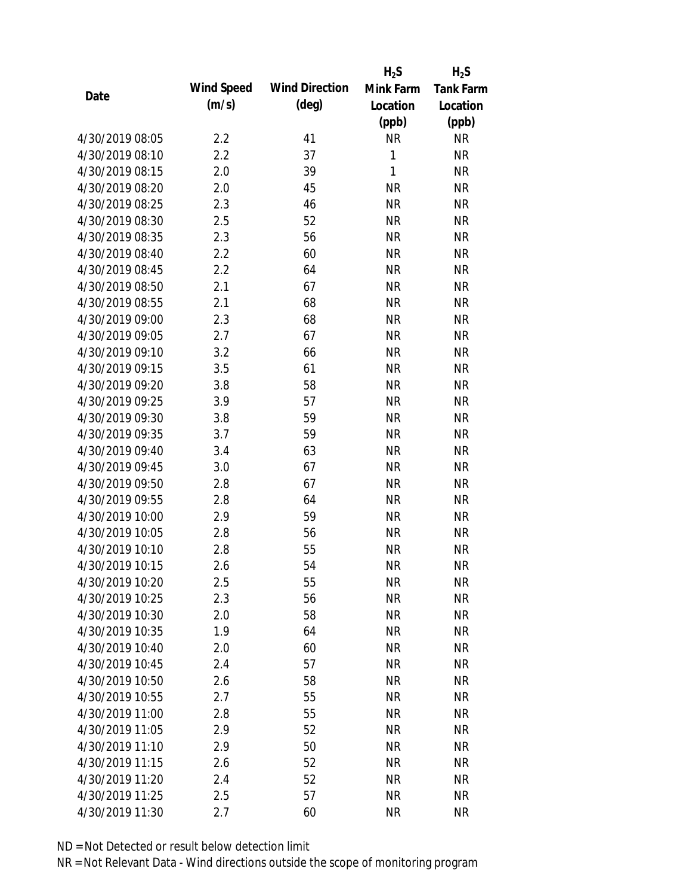| Date | Wind Speed (m/s) | Wind Direction (deg) | $H_2S$ Mink Farm Location (ppb) | $H_2S$ Tank Farm Location (ppb) |
|---|---|---|---|---|
| 4/30/2019 08:05 | 2.2 | 41 | NR | NR |
| 4/30/2019 08:10 | 2.2 | 37 | 1 | NR |
| 4/30/2019 08:15 | 2.0 | 39 | 1 | NR |
| 4/30/2019 08:20 | 2.0 | 45 | NR | NR |
| 4/30/2019 08:25 | 2.3 | 46 | NR | NR |
| 4/30/2019 08:30 | 2.5 | 52 | NR | NR |
| 4/30/2019 08:35 | 2.3 | 56 | NR | NR |
| 4/30/2019 08:40 | 2.2 | 60 | NR | NR |
| 4/30/2019 08:45 | 2.2 | 64 | NR | NR |
| 4/30/2019 08:50 | 2.1 | 67 | NR | NR |
| 4/30/2019 08:55 | 2.1 | 68 | NR | NR |
| 4/30/2019 09:00 | 2.3 | 68 | NR | NR |
| 4/30/2019 09:05 | 2.7 | 67 | NR | NR |
| 4/30/2019 09:10 | 3.2 | 66 | NR | NR |
| 4/30/2019 09:15 | 3.5 | 61 | NR | NR |
| 4/30/2019 09:20 | 3.8 | 58 | NR | NR |
| 4/30/2019 09:25 | 3.9 | 57 | NR | NR |
| 4/30/2019 09:30 | 3.8 | 59 | NR | NR |
| 4/30/2019 09:35 | 3.7 | 59 | NR | NR |
| 4/30/2019 09:40 | 3.4 | 63 | NR | NR |
| 4/30/2019 09:45 | 3.0 | 67 | NR | NR |
| 4/30/2019 09:50 | 2.8 | 67 | NR | NR |
| 4/30/2019 09:55 | 2.8 | 64 | NR | NR |
| 4/30/2019 10:00 | 2.9 | 59 | NR | NR |
| 4/30/2019 10:05 | 2.8 | 56 | NR | NR |
| 4/30/2019 10:10 | 2.8 | 55 | NR | NR |
| 4/30/2019 10:15 | 2.6 | 54 | NR | NR |
| 4/30/2019 10:20 | 2.5 | 55 | NR | NR |
| 4/30/2019 10:25 | 2.3 | 56 | NR | NR |
| 4/30/2019 10:30 | 2.0 | 58 | NR | NR |
| 4/30/2019 10:35 | 1.9 | 64 | NR | NR |
| 4/30/2019 10:40 | 2.0 | 60 | NR | NR |
| 4/30/2019 10:45 | 2.4 | 57 | NR | NR |
| 4/30/2019 10:50 | 2.6 | 58 | NR | NR |
| 4/30/2019 10:55 | 2.7 | 55 | NR | NR |
| 4/30/2019 11:00 | 2.8 | 55 | NR | NR |
| 4/30/2019 11:05 | 2.9 | 52 | NR | NR |
| 4/30/2019 11:10 | 2.9 | 50 | NR | NR |
| 4/30/2019 11:15 | 2.6 | 52 | NR | NR |
| 4/30/2019 11:20 | 2.4 | 52 | NR | NR |
| 4/30/2019 11:25 | 2.5 | 57 | NR | NR |
| 4/30/2019 11:30 | 2.7 | 60 | NR | NR |

ND = Not Detected or result below detection limit

NR = Not Relevant Data - Wind directions outside the scope of monitoring program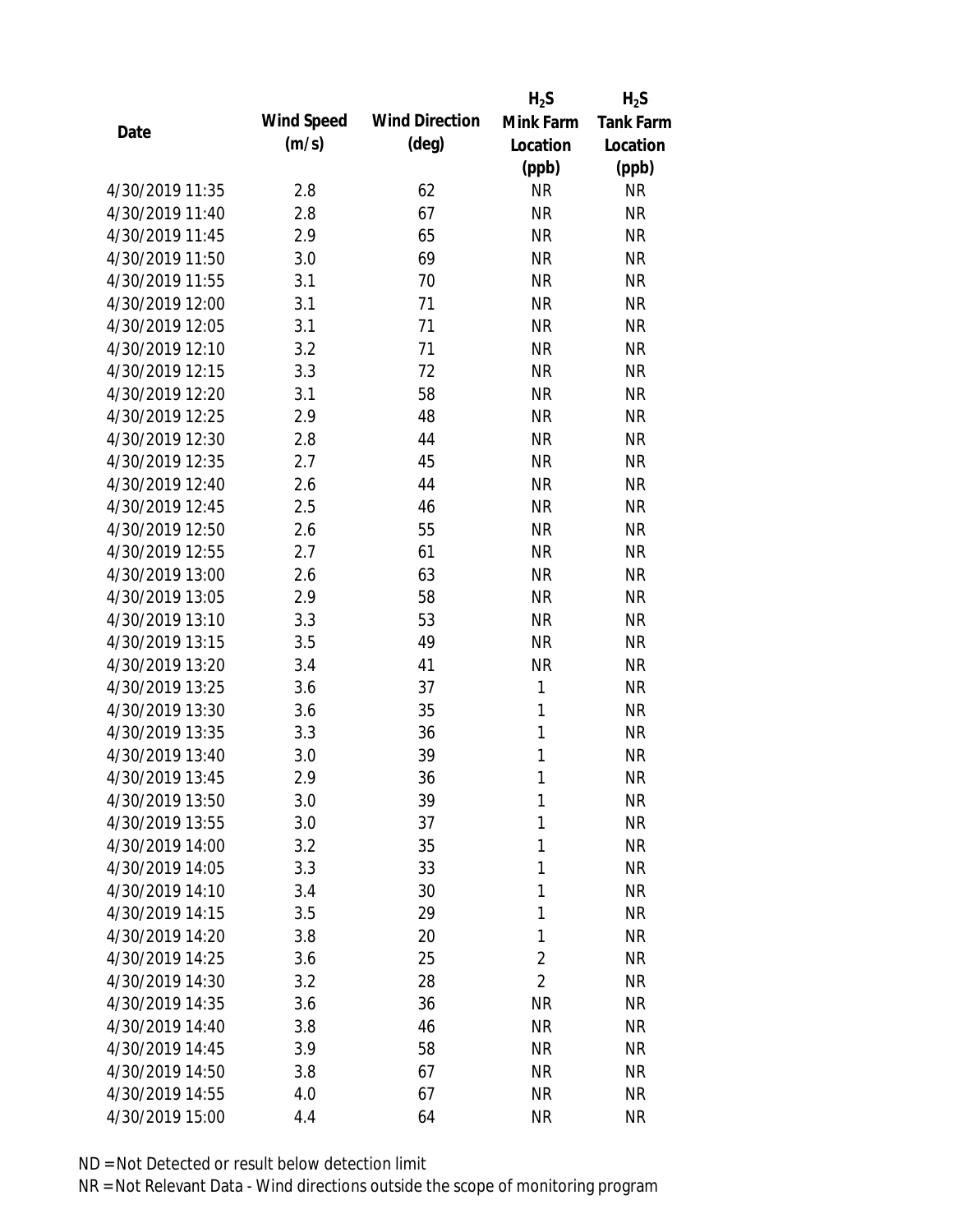| Date | Wind Speed (m/s) | Wind Direction (deg) | $H_2S$ Mink Farm Location (ppb) | $H_2S$ Tank Farm Location (ppb) |
|---|---|---|---|---|
| 4/30/2019 11:35 | 2.8 | 62 | NR | NR |
| 4/30/2019 11:40 | 2.8 | 67 | NR | NR |
| 4/30/2019 11:45 | 2.9 | 65 | NR | NR |
| 4/30/2019 11:50 | 3.0 | 69 | NR | NR |
| 4/30/2019 11:55 | 3.1 | 70 | NR | NR |
| 4/30/2019 12:00 | 3.1 | 71 | NR | NR |
| 4/30/2019 12:05 | 3.1 | 71 | NR | NR |
| 4/30/2019 12:10 | 3.2 | 71 | NR | NR |
| 4/30/2019 12:15 | 3.3 | 72 | NR | NR |
| 4/30/2019 12:20 | 3.1 | 58 | NR | NR |
| 4/30/2019 12:25 | 2.9 | 48 | NR | NR |
| 4/30/2019 12:30 | 2.8 | 44 | NR | NR |
| 4/30/2019 12:35 | 2.7 | 45 | NR | NR |
| 4/30/2019 12:40 | 2.6 | 44 | NR | NR |
| 4/30/2019 12:45 | 2.5 | 46 | NR | NR |
| 4/30/2019 12:50 | 2.6 | 55 | NR | NR |
| 4/30/2019 12:55 | 2.7 | 61 | NR | NR |
| 4/30/2019 13:00 | 2.6 | 63 | NR | NR |
| 4/30/2019 13:05 | 2.9 | 58 | NR | NR |
| 4/30/2019 13:10 | 3.3 | 53 | NR | NR |
| 4/30/2019 13:15 | 3.5 | 49 | NR | NR |
| 4/30/2019 13:20 | 3.4 | 41 | NR | NR |
| 4/30/2019 13:25 | 3.6 | 37 | 1 | NR |
| 4/30/2019 13:30 | 3.6 | 35 | 1 | NR |
| 4/30/2019 13:35 | 3.3 | 36 | 1 | NR |
| 4/30/2019 13:40 | 3.0 | 39 | 1 | NR |
| 4/30/2019 13:45 | 2.9 | 36 | 1 | NR |
| 4/30/2019 13:50 | 3.0 | 39 | 1 | NR |
| 4/30/2019 13:55 | 3.0 | 37 | 1 | NR |
| 4/30/2019 14:00 | 3.2 | 35 | 1 | NR |
| 4/30/2019 14:05 | 3.3 | 33 | 1 | NR |
| 4/30/2019 14:10 | 3.4 | 30 | 1 | NR |
| 4/30/2019 14:15 | 3.5 | 29 | 1 | NR |
| 4/30/2019 14:20 | 3.8 | 20 | 1 | NR |
| 4/30/2019 14:25 | 3.6 | 25 | 2 | NR |
| 4/30/2019 14:30 | 3.2 | 28 | 2 | NR |
| 4/30/2019 14:35 | 3.6 | 36 | NR | NR |
| 4/30/2019 14:40 | 3.8 | 46 | NR | NR |
| 4/30/2019 14:45 | 3.9 | 58 | NR | NR |
| 4/30/2019 14:50 | 3.8 | 67 | NR | NR |
| 4/30/2019 14:55 | 4.0 | 67 | NR | NR |
| 4/30/2019 15:00 | 4.4 | 64 | NR | NR |

ND = Not Detected or result below detection limit

NR = Not Relevant Data - Wind directions outside the scope of monitoring program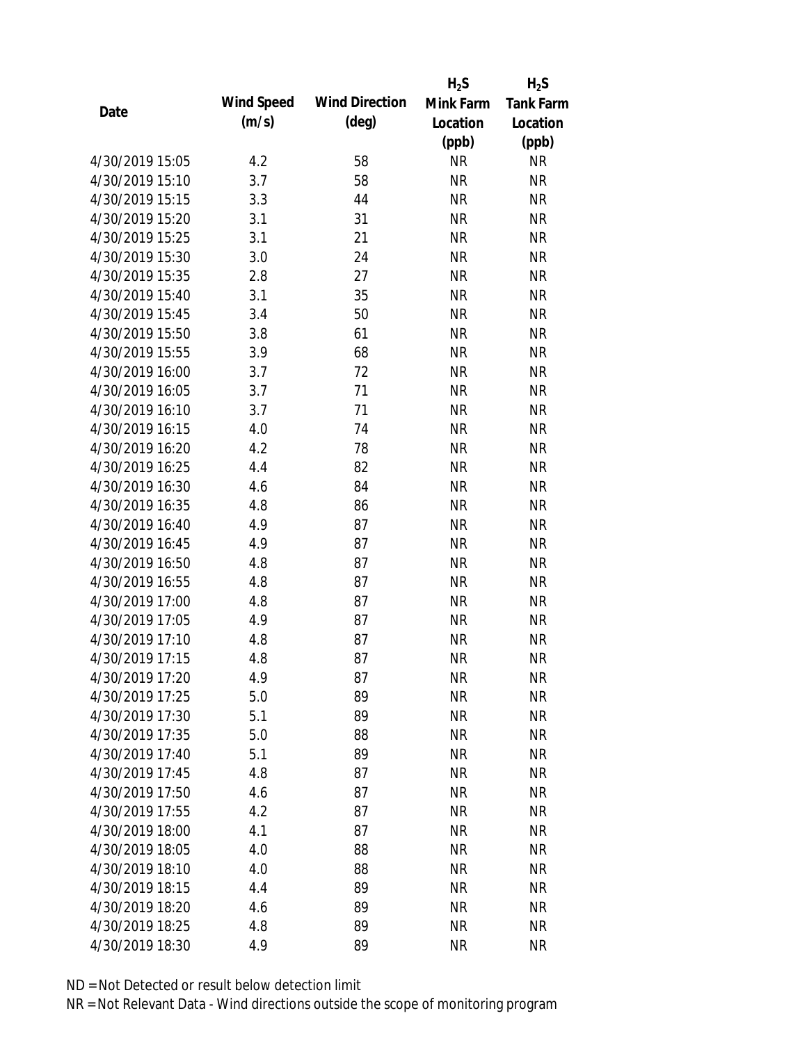| Date | Wind Speed (m/s) | Wind Direction (deg) | $H_2S$ Mink Farm Location (ppb) | $H_2S$ Tank Farm Location (ppb) |
|---|---|---|---|---|
| 4/30/2019 15:05 | 4.2 | 58 | NR | NR |
| 4/30/2019 15:10 | 3.7 | 58 | NR | NR |
| 4/30/2019 15:15 | 3.3 | 44 | NR | NR |
| 4/30/2019 15:20 | 3.1 | 31 | NR | NR |
| 4/30/2019 15:25 | 3.1 | 21 | NR | NR |
| 4/30/2019 15:30 | 3.0 | 24 | NR | NR |
| 4/30/2019 15:35 | 2.8 | 27 | NR | NR |
| 4/30/2019 15:40 | 3.1 | 35 | NR | NR |
| 4/30/2019 15:45 | 3.4 | 50 | NR | NR |
| 4/30/2019 15:50 | 3.8 | 61 | NR | NR |
| 4/30/2019 15:55 | 3.9 | 68 | NR | NR |
| 4/30/2019 16:00 | 3.7 | 72 | NR | NR |
| 4/30/2019 16:05 | 3.7 | 71 | NR | NR |
| 4/30/2019 16:10 | 3.7 | 71 | NR | NR |
| 4/30/2019 16:15 | 4.0 | 74 | NR | NR |
| 4/30/2019 16:20 | 4.2 | 78 | NR | NR |
| 4/30/2019 16:25 | 4.4 | 82 | NR | NR |
| 4/30/2019 16:30 | 4.6 | 84 | NR | NR |
| 4/30/2019 16:35 | 4.8 | 86 | NR | NR |
| 4/30/2019 16:40 | 4.9 | 87 | NR | NR |
| 4/30/2019 16:45 | 4.9 | 87 | NR | NR |
| 4/30/2019 16:50 | 4.8 | 87 | NR | NR |
| 4/30/2019 16:55 | 4.8 | 87 | NR | NR |
| 4/30/2019 17:00 | 4.8 | 87 | NR | NR |
| 4/30/2019 17:05 | 4.9 | 87 | NR | NR |
| 4/30/2019 17:10 | 4.8 | 87 | NR | NR |
| 4/30/2019 17:15 | 4.8 | 87 | NR | NR |
| 4/30/2019 17:20 | 4.9 | 87 | NR | NR |
| 4/30/2019 17:25 | 5.0 | 89 | NR | NR |
| 4/30/2019 17:30 | 5.1 | 89 | NR | NR |
| 4/30/2019 17:35 | 5.0 | 88 | NR | NR |
| 4/30/2019 17:40 | 5.1 | 89 | NR | NR |
| 4/30/2019 17:45 | 4.8 | 87 | NR | NR |
| 4/30/2019 17:50 | 4.6 | 87 | NR | NR |
| 4/30/2019 17:55 | 4.2 | 87 | NR | NR |
| 4/30/2019 18:00 | 4.1 | 87 | NR | NR |
| 4/30/2019 18:05 | 4.0 | 88 | NR | NR |
| 4/30/2019 18:10 | 4.0 | 88 | NR | NR |
| 4/30/2019 18:15 | 4.4 | 89 | NR | NR |
| 4/30/2019 18:20 | 4.6 | 89 | NR | NR |
| 4/30/2019 18:25 | 4.8 | 89 | NR | NR |
| 4/30/2019 18:30 | 4.9 | 89 | NR | NR |

ND = Not Detected or result below detection limit

NR = Not Relevant Data - Wind directions outside the scope of monitoring program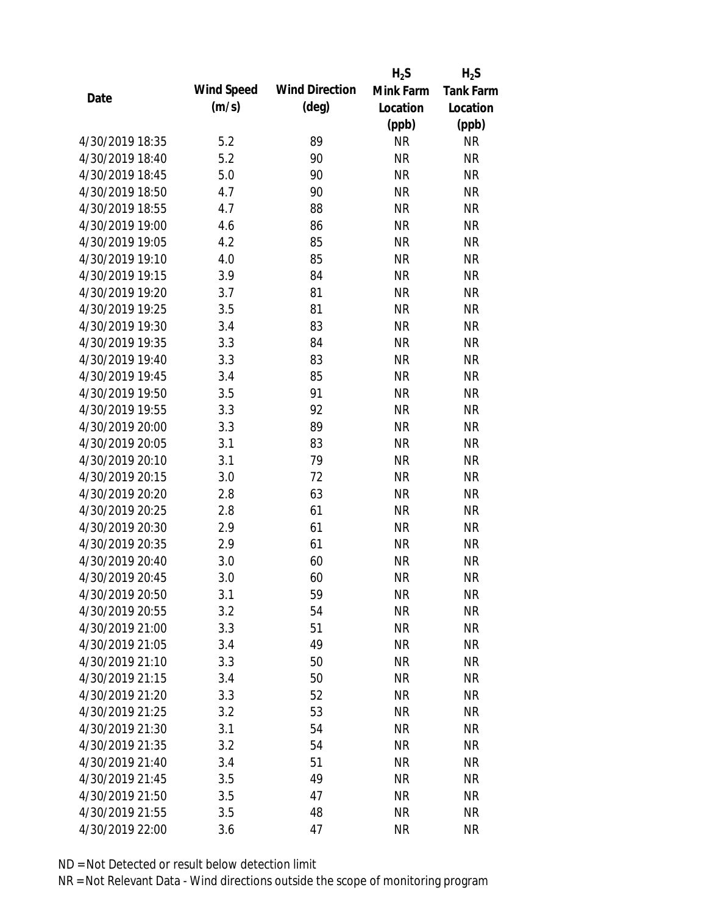| Date | Wind Speed (m/s) | Wind Direction (deg) | $H_2S$ Mink Farm Location (ppb) | $H_2S$ Tank Farm Location (ppb) |
|---|---|---|---|---|
| 4/30/2019 18:35 | 5.2 | 89 | NR | NR |
| 4/30/2019 18:40 | 5.2 | 90 | NR | NR |
| 4/30/2019 18:45 | 5.0 | 90 | NR | NR |
| 4/30/2019 18:50 | 4.7 | 90 | NR | NR |
| 4/30/2019 18:55 | 4.7 | 88 | NR | NR |
| 4/30/2019 19:00 | 4.6 | 86 | NR | NR |
| 4/30/2019 19:05 | 4.2 | 85 | NR | NR |
| 4/30/2019 19:10 | 4.0 | 85 | NR | NR |
| 4/30/2019 19:15 | 3.9 | 84 | NR | NR |
| 4/30/2019 19:20 | 3.7 | 81 | NR | NR |
| 4/30/2019 19:25 | 3.5 | 81 | NR | NR |
| 4/30/2019 19:30 | 3.4 | 83 | NR | NR |
| 4/30/2019 19:35 | 3.3 | 84 | NR | NR |
| 4/30/2019 19:40 | 3.3 | 83 | NR | NR |
| 4/30/2019 19:45 | 3.4 | 85 | NR | NR |
| 4/30/2019 19:50 | 3.5 | 91 | NR | NR |
| 4/30/2019 19:55 | 3.3 | 92 | NR | NR |
| 4/30/2019 20:00 | 3.3 | 89 | NR | NR |
| 4/30/2019 20:05 | 3.1 | 83 | NR | NR |
| 4/30/2019 20:10 | 3.1 | 79 | NR | NR |
| 4/30/2019 20:15 | 3.0 | 72 | NR | NR |
| 4/30/2019 20:20 | 2.8 | 63 | NR | NR |
| 4/30/2019 20:25 | 2.8 | 61 | NR | NR |
| 4/30/2019 20:30 | 2.9 | 61 | NR | NR |
| 4/30/2019 20:35 | 2.9 | 61 | NR | NR |
| 4/30/2019 20:40 | 3.0 | 60 | NR | NR |
| 4/30/2019 20:45 | 3.0 | 60 | NR | NR |
| 4/30/2019 20:50 | 3.1 | 59 | NR | NR |
| 4/30/2019 20:55 | 3.2 | 54 | NR | NR |
| 4/30/2019 21:00 | 3.3 | 51 | NR | NR |
| 4/30/2019 21:05 | 3.4 | 49 | NR | NR |
| 4/30/2019 21:10 | 3.3 | 50 | NR | NR |
| 4/30/2019 21:15 | 3.4 | 50 | NR | NR |
| 4/30/2019 21:20 | 3.3 | 52 | NR | NR |
| 4/30/2019 21:25 | 3.2 | 53 | NR | NR |
| 4/30/2019 21:30 | 3.1 | 54 | NR | NR |
| 4/30/2019 21:35 | 3.2 | 54 | NR | NR |
| 4/30/2019 21:40 | 3.4 | 51 | NR | NR |
| 4/30/2019 21:45 | 3.5 | 49 | NR | NR |
| 4/30/2019 21:50 | 3.5 | 47 | NR | NR |
| 4/30/2019 21:55 | 3.5 | 48 | NR | NR |
| 4/30/2019 22:00 | 3.6 | 47 | NR | NR |

ND = Not Detected or result below detection limit

NR = Not Relevant Data - Wind directions outside the scope of monitoring program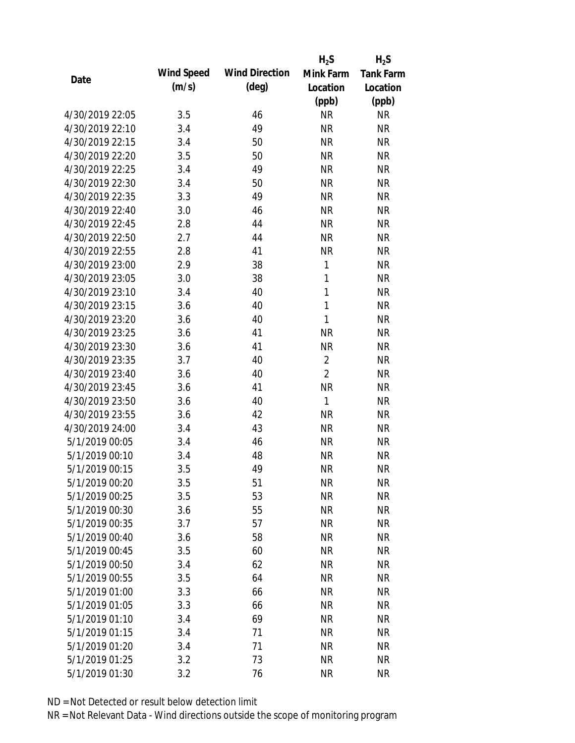| Date | Wind Speed (m/s) | Wind Direction (deg) | $H_2S$ Mink Farm Location (ppb) | $H_2S$ Tank Farm Location (ppb) |
|---|---|---|---|---|
| 4/30/2019 22:05 | 3.5 | 46 | NR | NR |
| 4/30/2019 22:10 | 3.4 | 49 | NR | NR |
| 4/30/2019 22:15 | 3.4 | 50 | NR | NR |
| 4/30/2019 22:20 | 3.5 | 50 | NR | NR |
| 4/30/2019 22:25 | 3.4 | 49 | NR | NR |
| 4/30/2019 22:30 | 3.4 | 50 | NR | NR |
| 4/30/2019 22:35 | 3.3 | 49 | NR | NR |
| 4/30/2019 22:40 | 3.0 | 46 | NR | NR |
| 4/30/2019 22:45 | 2.8 | 44 | NR | NR |
| 4/30/2019 22:50 | 2.7 | 44 | NR | NR |
| 4/30/2019 22:55 | 2.8 | 41 | NR | NR |
| 4/30/2019 23:00 | 2.9 | 38 | 1 | NR |
| 4/30/2019 23:05 | 3.0 | 38 | 1 | NR |
| 4/30/2019 23:10 | 3.4 | 40 | 1 | NR |
| 4/30/2019 23:15 | 3.6 | 40 | 1 | NR |
| 4/30/2019 23:20 | 3.6 | 40 | 1 | NR |
| 4/30/2019 23:25 | 3.6 | 41 | NR | NR |
| 4/30/2019 23:30 | 3.6 | 41 | NR | NR |
| 4/30/2019 23:35 | 3.7 | 40 | 2 | NR |
| 4/30/2019 23:40 | 3.6 | 40 | 2 | NR |
| 4/30/2019 23:45 | 3.6 | 41 | NR | NR |
| 4/30/2019 23:50 | 3.6 | 40 | 1 | NR |
| 4/30/2019 23:55 | 3.6 | 42 | NR | NR |
| 4/30/2019 24:00 | 3.4 | 43 | NR | NR |
| 5/1/2019 00:05 | 3.4 | 46 | NR | NR |
| 5/1/2019 00:10 | 3.4 | 48 | NR | NR |
| 5/1/2019 00:15 | 3.5 | 49 | NR | NR |
| 5/1/2019 00:20 | 3.5 | 51 | NR | NR |
| 5/1/2019 00:25 | 3.5 | 53 | NR | NR |
| 5/1/2019 00:30 | 3.6 | 55 | NR | NR |
| 5/1/2019 00:35 | 3.7 | 57 | NR | NR |
| 5/1/2019 00:40 | 3.6 | 58 | NR | NR |
| 5/1/2019 00:45 | 3.5 | 60 | NR | NR |
| 5/1/2019 00:50 | 3.4 | 62 | NR | NR |
| 5/1/2019 00:55 | 3.5 | 64 | NR | NR |
| 5/1/2019 01:00 | 3.3 | 66 | NR | NR |
| 5/1/2019 01:05 | 3.3 | 66 | NR | NR |
| 5/1/2019 01:10 | 3.4 | 69 | NR | NR |
| 5/1/2019 01:15 | 3.4 | 71 | NR | NR |
| 5/1/2019 01:20 | 3.4 | 71 | NR | NR |
| 5/1/2019 01:25 | 3.2 | 73 | NR | NR |
| 5/1/2019 01:30 | 3.2 | 76 | NR | NR |

ND = Not Detected or result below detection limit

NR = Not Relevant Data - Wind directions outside the scope of monitoring program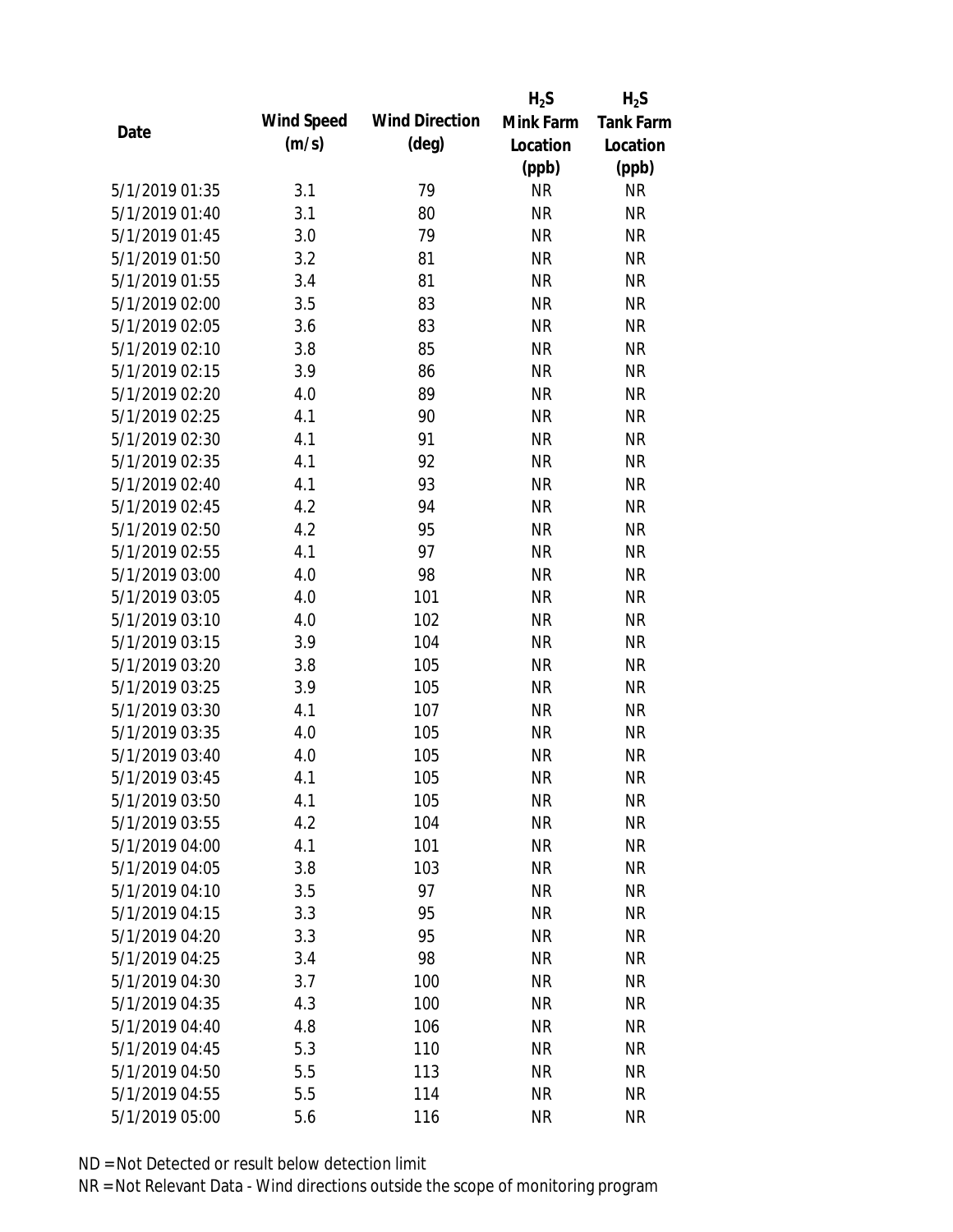| Date | Wind Speed (m/s) | Wind Direction (deg) | $H_2S$ Mink Farm Location (ppb) | $H_2S$ Tank Farm Location (ppb) |
|---|---|---|---|---|
| 5/1/2019 01:35 | 3.1 | 79 | NR | NR |
| 5/1/2019 01:40 | 3.1 | 80 | NR | NR |
| 5/1/2019 01:45 | 3.0 | 79 | NR | NR |
| 5/1/2019 01:50 | 3.2 | 81 | NR | NR |
| 5/1/2019 01:55 | 3.4 | 81 | NR | NR |
| 5/1/2019 02:00 | 3.5 | 83 | NR | NR |
| 5/1/2019 02:05 | 3.6 | 83 | NR | NR |
| 5/1/2019 02:10 | 3.8 | 85 | NR | NR |
| 5/1/2019 02:15 | 3.9 | 86 | NR | NR |
| 5/1/2019 02:20 | 4.0 | 89 | NR | NR |
| 5/1/2019 02:25 | 4.1 | 90 | NR | NR |
| 5/1/2019 02:30 | 4.1 | 91 | NR | NR |
| 5/1/2019 02:35 | 4.1 | 92 | NR | NR |
| 5/1/2019 02:40 | 4.1 | 93 | NR | NR |
| 5/1/2019 02:45 | 4.2 | 94 | NR | NR |
| 5/1/2019 02:50 | 4.2 | 95 | NR | NR |
| 5/1/2019 02:55 | 4.1 | 97 | NR | NR |
| 5/1/2019 03:00 | 4.0 | 98 | NR | NR |
| 5/1/2019 03:05 | 4.0 | 101 | NR | NR |
| 5/1/2019 03:10 | 4.0 | 102 | NR | NR |
| 5/1/2019 03:15 | 3.9 | 104 | NR | NR |
| 5/1/2019 03:20 | 3.8 | 105 | NR | NR |
| 5/1/2019 03:25 | 3.9 | 105 | NR | NR |
| 5/1/2019 03:30 | 4.1 | 107 | NR | NR |
| 5/1/2019 03:35 | 4.0 | 105 | NR | NR |
| 5/1/2019 03:40 | 4.0 | 105 | NR | NR |
| 5/1/2019 03:45 | 4.1 | 105 | NR | NR |
| 5/1/2019 03:50 | 4.1 | 105 | NR | NR |
| 5/1/2019 03:55 | 4.2 | 104 | NR | NR |
| 5/1/2019 04:00 | 4.1 | 101 | NR | NR |
| 5/1/2019 04:05 | 3.8 | 103 | NR | NR |
| 5/1/2019 04:10 | 3.5 | 97 | NR | NR |
| 5/1/2019 04:15 | 3.3 | 95 | NR | NR |
| 5/1/2019 04:20 | 3.3 | 95 | NR | NR |
| 5/1/2019 04:25 | 3.4 | 98 | NR | NR |
| 5/1/2019 04:30 | 3.7 | 100 | NR | NR |
| 5/1/2019 04:35 | 4.3 | 100 | NR | NR |
| 5/1/2019 04:40 | 4.8 | 106 | NR | NR |
| 5/1/2019 04:45 | 5.3 | 110 | NR | NR |
| 5/1/2019 04:50 | 5.5 | 113 | NR | NR |
| 5/1/2019 04:55 | 5.5 | 114 | NR | NR |
| 5/1/2019 05:00 | 5.6 | 116 | NR | NR |

ND = Not Detected or result below detection limit

NR = Not Relevant Data - Wind directions outside the scope of monitoring program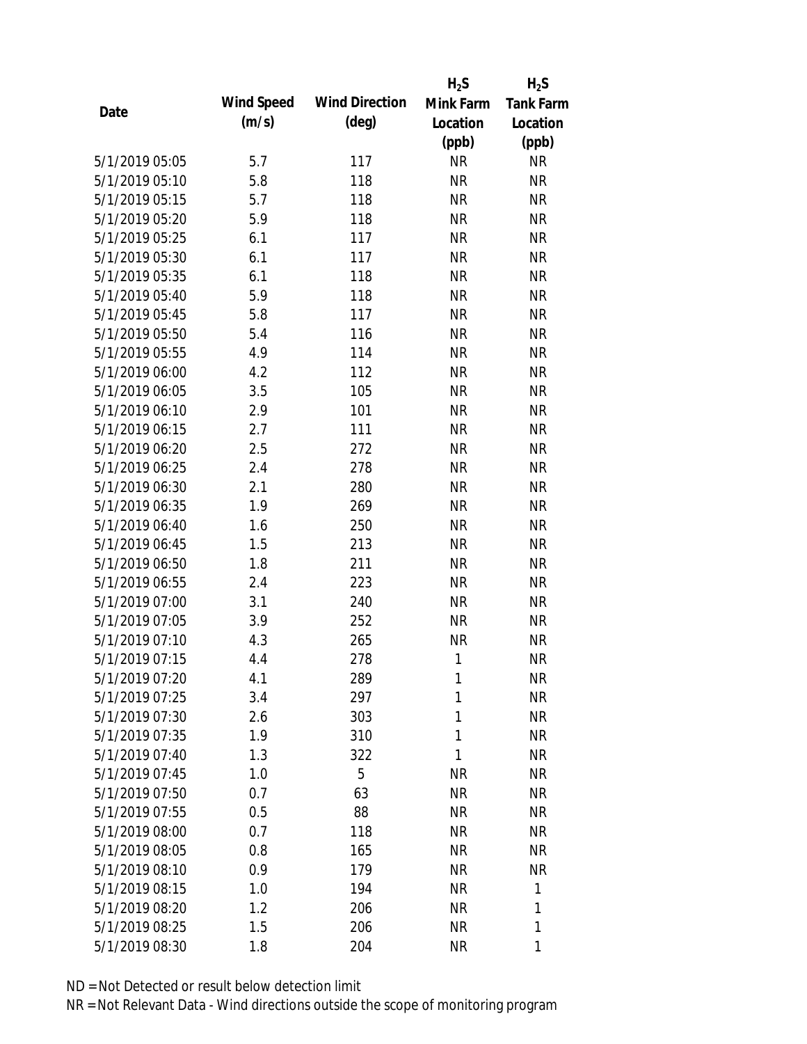| Date | Wind Speed (m/s) | Wind Direction (deg) | $H_2S$ Mink Farm Location (ppb) | $H_2S$ Tank Farm Location (ppb) |
|---|---|---|---|---|
| 5/1/2019 05:05 | 5.7 | 117 | NR | NR |
| 5/1/2019 05:10 | 5.8 | 118 | NR | NR |
| 5/1/2019 05:15 | 5.7 | 118 | NR | NR |
| 5/1/2019 05:20 | 5.9 | 118 | NR | NR |
| 5/1/2019 05:25 | 6.1 | 117 | NR | NR |
| 5/1/2019 05:30 | 6.1 | 117 | NR | NR |
| 5/1/2019 05:35 | 6.1 | 118 | NR | NR |
| 5/1/2019 05:40 | 5.9 | 118 | NR | NR |
| 5/1/2019 05:45 | 5.8 | 117 | NR | NR |
| 5/1/2019 05:50 | 5.4 | 116 | NR | NR |
| 5/1/2019 05:55 | 4.9 | 114 | NR | NR |
| 5/1/2019 06:00 | 4.2 | 112 | NR | NR |
| 5/1/2019 06:05 | 3.5 | 105 | NR | NR |
| 5/1/2019 06:10 | 2.9 | 101 | NR | NR |
| 5/1/2019 06:15 | 2.7 | 111 | NR | NR |
| 5/1/2019 06:20 | 2.5 | 272 | NR | NR |
| 5/1/2019 06:25 | 2.4 | 278 | NR | NR |
| 5/1/2019 06:30 | 2.1 | 280 | NR | NR |
| 5/1/2019 06:35 | 1.9 | 269 | NR | NR |
| 5/1/2019 06:40 | 1.6 | 250 | NR | NR |
| 5/1/2019 06:45 | 1.5 | 213 | NR | NR |
| 5/1/2019 06:50 | 1.8 | 211 | NR | NR |
| 5/1/2019 06:55 | 2.4 | 223 | NR | NR |
| 5/1/2019 07:00 | 3.1 | 240 | NR | NR |
| 5/1/2019 07:05 | 3.9 | 252 | NR | NR |
| 5/1/2019 07:10 | 4.3 | 265 | NR | NR |
| 5/1/2019 07:15 | 4.4 | 278 | 1 | NR |
| 5/1/2019 07:20 | 4.1 | 289 | 1 | NR |
| 5/1/2019 07:25 | 3.4 | 297 | 1 | NR |
| 5/1/2019 07:30 | 2.6 | 303 | 1 | NR |
| 5/1/2019 07:35 | 1.9 | 310 | 1 | NR |
| 5/1/2019 07:40 | 1.3 | 322 | 1 | NR |
| 5/1/2019 07:45 | 1.0 | 5 | NR | NR |
| 5/1/2019 07:50 | 0.7 | 63 | NR | NR |
| 5/1/2019 07:55 | 0.5 | 88 | NR | NR |
| 5/1/2019 08:00 | 0.7 | 118 | NR | NR |
| 5/1/2019 08:05 | 0.8 | 165 | NR | NR |
| 5/1/2019 08:10 | 0.9 | 179 | NR | NR |
| 5/1/2019 08:15 | 1.0 | 194 | NR | 1 |
| 5/1/2019 08:20 | 1.2 | 206 | NR | 1 |
| 5/1/2019 08:25 | 1.5 | 206 | NR | 1 |
| 5/1/2019 08:30 | 1.8 | 204 | NR | 1 |

ND = Not Detected or result below detection limit

NR = Not Relevant Data - Wind directions outside the scope of monitoring program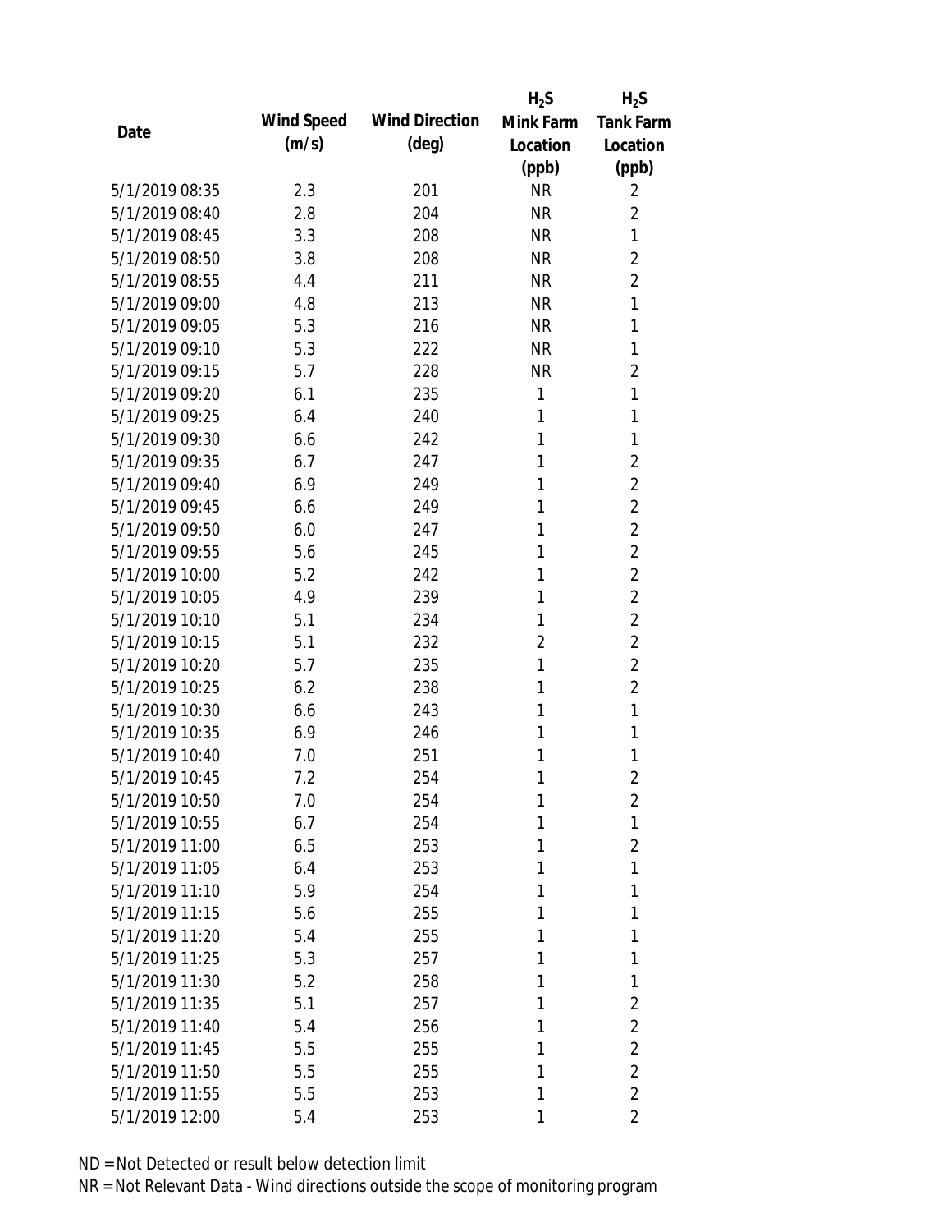| Date | Wind Speed (m/s) | Wind Direction (deg) | $H_2S$ Mink Farm Location (ppb) | $H_2S$ Tank Farm Location (ppb) |
|---|---|---|---|---|
| 5/1/2019 08:35 | 2.3 | 201 | NR | 2 |
| 5/1/2019 08:40 | 2.8 | 204 | NR | 2 |
| 5/1/2019 08:45 | 3.3 | 208 | NR | 1 |
| 5/1/2019 08:50 | 3.8 | 208 | NR | 2 |
| 5/1/2019 08:55 | 4.4 | 211 | NR | 2 |
| 5/1/2019 09:00 | 4.8 | 213 | NR | 1 |
| 5/1/2019 09:05 | 5.3 | 216 | NR | 1 |
| 5/1/2019 09:10 | 5.3 | 222 | NR | 1 |
| 5/1/2019 09:15 | 5.7 | 228 | NR | 2 |
| 5/1/2019 09:20 | 6.1 | 235 | 1 | 1 |
| 5/1/2019 09:25 | 6.4 | 240 | 1 | 1 |
| 5/1/2019 09:30 | 6.6 | 242 | 1 | 1 |
| 5/1/2019 09:35 | 6.7 | 247 | 1 | 2 |
| 5/1/2019 09:40 | 6.9 | 249 | 1 | 2 |
| 5/1/2019 09:45 | 6.6 | 249 | 1 | 2 |
| 5/1/2019 09:50 | 6.0 | 247 | 1 | 2 |
| 5/1/2019 09:55 | 5.6 | 245 | 1 | 2 |
| 5/1/2019 10:00 | 5.2 | 242 | 1 | 2 |
| 5/1/2019 10:05 | 4.9 | 239 | 1 | 2 |
| 5/1/2019 10:10 | 5.1 | 234 | 1 | 2 |
| 5/1/2019 10:15 | 5.1 | 232 | 2 | 2 |
| 5/1/2019 10:20 | 5.7 | 235 | 1 | 2 |
| 5/1/2019 10:25 | 6.2 | 238 | 1 | 2 |
| 5/1/2019 10:30 | 6.6 | 243 | 1 | 1 |
| 5/1/2019 10:35 | 6.9 | 246 | 1 | 1 |
| 5/1/2019 10:40 | 7.0 | 251 | 1 | 1 |
| 5/1/2019 10:45 | 7.2 | 254 | 1 | 2 |
| 5/1/2019 10:50 | 7.0 | 254 | 1 | 2 |
| 5/1/2019 10:55 | 6.7 | 254 | 1 | 1 |
| 5/1/2019 11:00 | 6.5 | 253 | 1 | 2 |
| 5/1/2019 11:05 | 6.4 | 253 | 1 | 1 |
| 5/1/2019 11:10 | 5.9 | 254 | 1 | 1 |
| 5/1/2019 11:15 | 5.6 | 255 | 1 | 1 |
| 5/1/2019 11:20 | 5.4 | 255 | 1 | 1 |
| 5/1/2019 11:25 | 5.3 | 257 | 1 | 1 |
| 5/1/2019 11:30 | 5.2 | 258 | 1 | 1 |
| 5/1/2019 11:35 | 5.1 | 257 | 1 | 2 |
| 5/1/2019 11:40 | 5.4 | 256 | 1 | 2 |
| 5/1/2019 11:45 | 5.5 | 255 | 1 | 2 |
| 5/1/2019 11:50 | 5.5 | 255 | 1 | 2 |
| 5/1/2019 11:55 | 5.5 | 253 | 1 | 2 |
| 5/1/2019 12:00 | 5.4 | 253 | 1 | 2 |

ND = Not Detected or result below detection limit
NR = Not Relevant Data - Wind directions outside the scope of monitoring program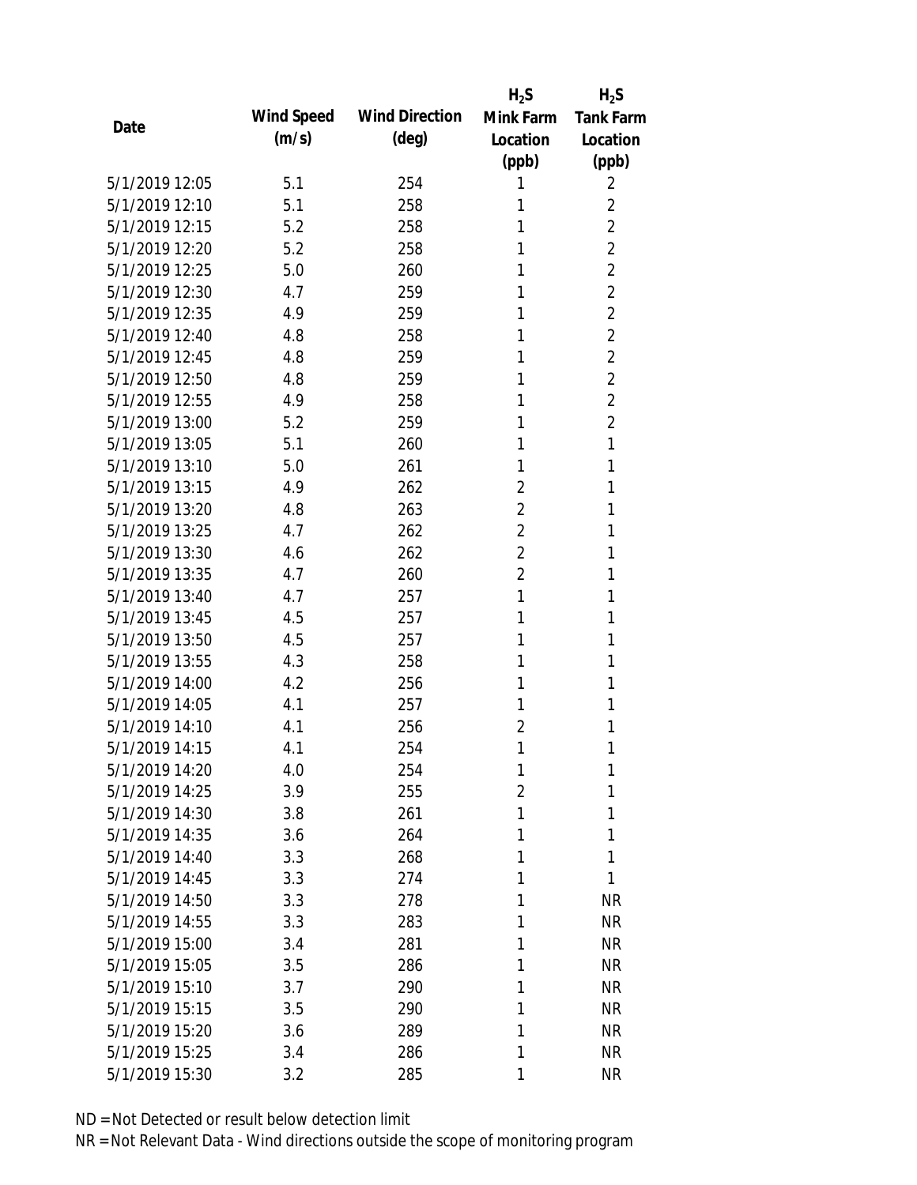| Date | Wind Speed (m/s) | Wind Direction (deg) | $H_2S$ Mink Farm Location (ppb) | $H_2S$ Tank Farm Location (ppb) |
|---|---|---|---|---|
| 5/1/2019 12:05 | 5.1 | 254 | 1 | 2 |
| 5/1/2019 12:10 | 5.1 | 258 | 1 | 2 |
| 5/1/2019 12:15 | 5.2 | 258 | 1 | 2 |
| 5/1/2019 12:20 | 5.2 | 258 | 1 | 2 |
| 5/1/2019 12:25 | 5.0 | 260 | 1 | 2 |
| 5/1/2019 12:30 | 4.7 | 259 | 1 | 2 |
| 5/1/2019 12:35 | 4.9 | 259 | 1 | 2 |
| 5/1/2019 12:40 | 4.8 | 258 | 1 | 2 |
| 5/1/2019 12:45 | 4.8 | 259 | 1 | 2 |
| 5/1/2019 12:50 | 4.8 | 259 | 1 | 2 |
| 5/1/2019 12:55 | 4.9 | 258 | 1 | 2 |
| 5/1/2019 13:00 | 5.2 | 259 | 1 | 2 |
| 5/1/2019 13:05 | 5.1 | 260 | 1 | 1 |
| 5/1/2019 13:10 | 5.0 | 261 | 1 | 1 |
| 5/1/2019 13:15 | 4.9 | 262 | 2 | 1 |
| 5/1/2019 13:20 | 4.8 | 263 | 2 | 1 |
| 5/1/2019 13:25 | 4.7 | 262 | 2 | 1 |
| 5/1/2019 13:30 | 4.6 | 262 | 2 | 1 |
| 5/1/2019 13:35 | 4.7 | 260 | 2 | 1 |
| 5/1/2019 13:40 | 4.7 | 257 | 1 | 1 |
| 5/1/2019 13:45 | 4.5 | 257 | 1 | 1 |
| 5/1/2019 13:50 | 4.5 | 257 | 1 | 1 |
| 5/1/2019 13:55 | 4.3 | 258 | 1 | 1 |
| 5/1/2019 14:00 | 4.2 | 256 | 1 | 1 |
| 5/1/2019 14:05 | 4.1 | 257 | 1 | 1 |
| 5/1/2019 14:10 | 4.1 | 256 | 2 | 1 |
| 5/1/2019 14:15 | 4.1 | 254 | 1 | 1 |
| 5/1/2019 14:20 | 4.0 | 254 | 1 | 1 |
| 5/1/2019 14:25 | 3.9 | 255 | 2 | 1 |
| 5/1/2019 14:30 | 3.8 | 261 | 1 | 1 |
| 5/1/2019 14:35 | 3.6 | 264 | 1 | 1 |
| 5/1/2019 14:40 | 3.3 | 268 | 1 | 1 |
| 5/1/2019 14:45 | 3.3 | 274 | 1 | 1 |
| 5/1/2019 14:50 | 3.3 | 278 | 1 | NR |
| 5/1/2019 14:55 | 3.3 | 283 | 1 | NR |
| 5/1/2019 15:00 | 3.4 | 281 | 1 | NR |
| 5/1/2019 15:05 | 3.5 | 286 | 1 | NR |
| 5/1/2019 15:10 | 3.7 | 290 | 1 | NR |
| 5/1/2019 15:15 | 3.5 | 290 | 1 | NR |
| 5/1/2019 15:20 | 3.6 | 289 | 1 | NR |
| 5/1/2019 15:25 | 3.4 | 286 | 1 | NR |
| 5/1/2019 15:30 | 3.2 | 285 | 1 | NR |

ND = Not Detected or result below detection limit

NR = Not Relevant Data - Wind directions outside the scope of monitoring program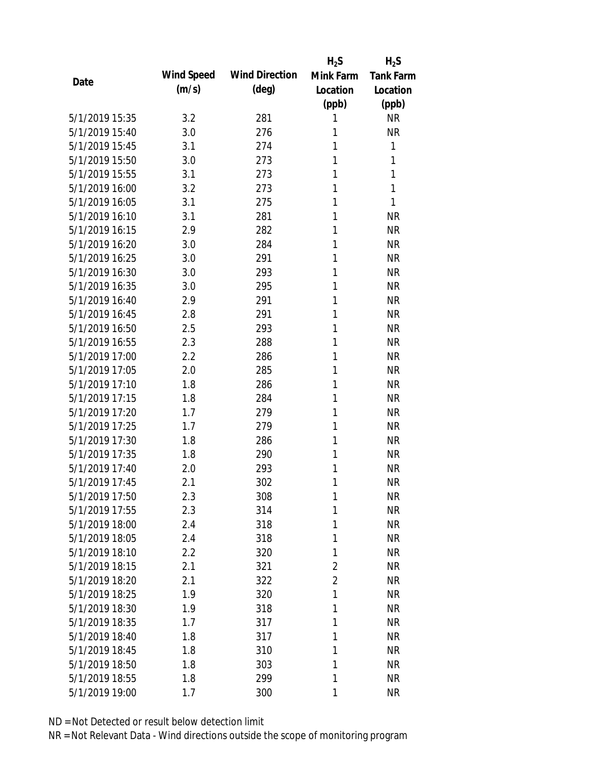| Date | Wind Speed (m/s) | Wind Direction (deg) | $H_2S$ Mink Farm Location (ppb) | $H_2S$ Tank Farm Location (ppb) |
|---|---|---|---|---|
| 5/1/2019 15:35 | 3.2 | 281 | 1 | NR |
| 5/1/2019 15:40 | 3.0 | 276 | 1 | NR |
| 5/1/2019 15:45 | 3.1 | 274 | 1 | 1 |
| 5/1/2019 15:50 | 3.0 | 273 | 1 | 1 |
| 5/1/2019 15:55 | 3.1 | 273 | 1 | 1 |
| 5/1/2019 16:00 | 3.2 | 273 | 1 | 1 |
| 5/1/2019 16:05 | 3.1 | 275 | 1 | 1 |
| 5/1/2019 16:10 | 3.1 | 281 | 1 | NR |
| 5/1/2019 16:15 | 2.9 | 282 | 1 | NR |
| 5/1/2019 16:20 | 3.0 | 284 | 1 | NR |
| 5/1/2019 16:25 | 3.0 | 291 | 1 | NR |
| 5/1/2019 16:30 | 3.0 | 293 | 1 | NR |
| 5/1/2019 16:35 | 3.0 | 295 | 1 | NR |
| 5/1/2019 16:40 | 2.9 | 291 | 1 | NR |
| 5/1/2019 16:45 | 2.8 | 291 | 1 | NR |
| 5/1/2019 16:50 | 2.5 | 293 | 1 | NR |
| 5/1/2019 16:55 | 2.3 | 288 | 1 | NR |
| 5/1/2019 17:00 | 2.2 | 286 | 1 | NR |
| 5/1/2019 17:05 | 2.0 | 285 | 1 | NR |
| 5/1/2019 17:10 | 1.8 | 286 | 1 | NR |
| 5/1/2019 17:15 | 1.8 | 284 | 1 | NR |
| 5/1/2019 17:20 | 1.7 | 279 | 1 | NR |
| 5/1/2019 17:25 | 1.7 | 279 | 1 | NR |
| 5/1/2019 17:30 | 1.8 | 286 | 1 | NR |
| 5/1/2019 17:35 | 1.8 | 290 | 1 | NR |
| 5/1/2019 17:40 | 2.0 | 293 | 1 | NR |
| 5/1/2019 17:45 | 2.1 | 302 | 1 | NR |
| 5/1/2019 17:50 | 2.3 | 308 | 1 | NR |
| 5/1/2019 17:55 | 2.3 | 314 | 1 | NR |
| 5/1/2019 18:00 | 2.4 | 318 | 1 | NR |
| 5/1/2019 18:05 | 2.4 | 318 | 1 | NR |
| 5/1/2019 18:10 | 2.2 | 320 | 1 | NR |
| 5/1/2019 18:15 | 2.1 | 321 | 2 | NR |
| 5/1/2019 18:20 | 2.1 | 322 | 2 | NR |
| 5/1/2019 18:25 | 1.9 | 320 | 1 | NR |
| 5/1/2019 18:30 | 1.9 | 318 | 1 | NR |
| 5/1/2019 18:35 | 1.7 | 317 | 1 | NR |
| 5/1/2019 18:40 | 1.8 | 317 | 1 | NR |
| 5/1/2019 18:45 | 1.8 | 310 | 1 | NR |
| 5/1/2019 18:50 | 1.8 | 303 | 1 | NR |
| 5/1/2019 18:55 | 1.8 | 299 | 1 | NR |
| 5/1/2019 19:00 | 1.7 | 300 | 1 | NR |

ND = Not Detected or result below detection limit
NR = Not Relevant Data - Wind directions outside the scope of monitoring program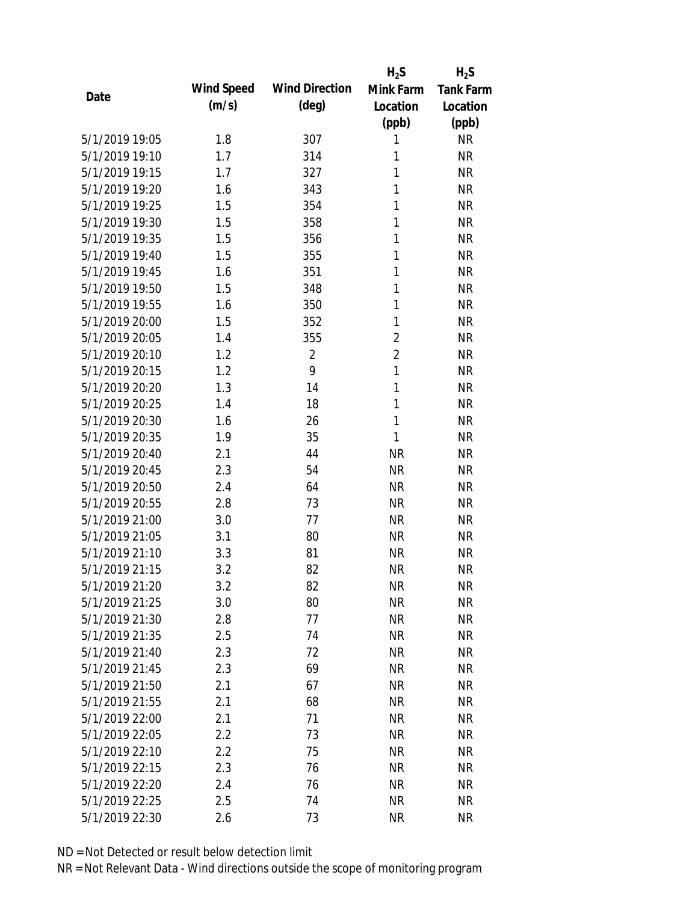| Date | Wind Speed (m/s) | Wind Direction (deg) | $H_2S$ Mink Farm Location (ppb) | $H_2S$ Tank Farm Location (ppb) |
|---|---|---|---|---|
| 5/1/2019 19:05 | 1.8 | 307 | 1 | NR |
| 5/1/2019 19:10 | 1.7 | 314 | 1 | NR |
| 5/1/2019 19:15 | 1.7 | 327 | 1 | NR |
| 5/1/2019 19:20 | 1.6 | 343 | 1 | NR |
| 5/1/2019 19:25 | 1.5 | 354 | 1 | NR |
| 5/1/2019 19:30 | 1.5 | 358 | 1 | NR |
| 5/1/2019 19:35 | 1.5 | 356 | 1 | NR |
| 5/1/2019 19:40 | 1.5 | 355 | 1 | NR |
| 5/1/2019 19:45 | 1.6 | 351 | 1 | NR |
| 5/1/2019 19:50 | 1.5 | 348 | 1 | NR |
| 5/1/2019 19:55 | 1.6 | 350 | 1 | NR |
| 5/1/2019 20:00 | 1.5 | 352 | 1 | NR |
| 5/1/2019 20:05 | 1.4 | 355 | 2 | NR |
| 5/1/2019 20:10 | 1.2 | 2 | 2 | NR |
| 5/1/2019 20:15 | 1.2 | 9 | 1 | NR |
| 5/1/2019 20:20 | 1.3 | 14 | 1 | NR |
| 5/1/2019 20:25 | 1.4 | 18 | 1 | NR |
| 5/1/2019 20:30 | 1.6 | 26 | 1 | NR |
| 5/1/2019 20:35 | 1.9 | 35 | 1 | NR |
| 5/1/2019 20:40 | 2.1 | 44 | NR | NR |
| 5/1/2019 20:45 | 2.3 | 54 | NR | NR |
| 5/1/2019 20:50 | 2.4 | 64 | NR | NR |
| 5/1/2019 20:55 | 2.8 | 73 | NR | NR |
| 5/1/2019 21:00 | 3.0 | 77 | NR | NR |
| 5/1/2019 21:05 | 3.1 | 80 | NR | NR |
| 5/1/2019 21:10 | 3.3 | 81 | NR | NR |
| 5/1/2019 21:15 | 3.2 | 82 | NR | NR |
| 5/1/2019 21:20 | 3.2 | 82 | NR | NR |
| 5/1/2019 21:25 | 3.0 | 80 | NR | NR |
| 5/1/2019 21:30 | 2.8 | 77 | NR | NR |
| 5/1/2019 21:35 | 2.5 | 74 | NR | NR |
| 5/1/2019 21:40 | 2.3 | 72 | NR | NR |
| 5/1/2019 21:45 | 2.3 | 69 | NR | NR |
| 5/1/2019 21:50 | 2.1 | 67 | NR | NR |
| 5/1/2019 21:55 | 2.1 | 68 | NR | NR |
| 5/1/2019 22:00 | 2.1 | 71 | NR | NR |
| 5/1/2019 22:05 | 2.2 | 73 | NR | NR |
| 5/1/2019 22:10 | 2.2 | 75 | NR | NR |
| 5/1/2019 22:15 | 2.3 | 76 | NR | NR |
| 5/1/2019 22:20 | 2.4 | 76 | NR | NR |
| 5/1/2019 22:25 | 2.5 | 74 | NR | NR |
| 5/1/2019 22:30 | 2.6 | 73 | NR | NR |

ND = Not Detected or result below detection limit

NR = Not Relevant Data - Wind directions outside the scope of monitoring program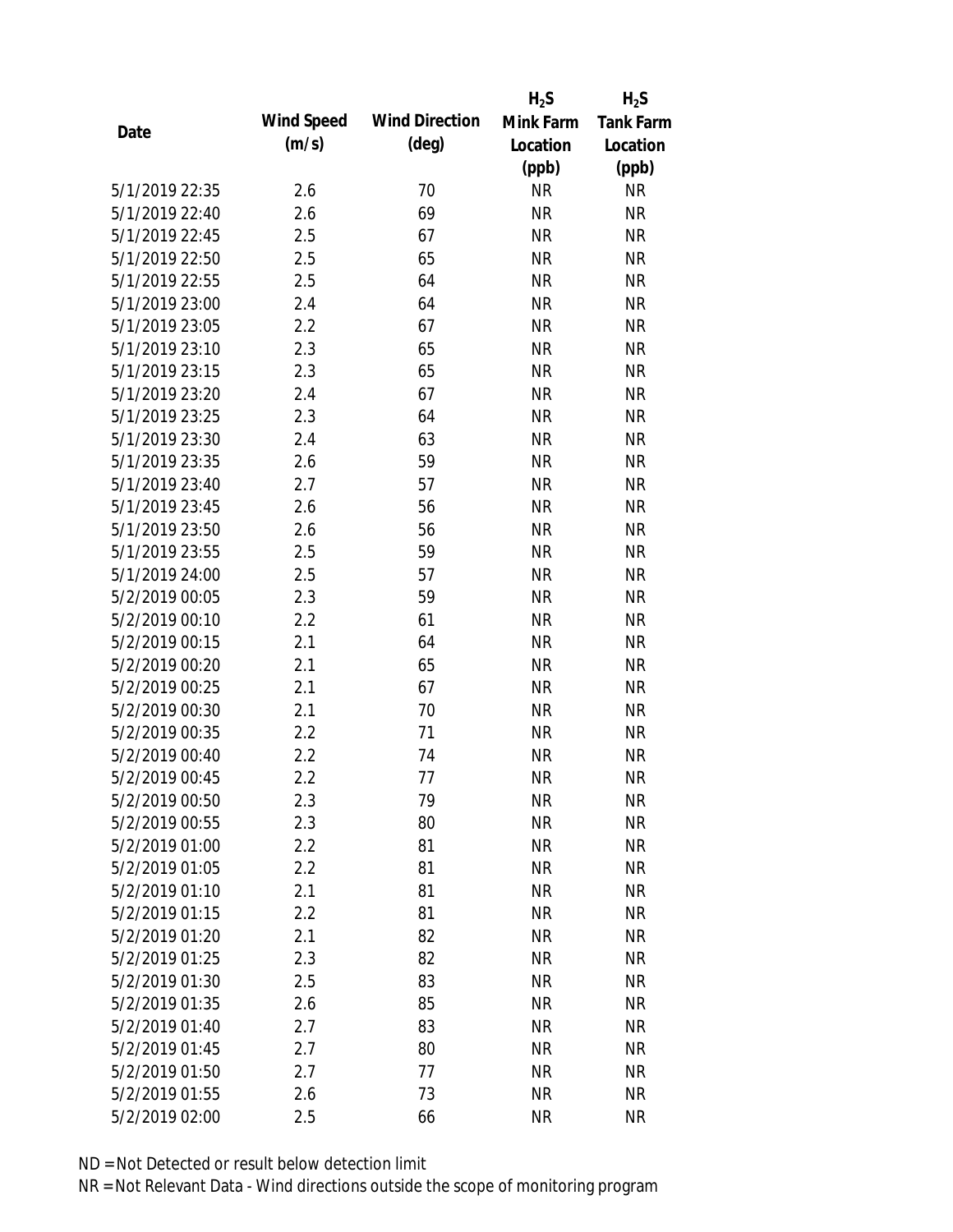| Date | Wind Speed (m/s) | Wind Direction (deg) | $H_2S$ Mink Farm Location (ppb) | $H_2S$ Tank Farm Location (ppb) |
|---|---|---|---|---|
| 5/1/2019 22:35 | 2.6 | 70 | NR | NR |
| 5/1/2019 22:40 | 2.6 | 69 | NR | NR |
| 5/1/2019 22:45 | 2.5 | 67 | NR | NR |
| 5/1/2019 22:50 | 2.5 | 65 | NR | NR |
| 5/1/2019 22:55 | 2.5 | 64 | NR | NR |
| 5/1/2019 23:00 | 2.4 | 64 | NR | NR |
| 5/1/2019 23:05 | 2.2 | 67 | NR | NR |
| 5/1/2019 23:10 | 2.3 | 65 | NR | NR |
| 5/1/2019 23:15 | 2.3 | 65 | NR | NR |
| 5/1/2019 23:20 | 2.4 | 67 | NR | NR |
| 5/1/2019 23:25 | 2.3 | 64 | NR | NR |
| 5/1/2019 23:30 | 2.4 | 63 | NR | NR |
| 5/1/2019 23:35 | 2.6 | 59 | NR | NR |
| 5/1/2019 23:40 | 2.7 | 57 | NR | NR |
| 5/1/2019 23:45 | 2.6 | 56 | NR | NR |
| 5/1/2019 23:50 | 2.6 | 56 | NR | NR |
| 5/1/2019 23:55 | 2.5 | 59 | NR | NR |
| 5/1/2019 24:00 | 2.5 | 57 | NR | NR |
| 5/2/2019 00:05 | 2.3 | 59 | NR | NR |
| 5/2/2019 00:10 | 2.2 | 61 | NR | NR |
| 5/2/2019 00:15 | 2.1 | 64 | NR | NR |
| 5/2/2019 00:20 | 2.1 | 65 | NR | NR |
| 5/2/2019 00:25 | 2.1 | 67 | NR | NR |
| 5/2/2019 00:30 | 2.1 | 70 | NR | NR |
| 5/2/2019 00:35 | 2.2 | 71 | NR | NR |
| 5/2/2019 00:40 | 2.2 | 74 | NR | NR |
| 5/2/2019 00:45 | 2.2 | 77 | NR | NR |
| 5/2/2019 00:50 | 2.3 | 79 | NR | NR |
| 5/2/2019 00:55 | 2.3 | 80 | NR | NR |
| 5/2/2019 01:00 | 2.2 | 81 | NR | NR |
| 5/2/2019 01:05 | 2.2 | 81 | NR | NR |
| 5/2/2019 01:10 | 2.1 | 81 | NR | NR |
| 5/2/2019 01:15 | 2.2 | 81 | NR | NR |
| 5/2/2019 01:20 | 2.1 | 82 | NR | NR |
| 5/2/2019 01:25 | 2.3 | 82 | NR | NR |
| 5/2/2019 01:30 | 2.5 | 83 | NR | NR |
| 5/2/2019 01:35 | 2.6 | 85 | NR | NR |
| 5/2/2019 01:40 | 2.7 | 83 | NR | NR |
| 5/2/2019 01:45 | 2.7 | 80 | NR | NR |
| 5/2/2019 01:50 | 2.7 | 77 | NR | NR |
| 5/2/2019 01:55 | 2.6 | 73 | NR | NR |
| 5/2/2019 02:00 | 2.5 | 66 | NR | NR |

ND = Not Detected or result below detection limit
NR = Not Relevant Data - Wind directions outside the scope of monitoring program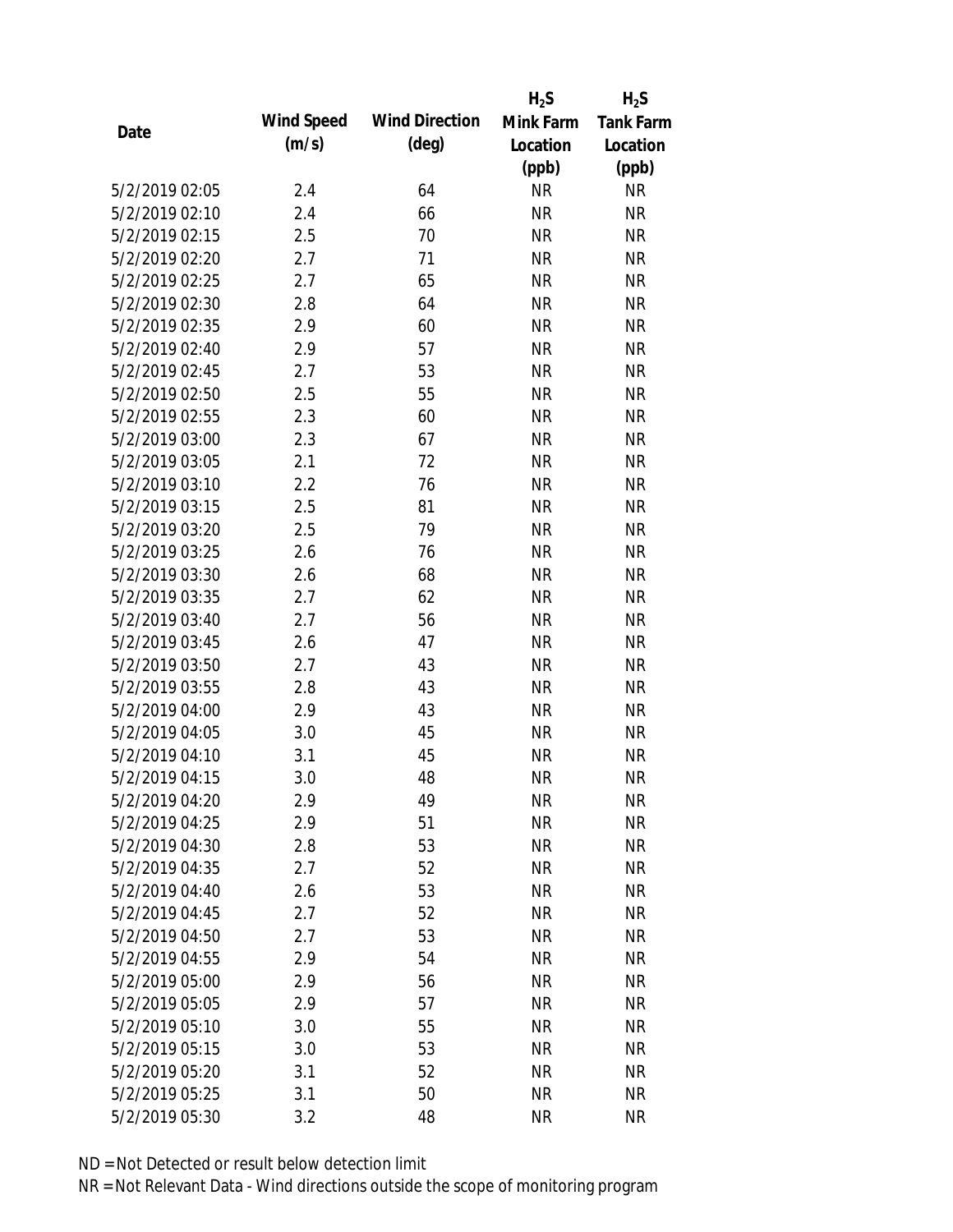| Date | Wind Speed (m/s) | Wind Direction (deg) | $H_2S$ Mink Farm Location (ppb) | $H_2S$ Tank Farm Location (ppb) |
|---|---|---|---|---|
| 5/2/2019 02:05 | 2.4 | 64 | NR | NR |
| 5/2/2019 02:10 | 2.4 | 66 | NR | NR |
| 5/2/2019 02:15 | 2.5 | 70 | NR | NR |
| 5/2/2019 02:20 | 2.7 | 71 | NR | NR |
| 5/2/2019 02:25 | 2.7 | 65 | NR | NR |
| 5/2/2019 02:30 | 2.8 | 64 | NR | NR |
| 5/2/2019 02:35 | 2.9 | 60 | NR | NR |
| 5/2/2019 02:40 | 2.9 | 57 | NR | NR |
| 5/2/2019 02:45 | 2.7 | 53 | NR | NR |
| 5/2/2019 02:50 | 2.5 | 55 | NR | NR |
| 5/2/2019 02:55 | 2.3 | 60 | NR | NR |
| 5/2/2019 03:00 | 2.3 | 67 | NR | NR |
| 5/2/2019 03:05 | 2.1 | 72 | NR | NR |
| 5/2/2019 03:10 | 2.2 | 76 | NR | NR |
| 5/2/2019 03:15 | 2.5 | 81 | NR | NR |
| 5/2/2019 03:20 | 2.5 | 79 | NR | NR |
| 5/2/2019 03:25 | 2.6 | 76 | NR | NR |
| 5/2/2019 03:30 | 2.6 | 68 | NR | NR |
| 5/2/2019 03:35 | 2.7 | 62 | NR | NR |
| 5/2/2019 03:40 | 2.7 | 56 | NR | NR |
| 5/2/2019 03:45 | 2.6 | 47 | NR | NR |
| 5/2/2019 03:50 | 2.7 | 43 | NR | NR |
| 5/2/2019 03:55 | 2.8 | 43 | NR | NR |
| 5/2/2019 04:00 | 2.9 | 43 | NR | NR |
| 5/2/2019 04:05 | 3.0 | 45 | NR | NR |
| 5/2/2019 04:10 | 3.1 | 45 | NR | NR |
| 5/2/2019 04:15 | 3.0 | 48 | NR | NR |
| 5/2/2019 04:20 | 2.9 | 49 | NR | NR |
| 5/2/2019 04:25 | 2.9 | 51 | NR | NR |
| 5/2/2019 04:30 | 2.8 | 53 | NR | NR |
| 5/2/2019 04:35 | 2.7 | 52 | NR | NR |
| 5/2/2019 04:40 | 2.6 | 53 | NR | NR |
| 5/2/2019 04:45 | 2.7 | 52 | NR | NR |
| 5/2/2019 04:50 | 2.7 | 53 | NR | NR |
| 5/2/2019 04:55 | 2.9 | 54 | NR | NR |
| 5/2/2019 05:00 | 2.9 | 56 | NR | NR |
| 5/2/2019 05:05 | 2.9 | 57 | NR | NR |
| 5/2/2019 05:10 | 3.0 | 55 | NR | NR |
| 5/2/2019 05:15 | 3.0 | 53 | NR | NR |
| 5/2/2019 05:20 | 3.1 | 52 | NR | NR |
| 5/2/2019 05:25 | 3.1 | 50 | NR | NR |
| 5/2/2019 05:30 | 3.2 | 48 | NR | NR |

ND = Not Detected or result below detection limit
NR = Not Relevant Data - Wind directions outside the scope of monitoring program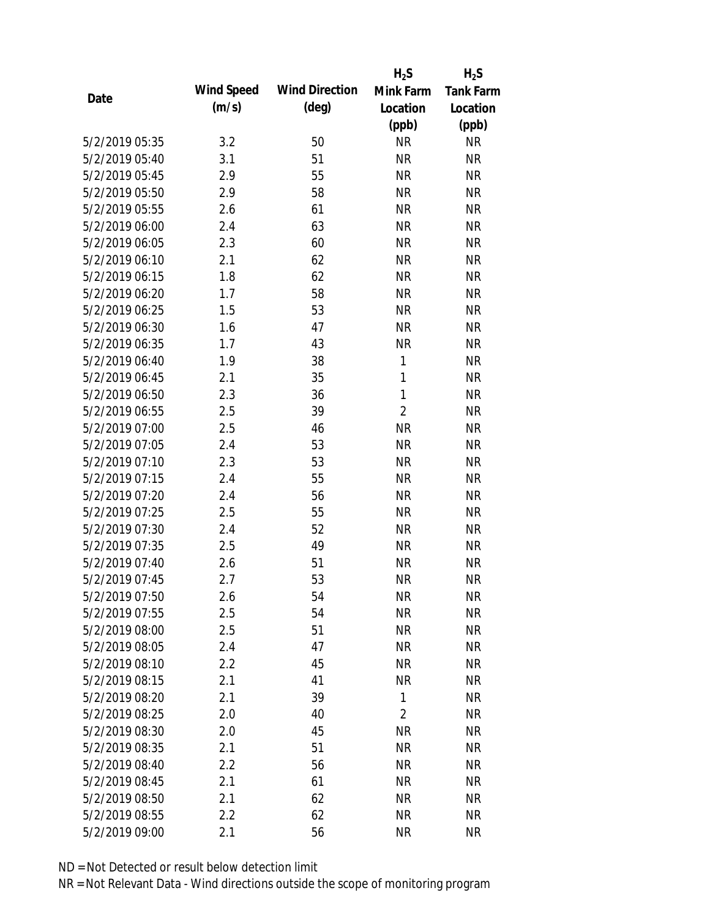| Date | Wind Speed (m/s) | Wind Direction (deg) | $H_2S$ Mink Farm Location (ppb) | $H_2S$ Tank Farm Location (ppb) |
|---|---|---|---|---|
| 5/2/2019 05:35 | 3.2 | 50 | NR | NR |
| 5/2/2019 05:40 | 3.1 | 51 | NR | NR |
| 5/2/2019 05:45 | 2.9 | 55 | NR | NR |
| 5/2/2019 05:50 | 2.9 | 58 | NR | NR |
| 5/2/2019 05:55 | 2.6 | 61 | NR | NR |
| 5/2/2019 06:00 | 2.4 | 63 | NR | NR |
| 5/2/2019 06:05 | 2.3 | 60 | NR | NR |
| 5/2/2019 06:10 | 2.1 | 62 | NR | NR |
| 5/2/2019 06:15 | 1.8 | 62 | NR | NR |
| 5/2/2019 06:20 | 1.7 | 58 | NR | NR |
| 5/2/2019 06:25 | 1.5 | 53 | NR | NR |
| 5/2/2019 06:30 | 1.6 | 47 | NR | NR |
| 5/2/2019 06:35 | 1.7 | 43 | NR | NR |
| 5/2/2019 06:40 | 1.9 | 38 | 1 | NR |
| 5/2/2019 06:45 | 2.1 | 35 | 1 | NR |
| 5/2/2019 06:50 | 2.3 | 36 | 1 | NR |
| 5/2/2019 06:55 | 2.5 | 39 | 2 | NR |
| 5/2/2019 07:00 | 2.5 | 46 | NR | NR |
| 5/2/2019 07:05 | 2.4 | 53 | NR | NR |
| 5/2/2019 07:10 | 2.3 | 53 | NR | NR |
| 5/2/2019 07:15 | 2.4 | 55 | NR | NR |
| 5/2/2019 07:20 | 2.4 | 56 | NR | NR |
| 5/2/2019 07:25 | 2.5 | 55 | NR | NR |
| 5/2/2019 07:30 | 2.4 | 52 | NR | NR |
| 5/2/2019 07:35 | 2.5 | 49 | NR | NR |
| 5/2/2019 07:40 | 2.6 | 51 | NR | NR |
| 5/2/2019 07:45 | 2.7 | 53 | NR | NR |
| 5/2/2019 07:50 | 2.6 | 54 | NR | NR |
| 5/2/2019 07:55 | 2.5 | 54 | NR | NR |
| 5/2/2019 08:00 | 2.5 | 51 | NR | NR |
| 5/2/2019 08:05 | 2.4 | 47 | NR | NR |
| 5/2/2019 08:10 | 2.2 | 45 | NR | NR |
| 5/2/2019 08:15 | 2.1 | 41 | NR | NR |
| 5/2/2019 08:20 | 2.1 | 39 | 1 | NR |
| 5/2/2019 08:25 | 2.0 | 40 | 2 | NR |
| 5/2/2019 08:30 | 2.0 | 45 | NR | NR |
| 5/2/2019 08:35 | 2.1 | 51 | NR | NR |
| 5/2/2019 08:40 | 2.2 | 56 | NR | NR |
| 5/2/2019 08:45 | 2.1 | 61 | NR | NR |
| 5/2/2019 08:50 | 2.1 | 62 | NR | NR |
| 5/2/2019 08:55 | 2.2 | 62 | NR | NR |
| 5/2/2019 09:00 | 2.1 | 56 | NR | NR |

ND = Not Detected or result below detection limit

NR = Not Relevant Data - Wind directions outside the scope of monitoring program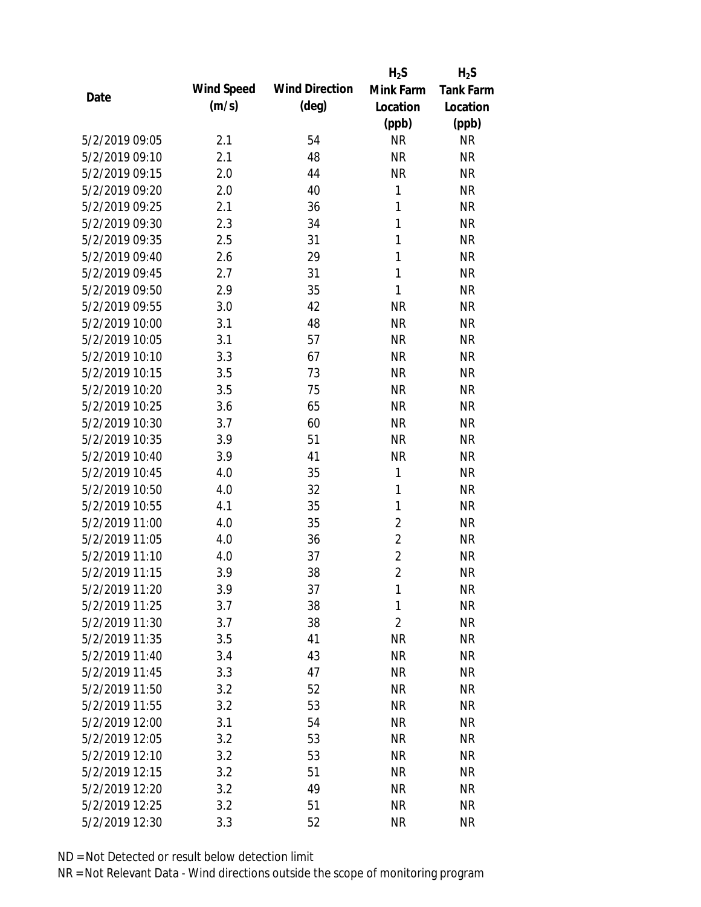| Date | Wind Speed (m/s) | Wind Direction (deg) | $H_2S$ Mink Farm Location (ppb) | $H_2S$ Tank Farm Location (ppb) |
|---|---|---|---|---|
| 5/2/2019 09:05 | 2.1 | 54 | NR | NR |
| 5/2/2019 09:10 | 2.1 | 48 | NR | NR |
| 5/2/2019 09:15 | 2.0 | 44 | NR | NR |
| 5/2/2019 09:20 | 2.0 | 40 | 1 | NR |
| 5/2/2019 09:25 | 2.1 | 36 | 1 | NR |
| 5/2/2019 09:30 | 2.3 | 34 | 1 | NR |
| 5/2/2019 09:35 | 2.5 | 31 | 1 | NR |
| 5/2/2019 09:40 | 2.6 | 29 | 1 | NR |
| 5/2/2019 09:45 | 2.7 | 31 | 1 | NR |
| 5/2/2019 09:50 | 2.9 | 35 | 1 | NR |
| 5/2/2019 09:55 | 3.0 | 42 | NR | NR |
| 5/2/2019 10:00 | 3.1 | 48 | NR | NR |
| 5/2/2019 10:05 | 3.1 | 57 | NR | NR |
| 5/2/2019 10:10 | 3.3 | 67 | NR | NR |
| 5/2/2019 10:15 | 3.5 | 73 | NR | NR |
| 5/2/2019 10:20 | 3.5 | 75 | NR | NR |
| 5/2/2019 10:25 | 3.6 | 65 | NR | NR |
| 5/2/2019 10:30 | 3.7 | 60 | NR | NR |
| 5/2/2019 10:35 | 3.9 | 51 | NR | NR |
| 5/2/2019 10:40 | 3.9 | 41 | NR | NR |
| 5/2/2019 10:45 | 4.0 | 35 | 1 | NR |
| 5/2/2019 10:50 | 4.0 | 32 | 1 | NR |
| 5/2/2019 10:55 | 4.1 | 35 | 1 | NR |
| 5/2/2019 11:00 | 4.0 | 35 | 2 | NR |
| 5/2/2019 11:05 | 4.0 | 36 | 2 | NR |
| 5/2/2019 11:10 | 4.0 | 37 | 2 | NR |
| 5/2/2019 11:15 | 3.9 | 38 | 2 | NR |
| 5/2/2019 11:20 | 3.9 | 37 | 1 | NR |
| 5/2/2019 11:25 | 3.7 | 38 | 1 | NR |
| 5/2/2019 11:30 | 3.7 | 38 | 2 | NR |
| 5/2/2019 11:35 | 3.5 | 41 | NR | NR |
| 5/2/2019 11:40 | 3.4 | 43 | NR | NR |
| 5/2/2019 11:45 | 3.3 | 47 | NR | NR |
| 5/2/2019 11:50 | 3.2 | 52 | NR | NR |
| 5/2/2019 11:55 | 3.2 | 53 | NR | NR |
| 5/2/2019 12:00 | 3.1 | 54 | NR | NR |
| 5/2/2019 12:05 | 3.2 | 53 | NR | NR |
| 5/2/2019 12:10 | 3.2 | 53 | NR | NR |
| 5/2/2019 12:15 | 3.2 | 51 | NR | NR |
| 5/2/2019 12:20 | 3.2 | 49 | NR | NR |
| 5/2/2019 12:25 | 3.2 | 51 | NR | NR |
| 5/2/2019 12:30 | 3.3 | 52 | NR | NR |

ND = Not Detected or result below detection limit

NR = Not Relevant Data - Wind directions outside the scope of monitoring program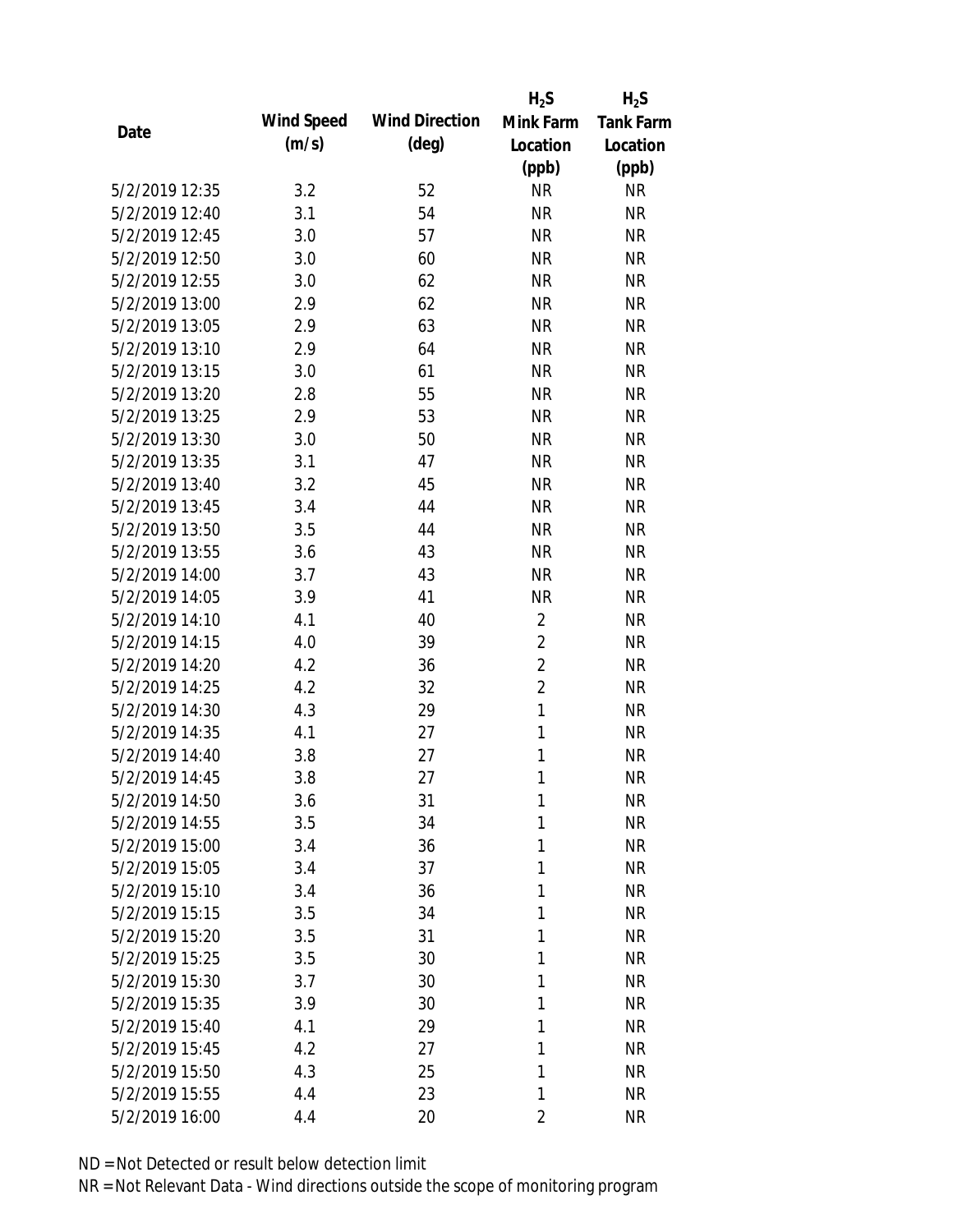| Date | Wind Speed (m/s) | Wind Direction (deg) | $H_2S$ Mink Farm Location (ppb) | $H_2S$ Tank Farm Location (ppb) |
|---|---|---|---|---|
| 5/2/2019 12:35 | 3.2 | 52 | NR | NR |
| 5/2/2019 12:40 | 3.1 | 54 | NR | NR |
| 5/2/2019 12:45 | 3.0 | 57 | NR | NR |
| 5/2/2019 12:50 | 3.0 | 60 | NR | NR |
| 5/2/2019 12:55 | 3.0 | 62 | NR | NR |
| 5/2/2019 13:00 | 2.9 | 62 | NR | NR |
| 5/2/2019 13:05 | 2.9 | 63 | NR | NR |
| 5/2/2019 13:10 | 2.9 | 64 | NR | NR |
| 5/2/2019 13:15 | 3.0 | 61 | NR | NR |
| 5/2/2019 13:20 | 2.8 | 55 | NR | NR |
| 5/2/2019 13:25 | 2.9 | 53 | NR | NR |
| 5/2/2019 13:30 | 3.0 | 50 | NR | NR |
| 5/2/2019 13:35 | 3.1 | 47 | NR | NR |
| 5/2/2019 13:40 | 3.2 | 45 | NR | NR |
| 5/2/2019 13:45 | 3.4 | 44 | NR | NR |
| 5/2/2019 13:50 | 3.5 | 44 | NR | NR |
| 5/2/2019 13:55 | 3.6 | 43 | NR | NR |
| 5/2/2019 14:00 | 3.7 | 43 | NR | NR |
| 5/2/2019 14:05 | 3.9 | 41 | NR | NR |
| 5/2/2019 14:10 | 4.1 | 40 | 2 | NR |
| 5/2/2019 14:15 | 4.0 | 39 | 2 | NR |
| 5/2/2019 14:20 | 4.2 | 36 | 2 | NR |
| 5/2/2019 14:25 | 4.2 | 32 | 2 | NR |
| 5/2/2019 14:30 | 4.3 | 29 | 1 | NR |
| 5/2/2019 14:35 | 4.1 | 27 | 1 | NR |
| 5/2/2019 14:40 | 3.8 | 27 | 1 | NR |
| 5/2/2019 14:45 | 3.8 | 27 | 1 | NR |
| 5/2/2019 14:50 | 3.6 | 31 | 1 | NR |
| 5/2/2019 14:55 | 3.5 | 34 | 1 | NR |
| 5/2/2019 15:00 | 3.4 | 36 | 1 | NR |
| 5/2/2019 15:05 | 3.4 | 37 | 1 | NR |
| 5/2/2019 15:10 | 3.4 | 36 | 1 | NR |
| 5/2/2019 15:15 | 3.5 | 34 | 1 | NR |
| 5/2/2019 15:20 | 3.5 | 31 | 1 | NR |
| 5/2/2019 15:25 | 3.5 | 30 | 1 | NR |
| 5/2/2019 15:30 | 3.7 | 30 | 1 | NR |
| 5/2/2019 15:35 | 3.9 | 30 | 1 | NR |
| 5/2/2019 15:40 | 4.1 | 29 | 1 | NR |
| 5/2/2019 15:45 | 4.2 | 27 | 1 | NR |
| 5/2/2019 15:50 | 4.3 | 25 | 1 | NR |
| 5/2/2019 15:55 | 4.4 | 23 | 1 | NR |
| 5/2/2019 16:00 | 4.4 | 20 | 2 | NR |

ND = Not Detected or result below detection limit

NR = Not Relevant Data - Wind directions outside the scope of monitoring program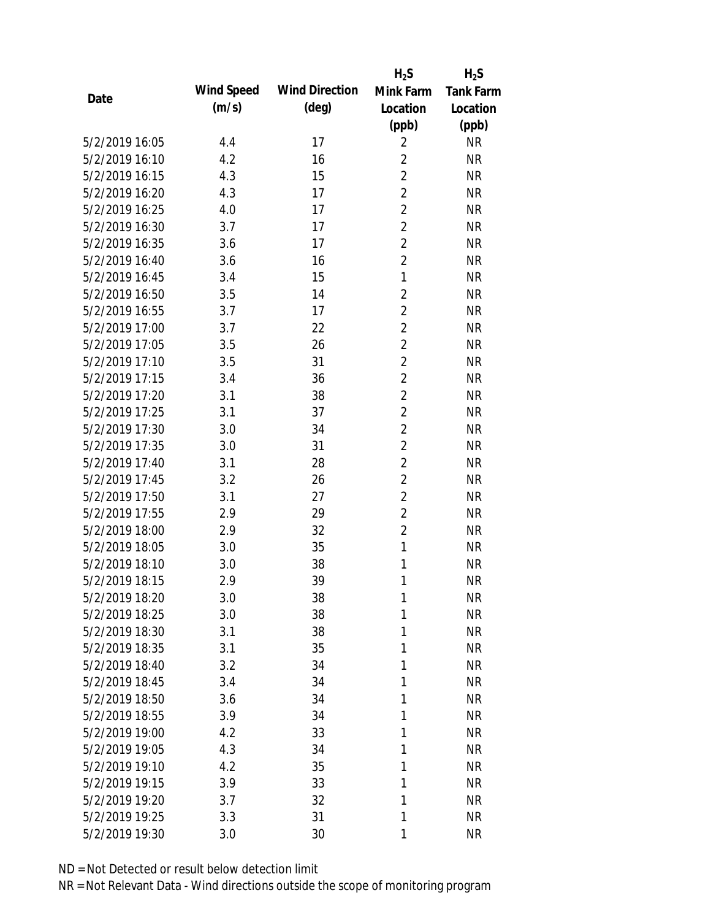| Date | Wind Speed (m/s) | Wind Direction (deg) | $H_2S$ Mink Farm Location (ppb) | $H_2S$ Tank Farm Location (ppb) |
|---|---|---|---|---|
| 5/2/2019 16:05 | 4.4 | 17 | 2 | NR |
| 5/2/2019 16:10 | 4.2 | 16 | 2 | NR |
| 5/2/2019 16:15 | 4.3 | 15 | 2 | NR |
| 5/2/2019 16:20 | 4.3 | 17 | 2 | NR |
| 5/2/2019 16:25 | 4.0 | 17 | 2 | NR |
| 5/2/2019 16:30 | 3.7 | 17 | 2 | NR |
| 5/2/2019 16:35 | 3.6 | 17 | 2 | NR |
| 5/2/2019 16:40 | 3.6 | 16 | 2 | NR |
| 5/2/2019 16:45 | 3.4 | 15 | 1 | NR |
| 5/2/2019 16:50 | 3.5 | 14 | 2 | NR |
| 5/2/2019 16:55 | 3.7 | 17 | 2 | NR |
| 5/2/2019 17:00 | 3.7 | 22 | 2 | NR |
| 5/2/2019 17:05 | 3.5 | 26 | 2 | NR |
| 5/2/2019 17:10 | 3.5 | 31 | 2 | NR |
| 5/2/2019 17:15 | 3.4 | 36 | 2 | NR |
| 5/2/2019 17:20 | 3.1 | 38 | 2 | NR |
| 5/2/2019 17:25 | 3.1 | 37 | 2 | NR |
| 5/2/2019 17:30 | 3.0 | 34 | 2 | NR |
| 5/2/2019 17:35 | 3.0 | 31 | 2 | NR |
| 5/2/2019 17:40 | 3.1 | 28 | 2 | NR |
| 5/2/2019 17:45 | 3.2 | 26 | 2 | NR |
| 5/2/2019 17:50 | 3.1 | 27 | 2 | NR |
| 5/2/2019 17:55 | 2.9 | 29 | 2 | NR |
| 5/2/2019 18:00 | 2.9 | 32 | 2 | NR |
| 5/2/2019 18:05 | 3.0 | 35 | 1 | NR |
| 5/2/2019 18:10 | 3.0 | 38 | 1 | NR |
| 5/2/2019 18:15 | 2.9 | 39 | 1 | NR |
| 5/2/2019 18:20 | 3.0 | 38 | 1 | NR |
| 5/2/2019 18:25 | 3.0 | 38 | 1 | NR |
| 5/2/2019 18:30 | 3.1 | 38 | 1 | NR |
| 5/2/2019 18:35 | 3.1 | 35 | 1 | NR |
| 5/2/2019 18:40 | 3.2 | 34 | 1 | NR |
| 5/2/2019 18:45 | 3.4 | 34 | 1 | NR |
| 5/2/2019 18:50 | 3.6 | 34 | 1 | NR |
| 5/2/2019 18:55 | 3.9 | 34 | 1 | NR |
| 5/2/2019 19:00 | 4.2 | 33 | 1 | NR |
| 5/2/2019 19:05 | 4.3 | 34 | 1 | NR |
| 5/2/2019 19:10 | 4.2 | 35 | 1 | NR |
| 5/2/2019 19:15 | 3.9 | 33 | 1 | NR |
| 5/2/2019 19:20 | 3.7 | 32 | 1 | NR |
| 5/2/2019 19:25 | 3.3 | 31 | 1 | NR |
| 5/2/2019 19:30 | 3.0 | 30 | 1 | NR |

ND = Not Detected or result below detection limit
NR = Not Relevant Data - Wind directions outside the scope of monitoring program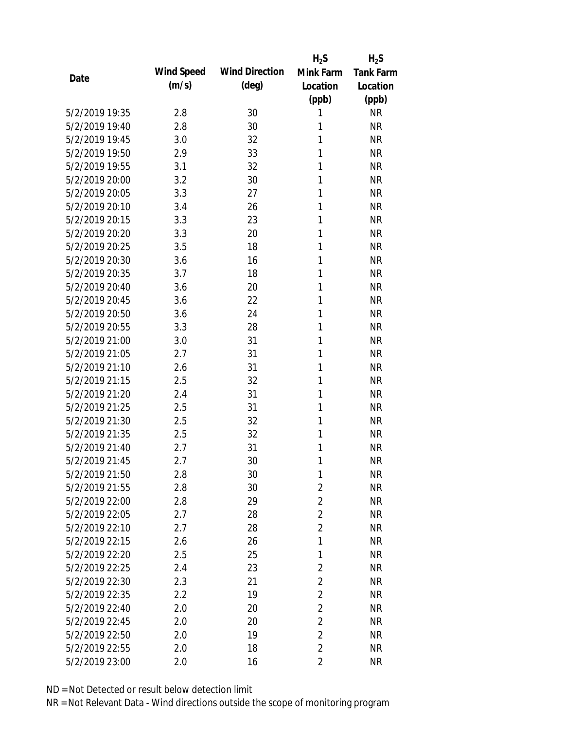| Date | Wind Speed (m/s) | Wind Direction (deg) | $H_2S$ Mink Farm Location (ppb) | $H_2S$ Tank Farm Location (ppb) |
|---|---|---|---|---|
| 5/2/2019 19:35 | 2.8 | 30 | 1 | NR |
| 5/2/2019 19:40 | 2.8 | 30 | 1 | NR |
| 5/2/2019 19:45 | 3.0 | 32 | 1 | NR |
| 5/2/2019 19:50 | 2.9 | 33 | 1 | NR |
| 5/2/2019 19:55 | 3.1 | 32 | 1 | NR |
| 5/2/2019 20:00 | 3.2 | 30 | 1 | NR |
| 5/2/2019 20:05 | 3.3 | 27 | 1 | NR |
| 5/2/2019 20:10 | 3.4 | 26 | 1 | NR |
| 5/2/2019 20:15 | 3.3 | 23 | 1 | NR |
| 5/2/2019 20:20 | 3.3 | 20 | 1 | NR |
| 5/2/2019 20:25 | 3.5 | 18 | 1 | NR |
| 5/2/2019 20:30 | 3.6 | 16 | 1 | NR |
| 5/2/2019 20:35 | 3.7 | 18 | 1 | NR |
| 5/2/2019 20:40 | 3.6 | 20 | 1 | NR |
| 5/2/2019 20:45 | 3.6 | 22 | 1 | NR |
| 5/2/2019 20:50 | 3.6 | 24 | 1 | NR |
| 5/2/2019 20:55 | 3.3 | 28 | 1 | NR |
| 5/2/2019 21:00 | 3.0 | 31 | 1 | NR |
| 5/2/2019 21:05 | 2.7 | 31 | 1 | NR |
| 5/2/2019 21:10 | 2.6 | 31 | 1 | NR |
| 5/2/2019 21:15 | 2.5 | 32 | 1 | NR |
| 5/2/2019 21:20 | 2.4 | 31 | 1 | NR |
| 5/2/2019 21:25 | 2.5 | 31 | 1 | NR |
| 5/2/2019 21:30 | 2.5 | 32 | 1 | NR |
| 5/2/2019 21:35 | 2.5 | 32 | 1 | NR |
| 5/2/2019 21:40 | 2.7 | 31 | 1 | NR |
| 5/2/2019 21:45 | 2.7 | 30 | 1 | NR |
| 5/2/2019 21:50 | 2.8 | 30 | 1 | NR |
| 5/2/2019 21:55 | 2.8 | 30 | 2 | NR |
| 5/2/2019 22:00 | 2.8 | 29 | 2 | NR |
| 5/2/2019 22:05 | 2.7 | 28 | 2 | NR |
| 5/2/2019 22:10 | 2.7 | 28 | 2 | NR |
| 5/2/2019 22:15 | 2.6 | 26 | 1 | NR |
| 5/2/2019 22:20 | 2.5 | 25 | 1 | NR |
| 5/2/2019 22:25 | 2.4 | 23 | 2 | NR |
| 5/2/2019 22:30 | 2.3 | 21 | 2 | NR |
| 5/2/2019 22:35 | 2.2 | 19 | 2 | NR |
| 5/2/2019 22:40 | 2.0 | 20 | 2 | NR |
| 5/2/2019 22:45 | 2.0 | 20 | 2 | NR |
| 5/2/2019 22:50 | 2.0 | 19 | 2 | NR |
| 5/2/2019 22:55 | 2.0 | 18 | 2 | NR |
| 5/2/2019 23:00 | 2.0 | 16 | 2 | NR |

ND = Not Detected or result below detection limit

NR = Not Relevant Data - Wind directions outside the scope of monitoring program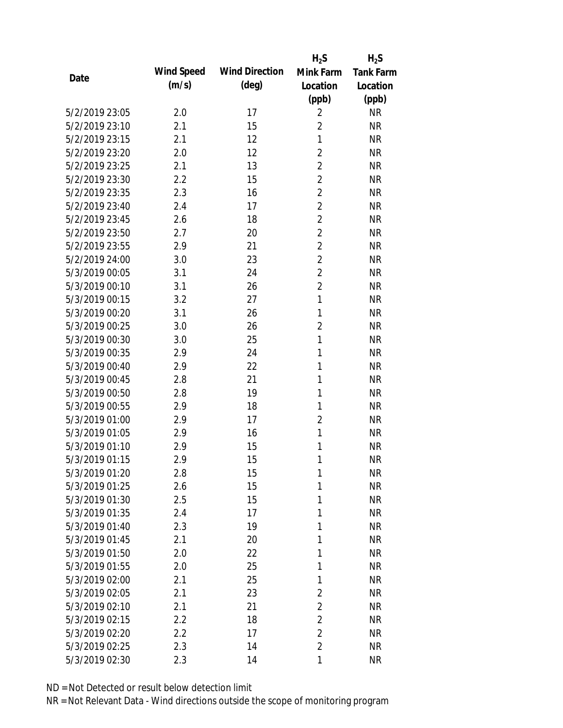| Date | Wind Speed (m/s) | Wind Direction (deg) | $H_2S$ Mink Farm Location (ppb) | $H_2S$ Tank Farm Location (ppb) |
|---|---|---|---|---|
| 5/2/2019 23:05 | 2.0 | 17 | 2 | NR |
| 5/2/2019 23:10 | 2.1 | 15 | 2 | NR |
| 5/2/2019 23:15 | 2.1 | 12 | 1 | NR |
| 5/2/2019 23:20 | 2.0 | 12 | 2 | NR |
| 5/2/2019 23:25 | 2.1 | 13 | 2 | NR |
| 5/2/2019 23:30 | 2.2 | 15 | 2 | NR |
| 5/2/2019 23:35 | 2.3 | 16 | 2 | NR |
| 5/2/2019 23:40 | 2.4 | 17 | 2 | NR |
| 5/2/2019 23:45 | 2.6 | 18 | 2 | NR |
| 5/2/2019 23:50 | 2.7 | 20 | 2 | NR |
| 5/2/2019 23:55 | 2.9 | 21 | 2 | NR |
| 5/2/2019 24:00 | 3.0 | 23 | 2 | NR |
| 5/3/2019 00:05 | 3.1 | 24 | 2 | NR |
| 5/3/2019 00:10 | 3.1 | 26 | 2 | NR |
| 5/3/2019 00:15 | 3.2 | 27 | 1 | NR |
| 5/3/2019 00:20 | 3.1 | 26 | 1 | NR |
| 5/3/2019 00:25 | 3.0 | 26 | 2 | NR |
| 5/3/2019 00:30 | 3.0 | 25 | 1 | NR |
| 5/3/2019 00:35 | 2.9 | 24 | 1 | NR |
| 5/3/2019 00:40 | 2.9 | 22 | 1 | NR |
| 5/3/2019 00:45 | 2.8 | 21 | 1 | NR |
| 5/3/2019 00:50 | 2.8 | 19 | 1 | NR |
| 5/3/2019 00:55 | 2.9 | 18 | 1 | NR |
| 5/3/2019 01:00 | 2.9 | 17 | 2 | NR |
| 5/3/2019 01:05 | 2.9 | 16 | 1 | NR |
| 5/3/2019 01:10 | 2.9 | 15 | 1 | NR |
| 5/3/2019 01:15 | 2.9 | 15 | 1 | NR |
| 5/3/2019 01:20 | 2.8 | 15 | 1 | NR |
| 5/3/2019 01:25 | 2.6 | 15 | 1 | NR |
| 5/3/2019 01:30 | 2.5 | 15 | 1 | NR |
| 5/3/2019 01:35 | 2.4 | 17 | 1 | NR |
| 5/3/2019 01:40 | 2.3 | 19 | 1 | NR |
| 5/3/2019 01:45 | 2.1 | 20 | 1 | NR |
| 5/3/2019 01:50 | 2.0 | 22 | 1 | NR |
| 5/3/2019 01:55 | 2.0 | 25 | 1 | NR |
| 5/3/2019 02:00 | 2.1 | 25 | 1 | NR |
| 5/3/2019 02:05 | 2.1 | 23 | 2 | NR |
| 5/3/2019 02:10 | 2.1 | 21 | 2 | NR |
| 5/3/2019 02:15 | 2.2 | 18 | 2 | NR |
| 5/3/2019 02:20 | 2.2 | 17 | 2 | NR |
| 5/3/2019 02:25 | 2.3 | 14 | 2 | NR |
| 5/3/2019 02:30 | 2.3 | 14 | 1 | NR |

ND = Not Detected or result below detection limit

NR = Not Relevant Data - Wind directions outside the scope of monitoring program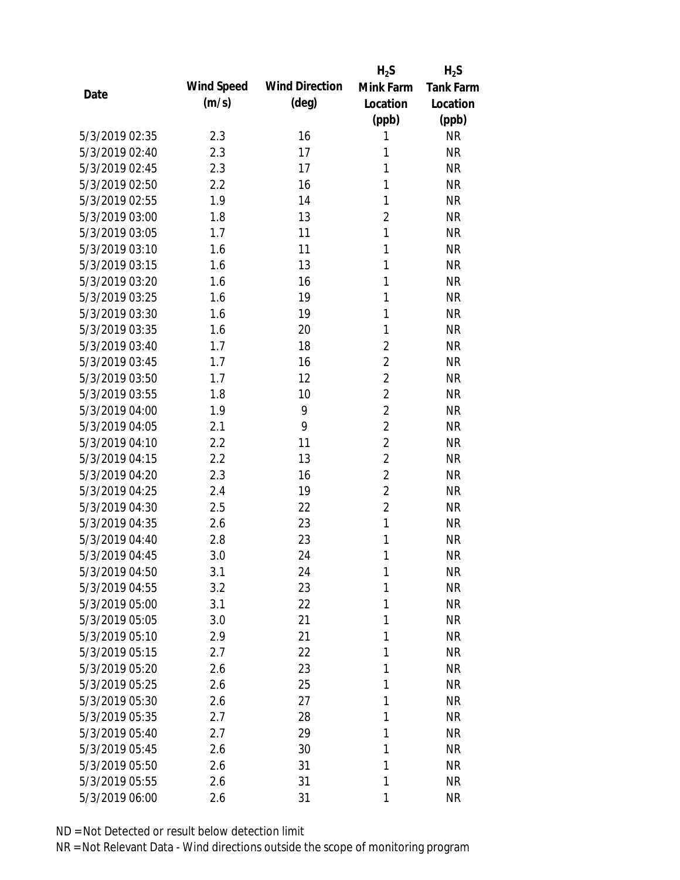| Date | Wind Speed (m/s) | Wind Direction (deg) | $H_2S$ Mink Farm Location (ppb) | $H_2S$ Tank Farm Location (ppb) |
|---|---|---|---|---|
| 5/3/2019 02:35 | 2.3 | 16 | 1 | NR |
| 5/3/2019 02:40 | 2.3 | 17 | 1 | NR |
| 5/3/2019 02:45 | 2.3 | 17 | 1 | NR |
| 5/3/2019 02:50 | 2.2 | 16 | 1 | NR |
| 5/3/2019 02:55 | 1.9 | 14 | 1 | NR |
| 5/3/2019 03:00 | 1.8 | 13 | 2 | NR |
| 5/3/2019 03:05 | 1.7 | 11 | 1 | NR |
| 5/3/2019 03:10 | 1.6 | 11 | 1 | NR |
| 5/3/2019 03:15 | 1.6 | 13 | 1 | NR |
| 5/3/2019 03:20 | 1.6 | 16 | 1 | NR |
| 5/3/2019 03:25 | 1.6 | 19 | 1 | NR |
| 5/3/2019 03:30 | 1.6 | 19 | 1 | NR |
| 5/3/2019 03:35 | 1.6 | 20 | 1 | NR |
| 5/3/2019 03:40 | 1.7 | 18 | 2 | NR |
| 5/3/2019 03:45 | 1.7 | 16 | 2 | NR |
| 5/3/2019 03:50 | 1.7 | 12 | 2 | NR |
| 5/3/2019 03:55 | 1.8 | 10 | 2 | NR |
| 5/3/2019 04:00 | 1.9 | 9 | 2 | NR |
| 5/3/2019 04:05 | 2.1 | 9 | 2 | NR |
| 5/3/2019 04:10 | 2.2 | 11 | 2 | NR |
| 5/3/2019 04:15 | 2.2 | 13 | 2 | NR |
| 5/3/2019 04:20 | 2.3 | 16 | 2 | NR |
| 5/3/2019 04:25 | 2.4 | 19 | 2 | NR |
| 5/3/2019 04:30 | 2.5 | 22 | 2 | NR |
| 5/3/2019 04:35 | 2.6 | 23 | 1 | NR |
| 5/3/2019 04:40 | 2.8 | 23 | 1 | NR |
| 5/3/2019 04:45 | 3.0 | 24 | 1 | NR |
| 5/3/2019 04:50 | 3.1 | 24 | 1 | NR |
| 5/3/2019 04:55 | 3.2 | 23 | 1 | NR |
| 5/3/2019 05:00 | 3.1 | 22 | 1 | NR |
| 5/3/2019 05:05 | 3.0 | 21 | 1 | NR |
| 5/3/2019 05:10 | 2.9 | 21 | 1 | NR |
| 5/3/2019 05:15 | 2.7 | 22 | 1 | NR |
| 5/3/2019 05:20 | 2.6 | 23 | 1 | NR |
| 5/3/2019 05:25 | 2.6 | 25 | 1 | NR |
| 5/3/2019 05:30 | 2.6 | 27 | 1 | NR |
| 5/3/2019 05:35 | 2.7 | 28 | 1 | NR |
| 5/3/2019 05:40 | 2.7 | 29 | 1 | NR |
| 5/3/2019 05:45 | 2.6 | 30 | 1 | NR |
| 5/3/2019 05:50 | 2.6 | 31 | 1 | NR |
| 5/3/2019 05:55 | 2.6 | 31 | 1 | NR |
| 5/3/2019 06:00 | 2.6 | 31 | 1 | NR |

ND = Not Detected or result below detection limit

NR = Not Relevant Data - Wind directions outside the scope of monitoring program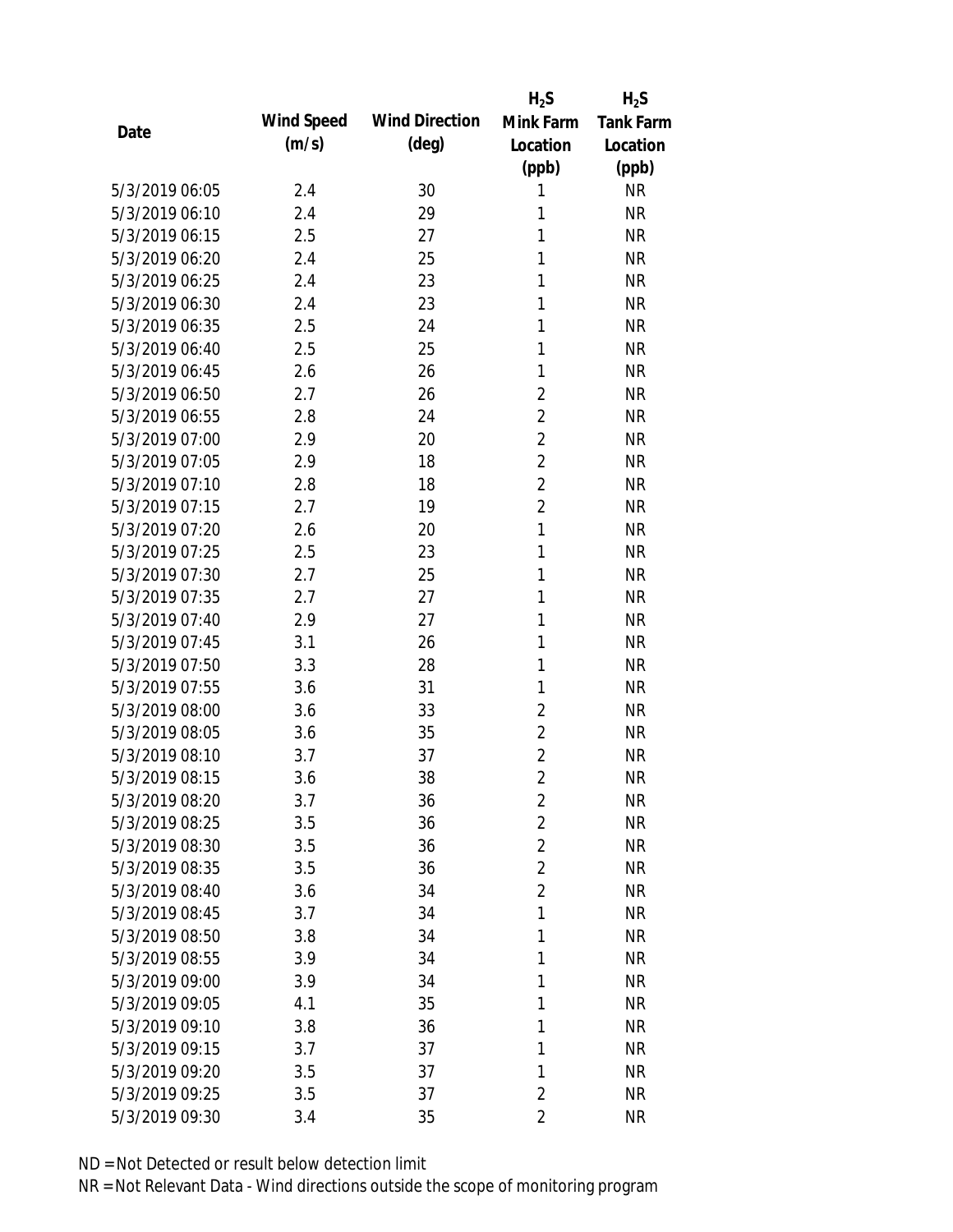| Date | Wind Speed (m/s) | Wind Direction (deg) | $H_2S$ Mink Farm Location (ppb) | $H_2S$ Tank Farm Location (ppb) |
|---|---|---|---|---|
| 5/3/2019 06:05 | 2.4 | 30 | 1 | NR |
| 5/3/2019 06:10 | 2.4 | 29 | 1 | NR |
| 5/3/2019 06:15 | 2.5 | 27 | 1 | NR |
| 5/3/2019 06:20 | 2.4 | 25 | 1 | NR |
| 5/3/2019 06:25 | 2.4 | 23 | 1 | NR |
| 5/3/2019 06:30 | 2.4 | 23 | 1 | NR |
| 5/3/2019 06:35 | 2.5 | 24 | 1 | NR |
| 5/3/2019 06:40 | 2.5 | 25 | 1 | NR |
| 5/3/2019 06:45 | 2.6 | 26 | 1 | NR |
| 5/3/2019 06:50 | 2.7 | 26 | 2 | NR |
| 5/3/2019 06:55 | 2.8 | 24 | 2 | NR |
| 5/3/2019 07:00 | 2.9 | 20 | 2 | NR |
| 5/3/2019 07:05 | 2.9 | 18 | 2 | NR |
| 5/3/2019 07:10 | 2.8 | 18 | 2 | NR |
| 5/3/2019 07:15 | 2.7 | 19 | 2 | NR |
| 5/3/2019 07:20 | 2.6 | 20 | 1 | NR |
| 5/3/2019 07:25 | 2.5 | 23 | 1 | NR |
| 5/3/2019 07:30 | 2.7 | 25 | 1 | NR |
| 5/3/2019 07:35 | 2.7 | 27 | 1 | NR |
| 5/3/2019 07:40 | 2.9 | 27 | 1 | NR |
| 5/3/2019 07:45 | 3.1 | 26 | 1 | NR |
| 5/3/2019 07:50 | 3.3 | 28 | 1 | NR |
| 5/3/2019 07:55 | 3.6 | 31 | 1 | NR |
| 5/3/2019 08:00 | 3.6 | 33 | 2 | NR |
| 5/3/2019 08:05 | 3.6 | 35 | 2 | NR |
| 5/3/2019 08:10 | 3.7 | 37 | 2 | NR |
| 5/3/2019 08:15 | 3.6 | 38 | 2 | NR |
| 5/3/2019 08:20 | 3.7 | 36 | 2 | NR |
| 5/3/2019 08:25 | 3.5 | 36 | 2 | NR |
| 5/3/2019 08:30 | 3.5 | 36 | 2 | NR |
| 5/3/2019 08:35 | 3.5 | 36 | 2 | NR |
| 5/3/2019 08:40 | 3.6 | 34 | 2 | NR |
| 5/3/2019 08:45 | 3.7 | 34 | 1 | NR |
| 5/3/2019 08:50 | 3.8 | 34 | 1 | NR |
| 5/3/2019 08:55 | 3.9 | 34 | 1 | NR |
| 5/3/2019 09:00 | 3.9 | 34 | 1 | NR |
| 5/3/2019 09:05 | 4.1 | 35 | 1 | NR |
| 5/3/2019 09:10 | 3.8 | 36 | 1 | NR |
| 5/3/2019 09:15 | 3.7 | 37 | 1 | NR |
| 5/3/2019 09:20 | 3.5 | 37 | 1 | NR |
| 5/3/2019 09:25 | 3.5 | 37 | 2 | NR |
| 5/3/2019 09:30 | 3.4 | 35 | 2 | NR |

ND = Not Detected or result below detection limit
NR = Not Relevant Data - Wind directions outside the scope of monitoring program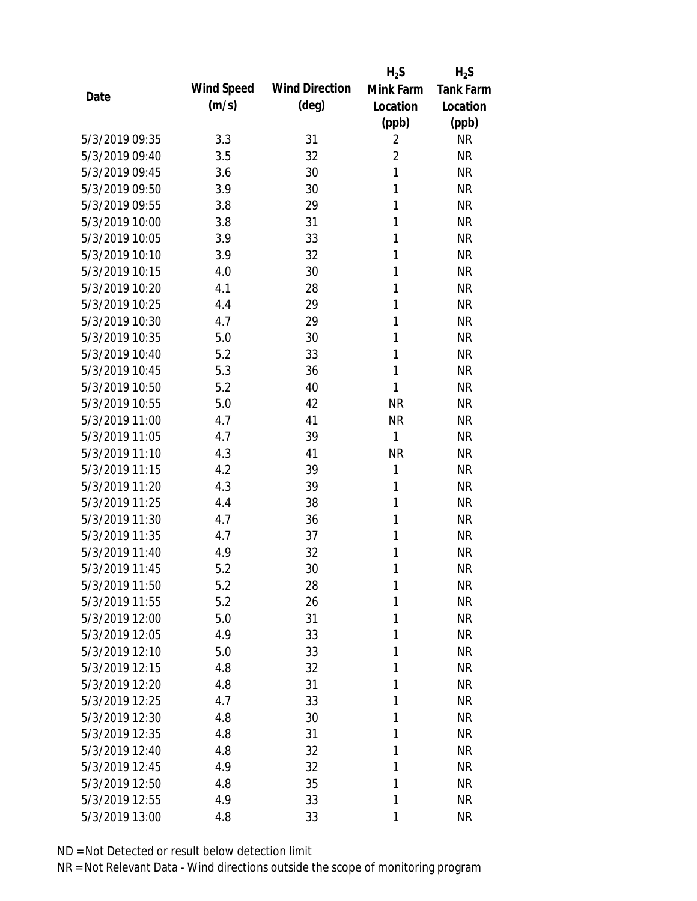| Date | Wind Speed (m/s) | Wind Direction (deg) | $H_2S$ Mink Farm Location (ppb) | $H_2S$ Tank Farm Location (ppb) |
| --- | --- | --- | --- | --- |
| 5/3/2019 09:35 | 3.3 | 31 | 2 | NR |
| 5/3/2019 09:40 | 3.5 | 32 | 2 | NR |
| 5/3/2019 09:45 | 3.6 | 30 | 1 | NR |
| 5/3/2019 09:50 | 3.9 | 30 | 1 | NR |
| 5/3/2019 09:55 | 3.8 | 29 | 1 | NR |
| 5/3/2019 10:00 | 3.8 | 31 | 1 | NR |
| 5/3/2019 10:05 | 3.9 | 33 | 1 | NR |
| 5/3/2019 10:10 | 3.9 | 32 | 1 | NR |
| 5/3/2019 10:15 | 4.0 | 30 | 1 | NR |
| 5/3/2019 10:20 | 4.1 | 28 | 1 | NR |
| 5/3/2019 10:25 | 4.4 | 29 | 1 | NR |
| 5/3/2019 10:30 | 4.7 | 29 | 1 | NR |
| 5/3/2019 10:35 | 5.0 | 30 | 1 | NR |
| 5/3/2019 10:40 | 5.2 | 33 | 1 | NR |
| 5/3/2019 10:45 | 5.3 | 36 | 1 | NR |
| 5/3/2019 10:50 | 5.2 | 40 | 1 | NR |
| 5/3/2019 10:55 | 5.0 | 42 | NR | NR |
| 5/3/2019 11:00 | 4.7 | 41 | NR | NR |
| 5/3/2019 11:05 | 4.7 | 39 | 1 | NR |
| 5/3/2019 11:10 | 4.3 | 41 | NR | NR |
| 5/3/2019 11:15 | 4.2 | 39 | 1 | NR |
| 5/3/2019 11:20 | 4.3 | 39 | 1 | NR |
| 5/3/2019 11:25 | 4.4 | 38 | 1 | NR |
| 5/3/2019 11:30 | 4.7 | 36 | 1 | NR |
| 5/3/2019 11:35 | 4.7 | 37 | 1 | NR |
| 5/3/2019 11:40 | 4.9 | 32 | 1 | NR |
| 5/3/2019 11:45 | 5.2 | 30 | 1 | NR |
| 5/3/2019 11:50 | 5.2 | 28 | 1 | NR |
| 5/3/2019 11:55 | 5.2 | 26 | 1 | NR |
| 5/3/2019 12:00 | 5.0 | 31 | 1 | NR |
| 5/3/2019 12:05 | 4.9 | 33 | 1 | NR |
| 5/3/2019 12:10 | 5.0 | 33 | 1 | NR |
| 5/3/2019 12:15 | 4.8 | 32 | 1 | NR |
| 5/3/2019 12:20 | 4.8 | 31 | 1 | NR |
| 5/3/2019 12:25 | 4.7 | 33 | 1 | NR |
| 5/3/2019 12:30 | 4.8 | 30 | 1 | NR |
| 5/3/2019 12:35 | 4.8 | 31 | 1 | NR |
| 5/3/2019 12:40 | 4.8 | 32 | 1 | NR |
| 5/3/2019 12:45 | 4.9 | 32 | 1 | NR |
| 5/3/2019 12:50 | 4.8 | 35 | 1 | NR |
| 5/3/2019 12:55 | 4.9 | 33 | 1 | NR |
| 5/3/2019 13:00 | 4.8 | 33 | 1 | NR |

ND = Not Detected or result below detection limit

NR = Not Relevant Data - Wind directions outside the scope of monitoring program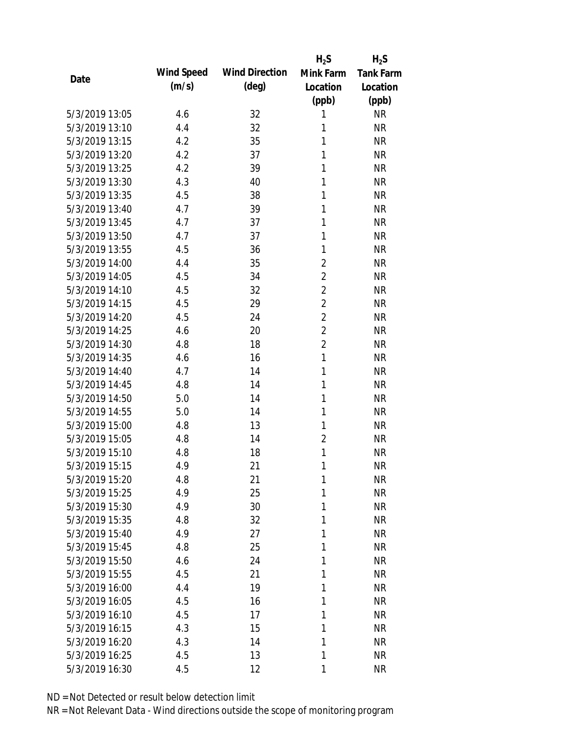| Date | Wind Speed (m/s) | Wind Direction (deg) | $H_2S$ Mink Farm Location (ppb) | $H_2S$ Tank Farm Location (ppb) |
|---|---|---|---|---|
| 5/3/2019 13:05 | 4.6 | 32 | 1 | NR |
| 5/3/2019 13:10 | 4.4 | 32 | 1 | NR |
| 5/3/2019 13:15 | 4.2 | 35 | 1 | NR |
| 5/3/2019 13:20 | 4.2 | 37 | 1 | NR |
| 5/3/2019 13:25 | 4.2 | 39 | 1 | NR |
| 5/3/2019 13:30 | 4.3 | 40 | 1 | NR |
| 5/3/2019 13:35 | 4.5 | 38 | 1 | NR |
| 5/3/2019 13:40 | 4.7 | 39 | 1 | NR |
| 5/3/2019 13:45 | 4.7 | 37 | 1 | NR |
| 5/3/2019 13:50 | 4.7 | 37 | 1 | NR |
| 5/3/2019 13:55 | 4.5 | 36 | 1 | NR |
| 5/3/2019 14:00 | 4.4 | 35 | 2 | NR |
| 5/3/2019 14:05 | 4.5 | 34 | 2 | NR |
| 5/3/2019 14:10 | 4.5 | 32 | 2 | NR |
| 5/3/2019 14:15 | 4.5 | 29 | 2 | NR |
| 5/3/2019 14:20 | 4.5 | 24 | 2 | NR |
| 5/3/2019 14:25 | 4.6 | 20 | 2 | NR |
| 5/3/2019 14:30 | 4.8 | 18 | 2 | NR |
| 5/3/2019 14:35 | 4.6 | 16 | 1 | NR |
| 5/3/2019 14:40 | 4.7 | 14 | 1 | NR |
| 5/3/2019 14:45 | 4.8 | 14 | 1 | NR |
| 5/3/2019 14:50 | 5.0 | 14 | 1 | NR |
| 5/3/2019 14:55 | 5.0 | 14 | 1 | NR |
| 5/3/2019 15:00 | 4.8 | 13 | 1 | NR |
| 5/3/2019 15:05 | 4.8 | 14 | 2 | NR |
| 5/3/2019 15:10 | 4.8 | 18 | 1 | NR |
| 5/3/2019 15:15 | 4.9 | 21 | 1 | NR |
| 5/3/2019 15:20 | 4.8 | 21 | 1 | NR |
| 5/3/2019 15:25 | 4.9 | 25 | 1 | NR |
| 5/3/2019 15:30 | 4.9 | 30 | 1 | NR |
| 5/3/2019 15:35 | 4.8 | 32 | 1 | NR |
| 5/3/2019 15:40 | 4.9 | 27 | 1 | NR |
| 5/3/2019 15:45 | 4.8 | 25 | 1 | NR |
| 5/3/2019 15:50 | 4.6 | 24 | 1 | NR |
| 5/3/2019 15:55 | 4.5 | 21 | 1 | NR |
| 5/3/2019 16:00 | 4.4 | 19 | 1 | NR |
| 5/3/2019 16:05 | 4.5 | 16 | 1 | NR |
| 5/3/2019 16:10 | 4.5 | 17 | 1 | NR |
| 5/3/2019 16:15 | 4.3 | 15 | 1 | NR |
| 5/3/2019 16:20 | 4.3 | 14 | 1 | NR |
| 5/3/2019 16:25 | 4.5 | 13 | 1 | NR |
| 5/3/2019 16:30 | 4.5 | 12 | 1 | NR |

ND = Not Detected or result below detection limit
NR = Not Relevant Data - Wind directions outside the scope of monitoring program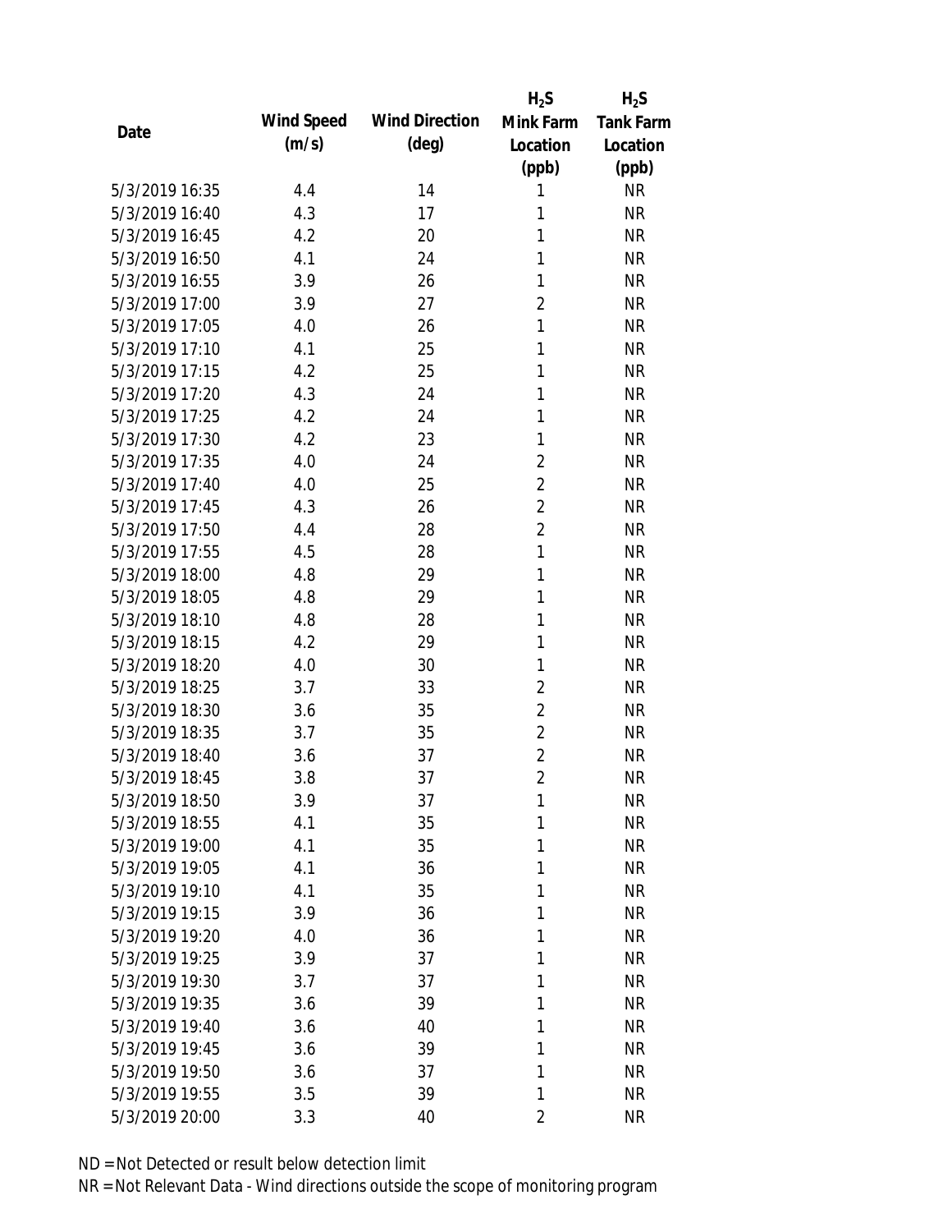| Date | Wind Speed (m/s) | Wind Direction (deg) | $H_2S$ Mink Farm Location (ppb) | $H_2S$ Tank Farm Location (ppb) |
|---|---|---|---|---|
| 5/3/2019 16:35 | 4.4 | 14 | 1 | NR |
| 5/3/2019 16:40 | 4.3 | 17 | 1 | NR |
| 5/3/2019 16:45 | 4.2 | 20 | 1 | NR |
| 5/3/2019 16:50 | 4.1 | 24 | 1 | NR |
| 5/3/2019 16:55 | 3.9 | 26 | 1 | NR |
| 5/3/2019 17:00 | 3.9 | 27 | 2 | NR |
| 5/3/2019 17:05 | 4.0 | 26 | 1 | NR |
| 5/3/2019 17:10 | 4.1 | 25 | 1 | NR |
| 5/3/2019 17:15 | 4.2 | 25 | 1 | NR |
| 5/3/2019 17:20 | 4.3 | 24 | 1 | NR |
| 5/3/2019 17:25 | 4.2 | 24 | 1 | NR |
| 5/3/2019 17:30 | 4.2 | 23 | 1 | NR |
| 5/3/2019 17:35 | 4.0 | 24 | 2 | NR |
| 5/3/2019 17:40 | 4.0 | 25 | 2 | NR |
| 5/3/2019 17:45 | 4.3 | 26 | 2 | NR |
| 5/3/2019 17:50 | 4.4 | 28 | 2 | NR |
| 5/3/2019 17:55 | 4.5 | 28 | 1 | NR |
| 5/3/2019 18:00 | 4.8 | 29 | 1 | NR |
| 5/3/2019 18:05 | 4.8 | 29 | 1 | NR |
| 5/3/2019 18:10 | 4.8 | 28 | 1 | NR |
| 5/3/2019 18:15 | 4.2 | 29 | 1 | NR |
| 5/3/2019 18:20 | 4.0 | 30 | 1 | NR |
| 5/3/2019 18:25 | 3.7 | 33 | 2 | NR |
| 5/3/2019 18:30 | 3.6 | 35 | 2 | NR |
| 5/3/2019 18:35 | 3.7 | 35 | 2 | NR |
| 5/3/2019 18:40 | 3.6 | 37 | 2 | NR |
| 5/3/2019 18:45 | 3.8 | 37 | 2 | NR |
| 5/3/2019 18:50 | 3.9 | 37 | 1 | NR |
| 5/3/2019 18:55 | 4.1 | 35 | 1 | NR |
| 5/3/2019 19:00 | 4.1 | 35 | 1 | NR |
| 5/3/2019 19:05 | 4.1 | 36 | 1 | NR |
| 5/3/2019 19:10 | 4.1 | 35 | 1 | NR |
| 5/3/2019 19:15 | 3.9 | 36 | 1 | NR |
| 5/3/2019 19:20 | 4.0 | 36 | 1 | NR |
| 5/3/2019 19:25 | 3.9 | 37 | 1 | NR |
| 5/3/2019 19:30 | 3.7 | 37 | 1 | NR |
| 5/3/2019 19:35 | 3.6 | 39 | 1 | NR |
| 5/3/2019 19:40 | 3.6 | 40 | 1 | NR |
| 5/3/2019 19:45 | 3.6 | 39 | 1 | NR |
| 5/3/2019 19:50 | 3.6 | 37 | 1 | NR |
| 5/3/2019 19:55 | 3.5 | 39 | 1 | NR |
| 5/3/2019 20:00 | 3.3 | 40 | 2 | NR |

ND = Not Detected or result below detection limit

NR = Not Relevant Data - Wind directions outside the scope of monitoring program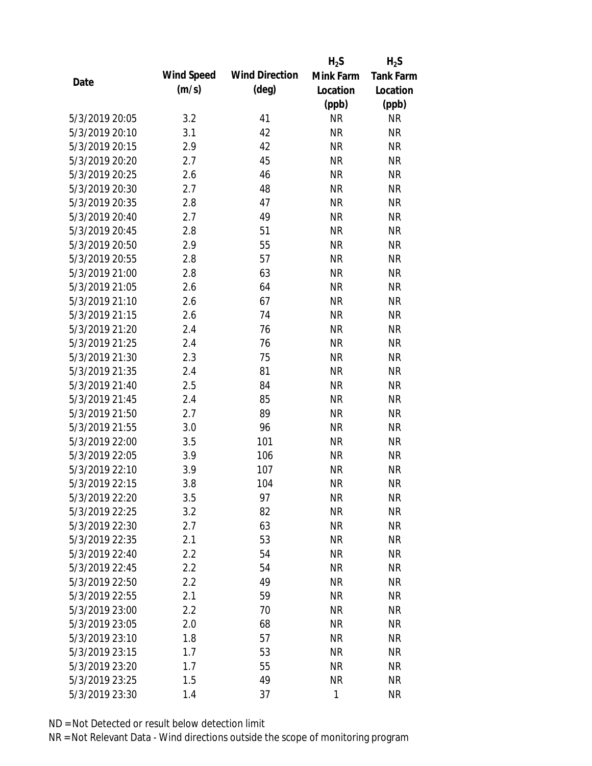| Date | Wind Speed (m/s) | Wind Direction (deg) | $H_2S$ Mink Farm Location (ppb) | $H_2S$ Tank Farm Location (ppb) |
|---|---|---|---|---|
| 5/3/2019 20:05 | 3.2 | 41 | NR | NR |
| 5/3/2019 20:10 | 3.1 | 42 | NR | NR |
| 5/3/2019 20:15 | 2.9 | 42 | NR | NR |
| 5/3/2019 20:20 | 2.7 | 45 | NR | NR |
| 5/3/2019 20:25 | 2.6 | 46 | NR | NR |
| 5/3/2019 20:30 | 2.7 | 48 | NR | NR |
| 5/3/2019 20:35 | 2.8 | 47 | NR | NR |
| 5/3/2019 20:40 | 2.7 | 49 | NR | NR |
| 5/3/2019 20:45 | 2.8 | 51 | NR | NR |
| 5/3/2019 20:50 | 2.9 | 55 | NR | NR |
| 5/3/2019 20:55 | 2.8 | 57 | NR | NR |
| 5/3/2019 21:00 | 2.8 | 63 | NR | NR |
| 5/3/2019 21:05 | 2.6 | 64 | NR | NR |
| 5/3/2019 21:10 | 2.6 | 67 | NR | NR |
| 5/3/2019 21:15 | 2.6 | 74 | NR | NR |
| 5/3/2019 21:20 | 2.4 | 76 | NR | NR |
| 5/3/2019 21:25 | 2.4 | 76 | NR | NR |
| 5/3/2019 21:30 | 2.3 | 75 | NR | NR |
| 5/3/2019 21:35 | 2.4 | 81 | NR | NR |
| 5/3/2019 21:40 | 2.5 | 84 | NR | NR |
| 5/3/2019 21:45 | 2.4 | 85 | NR | NR |
| 5/3/2019 21:50 | 2.7 | 89 | NR | NR |
| 5/3/2019 21:55 | 3.0 | 96 | NR | NR |
| 5/3/2019 22:00 | 3.5 | 101 | NR | NR |
| 5/3/2019 22:05 | 3.9 | 106 | NR | NR |
| 5/3/2019 22:10 | 3.9 | 107 | NR | NR |
| 5/3/2019 22:15 | 3.8 | 104 | NR | NR |
| 5/3/2019 22:20 | 3.5 | 97 | NR | NR |
| 5/3/2019 22:25 | 3.2 | 82 | NR | NR |
| 5/3/2019 22:30 | 2.7 | 63 | NR | NR |
| 5/3/2019 22:35 | 2.1 | 53 | NR | NR |
| 5/3/2019 22:40 | 2.2 | 54 | NR | NR |
| 5/3/2019 22:45 | 2.2 | 54 | NR | NR |
| 5/3/2019 22:50 | 2.2 | 49 | NR | NR |
| 5/3/2019 22:55 | 2.1 | 59 | NR | NR |
| 5/3/2019 23:00 | 2.2 | 70 | NR | NR |
| 5/3/2019 23:05 | 2.0 | 68 | NR | NR |
| 5/3/2019 23:10 | 1.8 | 57 | NR | NR |
| 5/3/2019 23:15 | 1.7 | 53 | NR | NR |
| 5/3/2019 23:20 | 1.7 | 55 | NR | NR |
| 5/3/2019 23:25 | 1.5 | 49 | NR | NR |
| 5/3/2019 23:30 | 1.4 | 37 | 1 | NR |

ND = Not Detected or result below detection limit

NR = Not Relevant Data - Wind directions outside the scope of monitoring program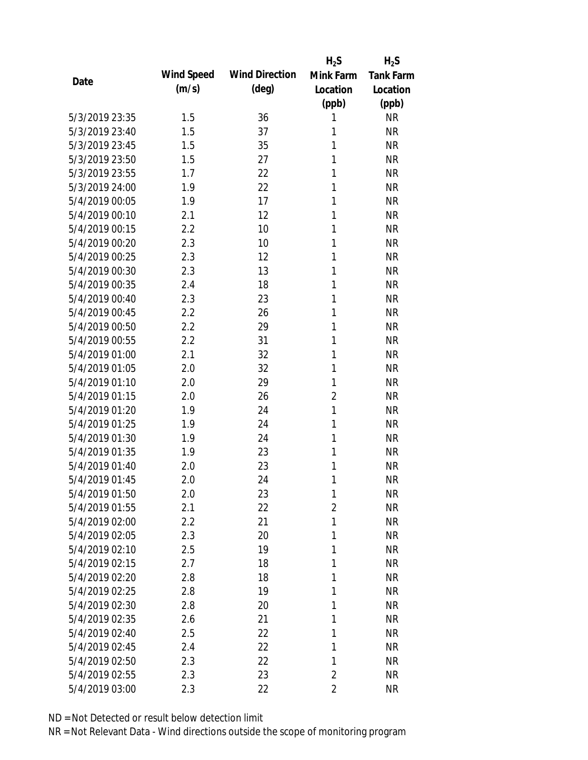| Date | Wind Speed (m/s) | Wind Direction (deg) | $H_2S$ Mink Farm Location (ppb) | $H_2S$ Tank Farm Location (ppb) |
|---|---|---|---|---|
| 5/3/2019 23:35 | 1.5 | 36 | 1 | NR |
| 5/3/2019 23:40 | 1.5 | 37 | 1 | NR |
| 5/3/2019 23:45 | 1.5 | 35 | 1 | NR |
| 5/3/2019 23:50 | 1.5 | 27 | 1 | NR |
| 5/3/2019 23:55 | 1.7 | 22 | 1 | NR |
| 5/3/2019 24:00 | 1.9 | 22 | 1 | NR |
| 5/4/2019 00:05 | 1.9 | 17 | 1 | NR |
| 5/4/2019 00:10 | 2.1 | 12 | 1 | NR |
| 5/4/2019 00:15 | 2.2 | 10 | 1 | NR |
| 5/4/2019 00:20 | 2.3 | 10 | 1 | NR |
| 5/4/2019 00:25 | 2.3 | 12 | 1 | NR |
| 5/4/2019 00:30 | 2.3 | 13 | 1 | NR |
| 5/4/2019 00:35 | 2.4 | 18 | 1 | NR |
| 5/4/2019 00:40 | 2.3 | 23 | 1 | NR |
| 5/4/2019 00:45 | 2.2 | 26 | 1 | NR |
| 5/4/2019 00:50 | 2.2 | 29 | 1 | NR |
| 5/4/2019 00:55 | 2.2 | 31 | 1 | NR |
| 5/4/2019 01:00 | 2.1 | 32 | 1 | NR |
| 5/4/2019 01:05 | 2.0 | 32 | 1 | NR |
| 5/4/2019 01:10 | 2.0 | 29 | 1 | NR |
| 5/4/2019 01:15 | 2.0 | 26 | 2 | NR |
| 5/4/2019 01:20 | 1.9 | 24 | 1 | NR |
| 5/4/2019 01:25 | 1.9 | 24 | 1 | NR |
| 5/4/2019 01:30 | 1.9 | 24 | 1 | NR |
| 5/4/2019 01:35 | 1.9 | 23 | 1 | NR |
| 5/4/2019 01:40 | 2.0 | 23 | 1 | NR |
| 5/4/2019 01:45 | 2.0 | 24 | 1 | NR |
| 5/4/2019 01:50 | 2.0 | 23 | 1 | NR |
| 5/4/2019 01:55 | 2.1 | 22 | 2 | NR |
| 5/4/2019 02:00 | 2.2 | 21 | 1 | NR |
| 5/4/2019 02:05 | 2.3 | 20 | 1 | NR |
| 5/4/2019 02:10 | 2.5 | 19 | 1 | NR |
| 5/4/2019 02:15 | 2.7 | 18 | 1 | NR |
| 5/4/2019 02:20 | 2.8 | 18 | 1 | NR |
| 5/4/2019 02:25 | 2.8 | 19 | 1 | NR |
| 5/4/2019 02:30 | 2.8 | 20 | 1 | NR |
| 5/4/2019 02:35 | 2.6 | 21 | 1 | NR |
| 5/4/2019 02:40 | 2.5 | 22 | 1 | NR |
| 5/4/2019 02:45 | 2.4 | 22 | 1 | NR |
| 5/4/2019 02:50 | 2.3 | 22 | 1 | NR |
| 5/4/2019 02:55 | 2.3 | 23 | 2 | NR |
| 5/4/2019 03:00 | 2.3 | 22 | 2 | NR |

ND = Not Detected or result below detection limit

NR = Not Relevant Data - Wind directions outside the scope of monitoring program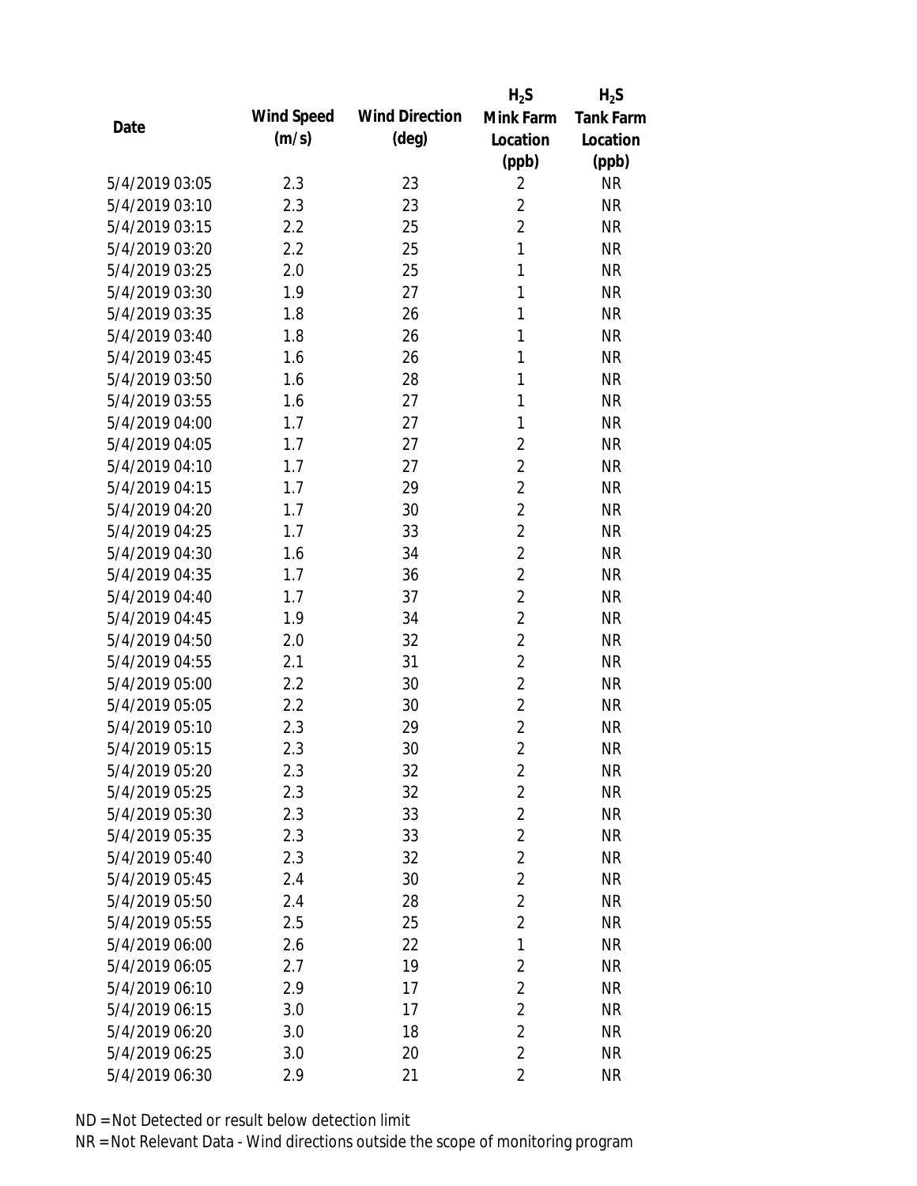| Date | Wind Speed (m/s) | Wind Direction (deg) | $H_2S$ Mink Farm Location (ppb) | $H_2S$ Tank Farm Location (ppb) |
|---|---|---|---|---|
| 5/4/2019 03:05 | 2.3 | 23 | 2 | NR |
| 5/4/2019 03:10 | 2.3 | 23 | 2 | NR |
| 5/4/2019 03:15 | 2.2 | 25 | 2 | NR |
| 5/4/2019 03:20 | 2.2 | 25 | 1 | NR |
| 5/4/2019 03:25 | 2.0 | 25 | 1 | NR |
| 5/4/2019 03:30 | 1.9 | 27 | 1 | NR |
| 5/4/2019 03:35 | 1.8 | 26 | 1 | NR |
| 5/4/2019 03:40 | 1.8 | 26 | 1 | NR |
| 5/4/2019 03:45 | 1.6 | 26 | 1 | NR |
| 5/4/2019 03:50 | 1.6 | 28 | 1 | NR |
| 5/4/2019 03:55 | 1.6 | 27 | 1 | NR |
| 5/4/2019 04:00 | 1.7 | 27 | 1 | NR |
| 5/4/2019 04:05 | 1.7 | 27 | 2 | NR |
| 5/4/2019 04:10 | 1.7 | 27 | 2 | NR |
| 5/4/2019 04:15 | 1.7 | 29 | 2 | NR |
| 5/4/2019 04:20 | 1.7 | 30 | 2 | NR |
| 5/4/2019 04:25 | 1.7 | 33 | 2 | NR |
| 5/4/2019 04:30 | 1.6 | 34 | 2 | NR |
| 5/4/2019 04:35 | 1.7 | 36 | 2 | NR |
| 5/4/2019 04:40 | 1.7 | 37 | 2 | NR |
| 5/4/2019 04:45 | 1.9 | 34 | 2 | NR |
| 5/4/2019 04:50 | 2.0 | 32 | 2 | NR |
| 5/4/2019 04:55 | 2.1 | 31 | 2 | NR |
| 5/4/2019 05:00 | 2.2 | 30 | 2 | NR |
| 5/4/2019 05:05 | 2.2 | 30 | 2 | NR |
| 5/4/2019 05:10 | 2.3 | 29 | 2 | NR |
| 5/4/2019 05:15 | 2.3 | 30 | 2 | NR |
| 5/4/2019 05:20 | 2.3 | 32 | 2 | NR |
| 5/4/2019 05:25 | 2.3 | 32 | 2 | NR |
| 5/4/2019 05:30 | 2.3 | 33 | 2 | NR |
| 5/4/2019 05:35 | 2.3 | 33 | 2 | NR |
| 5/4/2019 05:40 | 2.3 | 32 | 2 | NR |
| 5/4/2019 05:45 | 2.4 | 30 | 2 | NR |
| 5/4/2019 05:50 | 2.4 | 28 | 2 | NR |
| 5/4/2019 05:55 | 2.5 | 25 | 2 | NR |
| 5/4/2019 06:00 | 2.6 | 22 | 1 | NR |
| 5/4/2019 06:05 | 2.7 | 19 | 2 | NR |
| 5/4/2019 06:10 | 2.9 | 17 | 2 | NR |
| 5/4/2019 06:15 | 3.0 | 17 | 2 | NR |
| 5/4/2019 06:20 | 3.0 | 18 | 2 | NR |
| 5/4/2019 06:25 | 3.0 | 20 | 2 | NR |
| 5/4/2019 06:30 | 2.9 | 21 | 2 | NR |

ND = Not Detected or result below detection limit

NR = Not Relevant Data - Wind directions outside the scope of monitoring program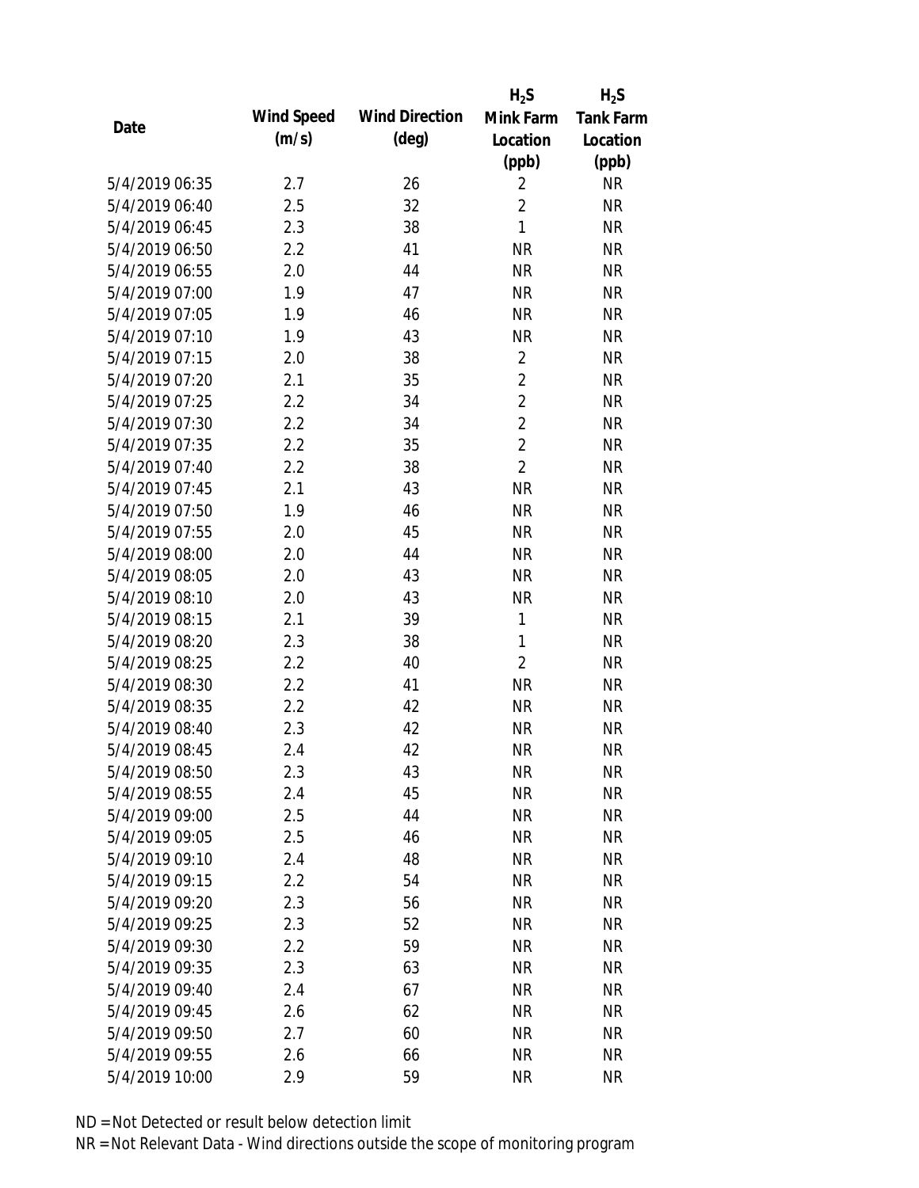| Date | Wind Speed (m/s) | Wind Direction (deg) | $H_2S$ Mink Farm Location (ppb) | $H_2S$ Tank Farm Location (ppb) |
|---|---|---|---|---|
| 5/4/2019 06:35 | 2.7 | 26 | 2 | NR |
| 5/4/2019 06:40 | 2.5 | 32 | 2 | NR |
| 5/4/2019 06:45 | 2.3 | 38 | 1 | NR |
| 5/4/2019 06:50 | 2.2 | 41 | NR | NR |
| 5/4/2019 06:55 | 2.0 | 44 | NR | NR |
| 5/4/2019 07:00 | 1.9 | 47 | NR | NR |
| 5/4/2019 07:05 | 1.9 | 46 | NR | NR |
| 5/4/2019 07:10 | 1.9 | 43 | NR | NR |
| 5/4/2019 07:15 | 2.0 | 38 | 2 | NR |
| 5/4/2019 07:20 | 2.1 | 35 | 2 | NR |
| 5/4/2019 07:25 | 2.2 | 34 | 2 | NR |
| 5/4/2019 07:30 | 2.2 | 34 | 2 | NR |
| 5/4/2019 07:35 | 2.2 | 35 | 2 | NR |
| 5/4/2019 07:40 | 2.2 | 38 | 2 | NR |
| 5/4/2019 07:45 | 2.1 | 43 | NR | NR |
| 5/4/2019 07:50 | 1.9 | 46 | NR | NR |
| 5/4/2019 07:55 | 2.0 | 45 | NR | NR |
| 5/4/2019 08:00 | 2.0 | 44 | NR | NR |
| 5/4/2019 08:05 | 2.0 | 43 | NR | NR |
| 5/4/2019 08:10 | 2.0 | 43 | NR | NR |
| 5/4/2019 08:15 | 2.1 | 39 | 1 | NR |
| 5/4/2019 08:20 | 2.3 | 38 | 1 | NR |
| 5/4/2019 08:25 | 2.2 | 40 | 2 | NR |
| 5/4/2019 08:30 | 2.2 | 41 | NR | NR |
| 5/4/2019 08:35 | 2.2 | 42 | NR | NR |
| 5/4/2019 08:40 | 2.3 | 42 | NR | NR |
| 5/4/2019 08:45 | 2.4 | 42 | NR | NR |
| 5/4/2019 08:50 | 2.3 | 43 | NR | NR |
| 5/4/2019 08:55 | 2.4 | 45 | NR | NR |
| 5/4/2019 09:00 | 2.5 | 44 | NR | NR |
| 5/4/2019 09:05 | 2.5 | 46 | NR | NR |
| 5/4/2019 09:10 | 2.4 | 48 | NR | NR |
| 5/4/2019 09:15 | 2.2 | 54 | NR | NR |
| 5/4/2019 09:20 | 2.3 | 56 | NR | NR |
| 5/4/2019 09:25 | 2.3 | 52 | NR | NR |
| 5/4/2019 09:30 | 2.2 | 59 | NR | NR |
| 5/4/2019 09:35 | 2.3 | 63 | NR | NR |
| 5/4/2019 09:40 | 2.4 | 67 | NR | NR |
| 5/4/2019 09:45 | 2.6 | 62 | NR | NR |
| 5/4/2019 09:50 | 2.7 | 60 | NR | NR |
| 5/4/2019 09:55 | 2.6 | 66 | NR | NR |
| 5/4/2019 10:00 | 2.9 | 59 | NR | NR |

ND = Not Detected or result below detection limit

NR = Not Relevant Data - Wind directions outside the scope of monitoring program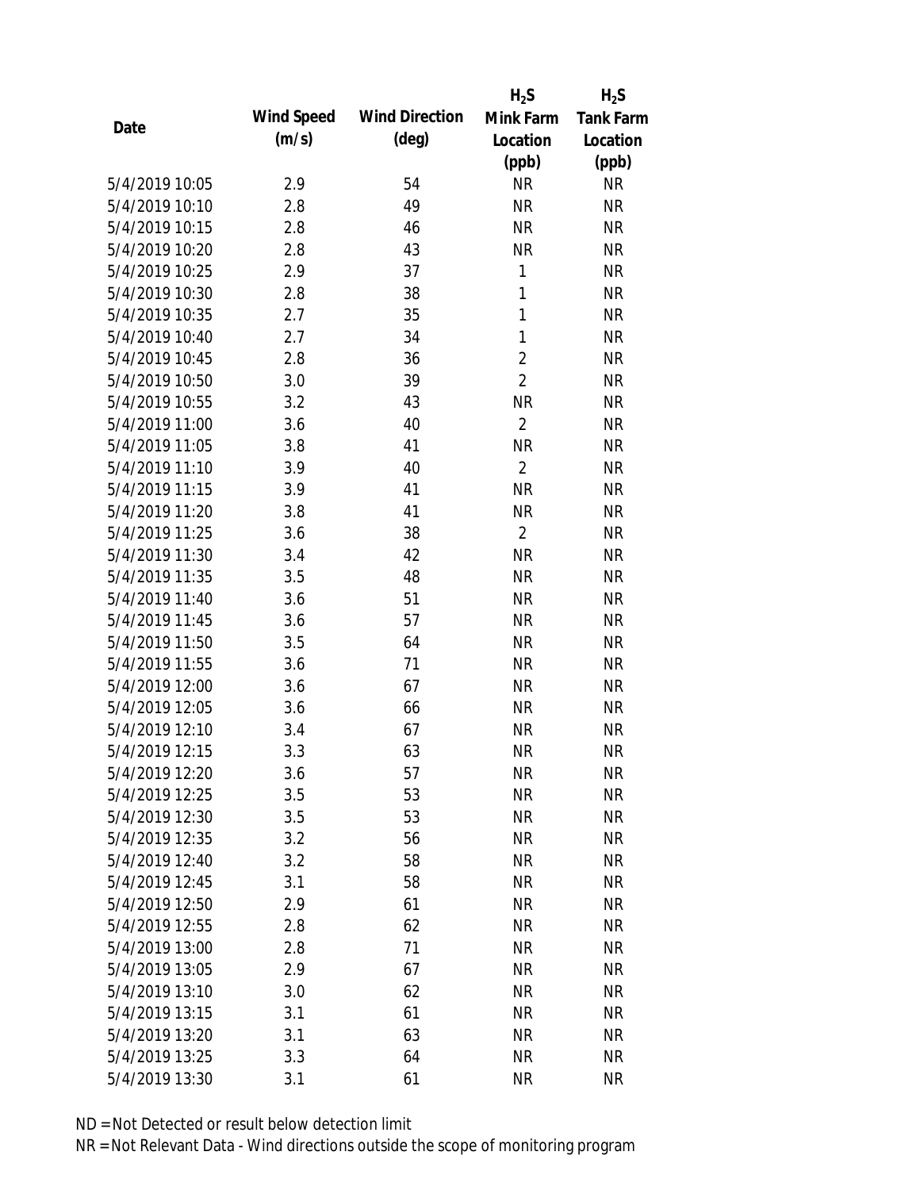| Date | Wind Speed (m/s) | Wind Direction (deg) | $H_2S$ Mink Farm Location (ppb) | $H_2S$ Tank Farm Location (ppb) |
|---|---|---|---|---|
| 5/4/2019 10:05 | 2.9 | 54 | NR | NR |
| 5/4/2019 10:10 | 2.8 | 49 | NR | NR |
| 5/4/2019 10:15 | 2.8 | 46 | NR | NR |
| 5/4/2019 10:20 | 2.8 | 43 | NR | NR |
| 5/4/2019 10:25 | 2.9 | 37 | 1 | NR |
| 5/4/2019 10:30 | 2.8 | 38 | 1 | NR |
| 5/4/2019 10:35 | 2.7 | 35 | 1 | NR |
| 5/4/2019 10:40 | 2.7 | 34 | 1 | NR |
| 5/4/2019 10:45 | 2.8 | 36 | 2 | NR |
| 5/4/2019 10:50 | 3.0 | 39 | 2 | NR |
| 5/4/2019 10:55 | 3.2 | 43 | NR | NR |
| 5/4/2019 11:00 | 3.6 | 40 | 2 | NR |
| 5/4/2019 11:05 | 3.8 | 41 | NR | NR |
| 5/4/2019 11:10 | 3.9 | 40 | 2 | NR |
| 5/4/2019 11:15 | 3.9 | 41 | NR | NR |
| 5/4/2019 11:20 | 3.8 | 41 | NR | NR |
| 5/4/2019 11:25 | 3.6 | 38 | 2 | NR |
| 5/4/2019 11:30 | 3.4 | 42 | NR | NR |
| 5/4/2019 11:35 | 3.5 | 48 | NR | NR |
| 5/4/2019 11:40 | 3.6 | 51 | NR | NR |
| 5/4/2019 11:45 | 3.6 | 57 | NR | NR |
| 5/4/2019 11:50 | 3.5 | 64 | NR | NR |
| 5/4/2019 11:55 | 3.6 | 71 | NR | NR |
| 5/4/2019 12:00 | 3.6 | 67 | NR | NR |
| 5/4/2019 12:05 | 3.6 | 66 | NR | NR |
| 5/4/2019 12:10 | 3.4 | 67 | NR | NR |
| 5/4/2019 12:15 | 3.3 | 63 | NR | NR |
| 5/4/2019 12:20 | 3.6 | 57 | NR | NR |
| 5/4/2019 12:25 | 3.5 | 53 | NR | NR |
| 5/4/2019 12:30 | 3.5 | 53 | NR | NR |
| 5/4/2019 12:35 | 3.2 | 56 | NR | NR |
| 5/4/2019 12:40 | 3.2 | 58 | NR | NR |
| 5/4/2019 12:45 | 3.1 | 58 | NR | NR |
| 5/4/2019 12:50 | 2.9 | 61 | NR | NR |
| 5/4/2019 12:55 | 2.8 | 62 | NR | NR |
| 5/4/2019 13:00 | 2.8 | 71 | NR | NR |
| 5/4/2019 13:05 | 2.9 | 67 | NR | NR |
| 5/4/2019 13:10 | 3.0 | 62 | NR | NR |
| 5/4/2019 13:15 | 3.1 | 61 | NR | NR |
| 5/4/2019 13:20 | 3.1 | 63 | NR | NR |
| 5/4/2019 13:25 | 3.3 | 64 | NR | NR |
| 5/4/2019 13:30 | 3.1 | 61 | NR | NR |

ND = Not Detected or result below detection limit

NR = Not Relevant Data - Wind directions outside the scope of monitoring program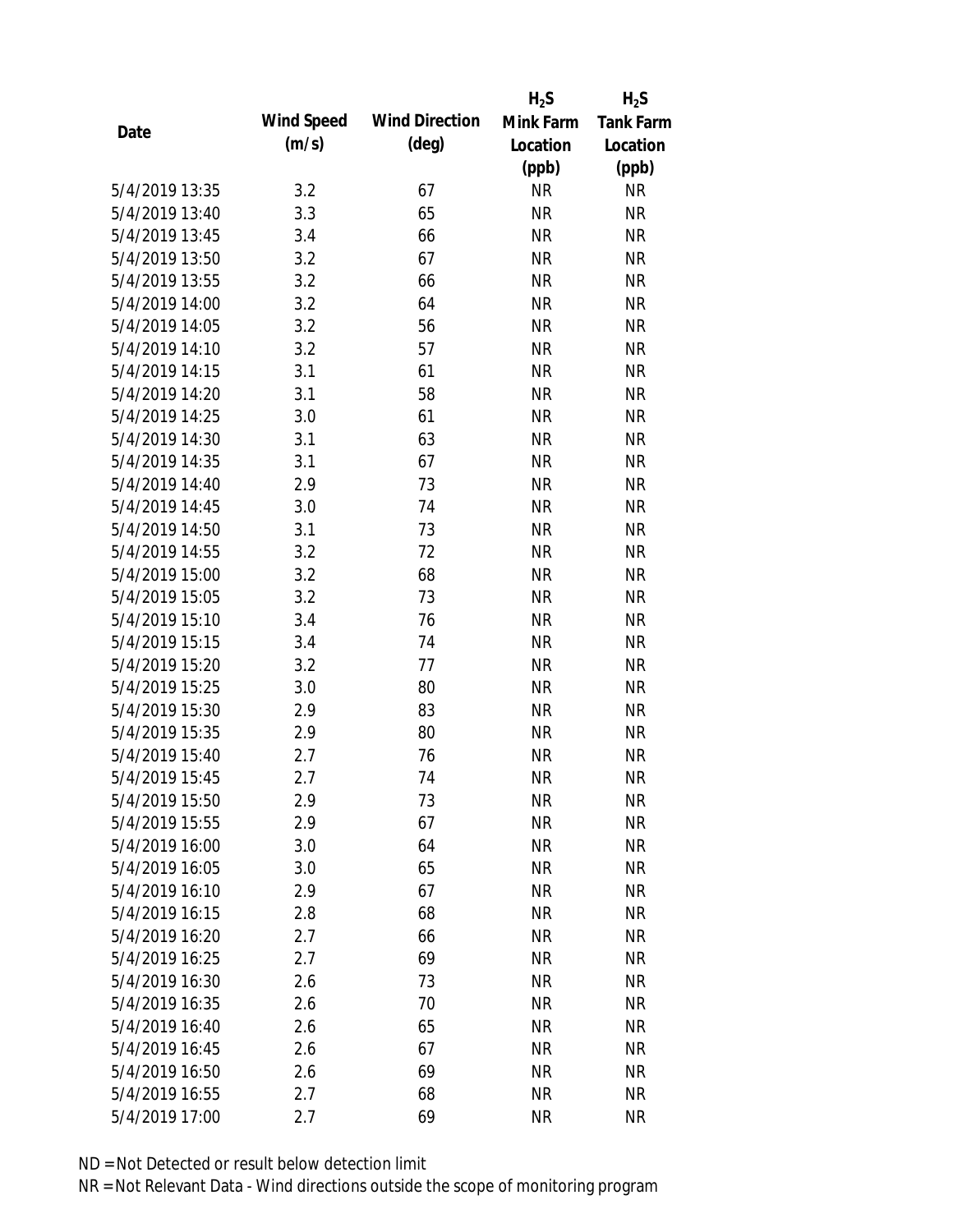| Date | Wind Speed (m/s) | Wind Direction (deg) | $H_2S$ Mink Farm Location (ppb) | $H_2S$ Tank Farm Location (ppb) |
|---|---|---|---|---|
| 5/4/2019 13:35 | 3.2 | 67 | NR | NR |
| 5/4/2019 13:40 | 3.3 | 65 | NR | NR |
| 5/4/2019 13:45 | 3.4 | 66 | NR | NR |
| 5/4/2019 13:50 | 3.2 | 67 | NR | NR |
| 5/4/2019 13:55 | 3.2 | 66 | NR | NR |
| 5/4/2019 14:00 | 3.2 | 64 | NR | NR |
| 5/4/2019 14:05 | 3.2 | 56 | NR | NR |
| 5/4/2019 14:10 | 3.2 | 57 | NR | NR |
| 5/4/2019 14:15 | 3.1 | 61 | NR | NR |
| 5/4/2019 14:20 | 3.1 | 58 | NR | NR |
| 5/4/2019 14:25 | 3.0 | 61 | NR | NR |
| 5/4/2019 14:30 | 3.1 | 63 | NR | NR |
| 5/4/2019 14:35 | 3.1 | 67 | NR | NR |
| 5/4/2019 14:40 | 2.9 | 73 | NR | NR |
| 5/4/2019 14:45 | 3.0 | 74 | NR | NR |
| 5/4/2019 14:50 | 3.1 | 73 | NR | NR |
| 5/4/2019 14:55 | 3.2 | 72 | NR | NR |
| 5/4/2019 15:00 | 3.2 | 68 | NR | NR |
| 5/4/2019 15:05 | 3.2 | 73 | NR | NR |
| 5/4/2019 15:10 | 3.4 | 76 | NR | NR |
| 5/4/2019 15:15 | 3.4 | 74 | NR | NR |
| 5/4/2019 15:20 | 3.2 | 77 | NR | NR |
| 5/4/2019 15:25 | 3.0 | 80 | NR | NR |
| 5/4/2019 15:30 | 2.9 | 83 | NR | NR |
| 5/4/2019 15:35 | 2.9 | 80 | NR | NR |
| 5/4/2019 15:40 | 2.7 | 76 | NR | NR |
| 5/4/2019 15:45 | 2.7 | 74 | NR | NR |
| 5/4/2019 15:50 | 2.9 | 73 | NR | NR |
| 5/4/2019 15:55 | 2.9 | 67 | NR | NR |
| 5/4/2019 16:00 | 3.0 | 64 | NR | NR |
| 5/4/2019 16:05 | 3.0 | 65 | NR | NR |
| 5/4/2019 16:10 | 2.9 | 67 | NR | NR |
| 5/4/2019 16:15 | 2.8 | 68 | NR | NR |
| 5/4/2019 16:20 | 2.7 | 66 | NR | NR |
| 5/4/2019 16:25 | 2.7 | 69 | NR | NR |
| 5/4/2019 16:30 | 2.6 | 73 | NR | NR |
| 5/4/2019 16:35 | 2.6 | 70 | NR | NR |
| 5/4/2019 16:40 | 2.6 | 65 | NR | NR |
| 5/4/2019 16:45 | 2.6 | 67 | NR | NR |
| 5/4/2019 16:50 | 2.6 | 69 | NR | NR |
| 5/4/2019 16:55 | 2.7 | 68 | NR | NR |
| 5/4/2019 17:00 | 2.7 | 69 | NR | NR |

ND = Not Detected or result below detection limit

NR = Not Relevant Data - Wind directions outside the scope of monitoring program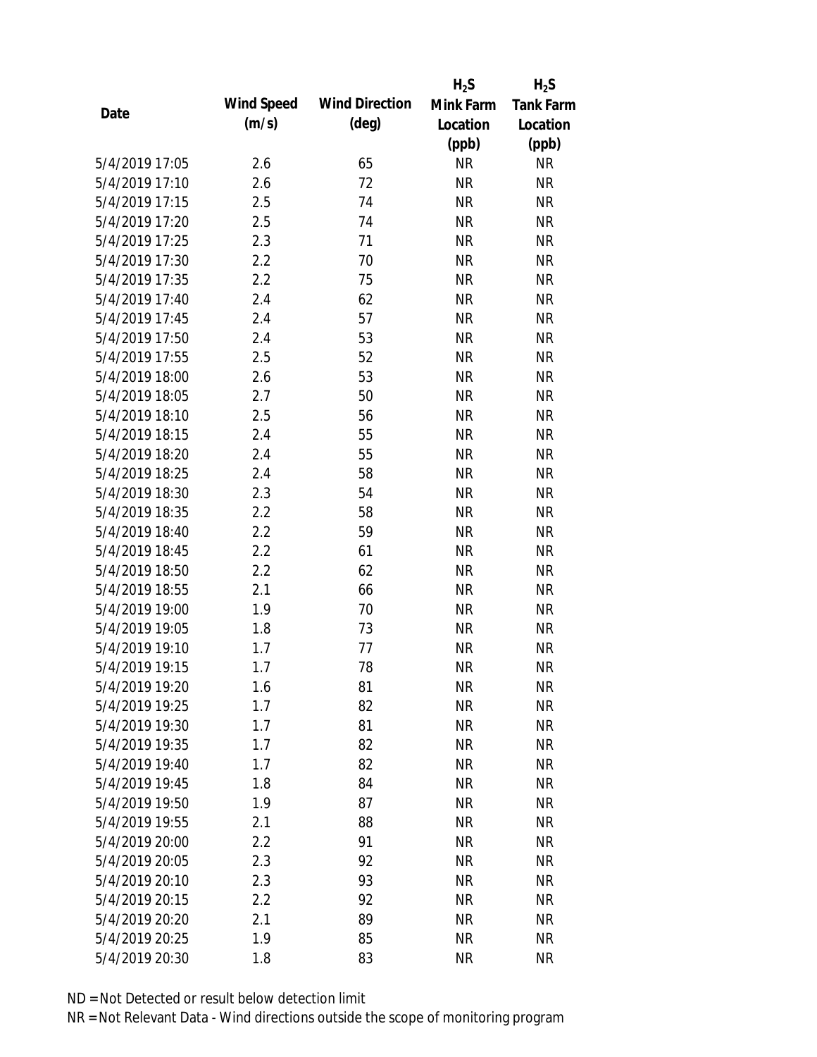| Date | Wind Speed (m/s) | Wind Direction (deg) | $H_2S$ Mink Farm Location (ppb) | $H_2S$ Tank Farm Location (ppb) |
|---|---|---|---|---|
| 5/4/2019 17:05 | 2.6 | 65 | NR | NR |
| 5/4/2019 17:10 | 2.6 | 72 | NR | NR |
| 5/4/2019 17:15 | 2.5 | 74 | NR | NR |
| 5/4/2019 17:20 | 2.5 | 74 | NR | NR |
| 5/4/2019 17:25 | 2.3 | 71 | NR | NR |
| 5/4/2019 17:30 | 2.2 | 70 | NR | NR |
| 5/4/2019 17:35 | 2.2 | 75 | NR | NR |
| 5/4/2019 17:40 | 2.4 | 62 | NR | NR |
| 5/4/2019 17:45 | 2.4 | 57 | NR | NR |
| 5/4/2019 17:50 | 2.4 | 53 | NR | NR |
| 5/4/2019 17:55 | 2.5 | 52 | NR | NR |
| 5/4/2019 18:00 | 2.6 | 53 | NR | NR |
| 5/4/2019 18:05 | 2.7 | 50 | NR | NR |
| 5/4/2019 18:10 | 2.5 | 56 | NR | NR |
| 5/4/2019 18:15 | 2.4 | 55 | NR | NR |
| 5/4/2019 18:20 | 2.4 | 55 | NR | NR |
| 5/4/2019 18:25 | 2.4 | 58 | NR | NR |
| 5/4/2019 18:30 | 2.3 | 54 | NR | NR |
| 5/4/2019 18:35 | 2.2 | 58 | NR | NR |
| 5/4/2019 18:40 | 2.2 | 59 | NR | NR |
| 5/4/2019 18:45 | 2.2 | 61 | NR | NR |
| 5/4/2019 18:50 | 2.2 | 62 | NR | NR |
| 5/4/2019 18:55 | 2.1 | 66 | NR | NR |
| 5/4/2019 19:00 | 1.9 | 70 | NR | NR |
| 5/4/2019 19:05 | 1.8 | 73 | NR | NR |
| 5/4/2019 19:10 | 1.7 | 77 | NR | NR |
| 5/4/2019 19:15 | 1.7 | 78 | NR | NR |
| 5/4/2019 19:20 | 1.6 | 81 | NR | NR |
| 5/4/2019 19:25 | 1.7 | 82 | NR | NR |
| 5/4/2019 19:30 | 1.7 | 81 | NR | NR |
| 5/4/2019 19:35 | 1.7 | 82 | NR | NR |
| 5/4/2019 19:40 | 1.7 | 82 | NR | NR |
| 5/4/2019 19:45 | 1.8 | 84 | NR | NR |
| 5/4/2019 19:50 | 1.9 | 87 | NR | NR |
| 5/4/2019 19:55 | 2.1 | 88 | NR | NR |
| 5/4/2019 20:00 | 2.2 | 91 | NR | NR |
| 5/4/2019 20:05 | 2.3 | 92 | NR | NR |
| 5/4/2019 20:10 | 2.3 | 93 | NR | NR |
| 5/4/2019 20:15 | 2.2 | 92 | NR | NR |
| 5/4/2019 20:20 | 2.1 | 89 | NR | NR |
| 5/4/2019 20:25 | 1.9 | 85 | NR | NR |
| 5/4/2019 20:30 | 1.8 | 83 | NR | NR |

ND = Not Detected or result below detection limit

NR = Not Relevant Data - Wind directions outside the scope of monitoring program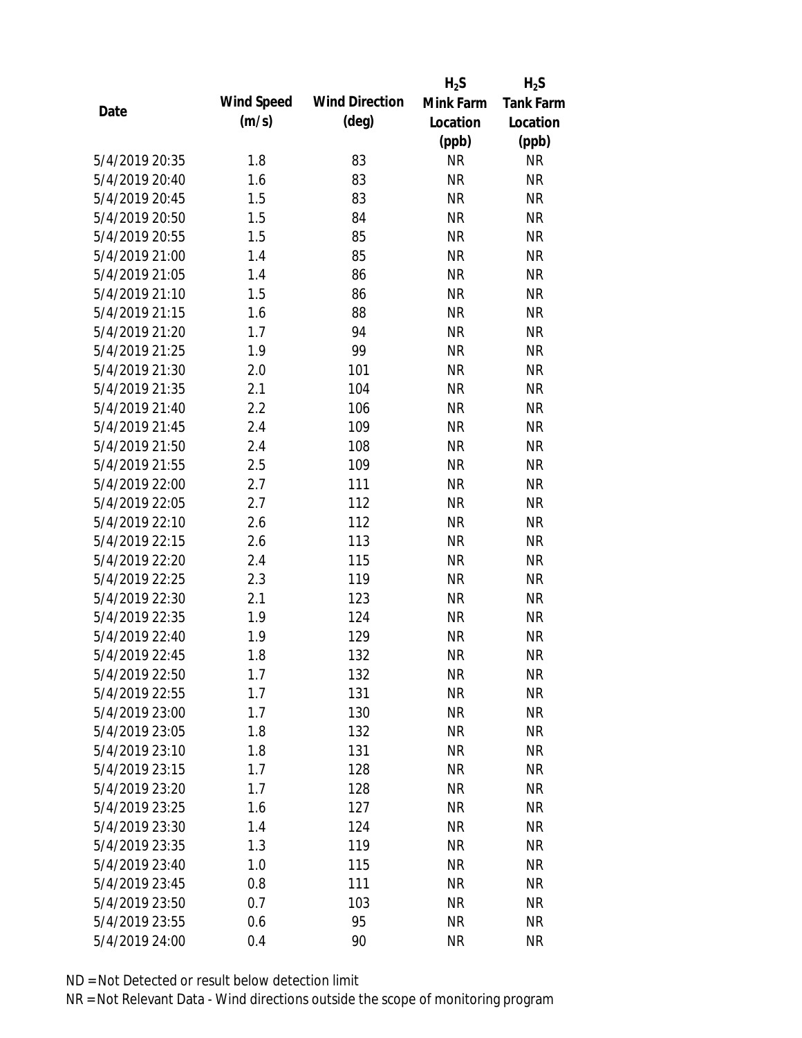| Date | Wind Speed (m/s) | Wind Direction (deg) | $H_2S$ Mink Farm Location (ppb) | $H_2S$ Tank Farm Location (ppb) |
|---|---|---|---|---|
| 5/4/2019 20:35 | 1.8 | 83 | NR | NR |
| 5/4/2019 20:40 | 1.6 | 83 | NR | NR |
| 5/4/2019 20:45 | 1.5 | 83 | NR | NR |
| 5/4/2019 20:50 | 1.5 | 84 | NR | NR |
| 5/4/2019 20:55 | 1.5 | 85 | NR | NR |
| 5/4/2019 21:00 | 1.4 | 85 | NR | NR |
| 5/4/2019 21:05 | 1.4 | 86 | NR | NR |
| 5/4/2019 21:10 | 1.5 | 86 | NR | NR |
| 5/4/2019 21:15 | 1.6 | 88 | NR | NR |
| 5/4/2019 21:20 | 1.7 | 94 | NR | NR |
| 5/4/2019 21:25 | 1.9 | 99 | NR | NR |
| 5/4/2019 21:30 | 2.0 | 101 | NR | NR |
| 5/4/2019 21:35 | 2.1 | 104 | NR | NR |
| 5/4/2019 21:40 | 2.2 | 106 | NR | NR |
| 5/4/2019 21:45 | 2.4 | 109 | NR | NR |
| 5/4/2019 21:50 | 2.4 | 108 | NR | NR |
| 5/4/2019 21:55 | 2.5 | 109 | NR | NR |
| 5/4/2019 22:00 | 2.7 | 111 | NR | NR |
| 5/4/2019 22:05 | 2.7 | 112 | NR | NR |
| 5/4/2019 22:10 | 2.6 | 112 | NR | NR |
| 5/4/2019 22:15 | 2.6 | 113 | NR | NR |
| 5/4/2019 22:20 | 2.4 | 115 | NR | NR |
| 5/4/2019 22:25 | 2.3 | 119 | NR | NR |
| 5/4/2019 22:30 | 2.1 | 123 | NR | NR |
| 5/4/2019 22:35 | 1.9 | 124 | NR | NR |
| 5/4/2019 22:40 | 1.9 | 129 | NR | NR |
| 5/4/2019 22:45 | 1.8 | 132 | NR | NR |
| 5/4/2019 22:50 | 1.7 | 132 | NR | NR |
| 5/4/2019 22:55 | 1.7 | 131 | NR | NR |
| 5/4/2019 23:00 | 1.7 | 130 | NR | NR |
| 5/4/2019 23:05 | 1.8 | 132 | NR | NR |
| 5/4/2019 23:10 | 1.8 | 131 | NR | NR |
| 5/4/2019 23:15 | 1.7 | 128 | NR | NR |
| 5/4/2019 23:20 | 1.7 | 128 | NR | NR |
| 5/4/2019 23:25 | 1.6 | 127 | NR | NR |
| 5/4/2019 23:30 | 1.4 | 124 | NR | NR |
| 5/4/2019 23:35 | 1.3 | 119 | NR | NR |
| 5/4/2019 23:40 | 1.0 | 115 | NR | NR |
| 5/4/2019 23:45 | 0.8 | 111 | NR | NR |
| 5/4/2019 23:50 | 0.7 | 103 | NR | NR |
| 5/4/2019 23:55 | 0.6 | 95 | NR | NR |
| 5/4/2019 24:00 | 0.4 | 90 | NR | NR |

ND = Not Detected or result below detection limit

NR = Not Relevant Data - Wind directions outside the scope of monitoring program